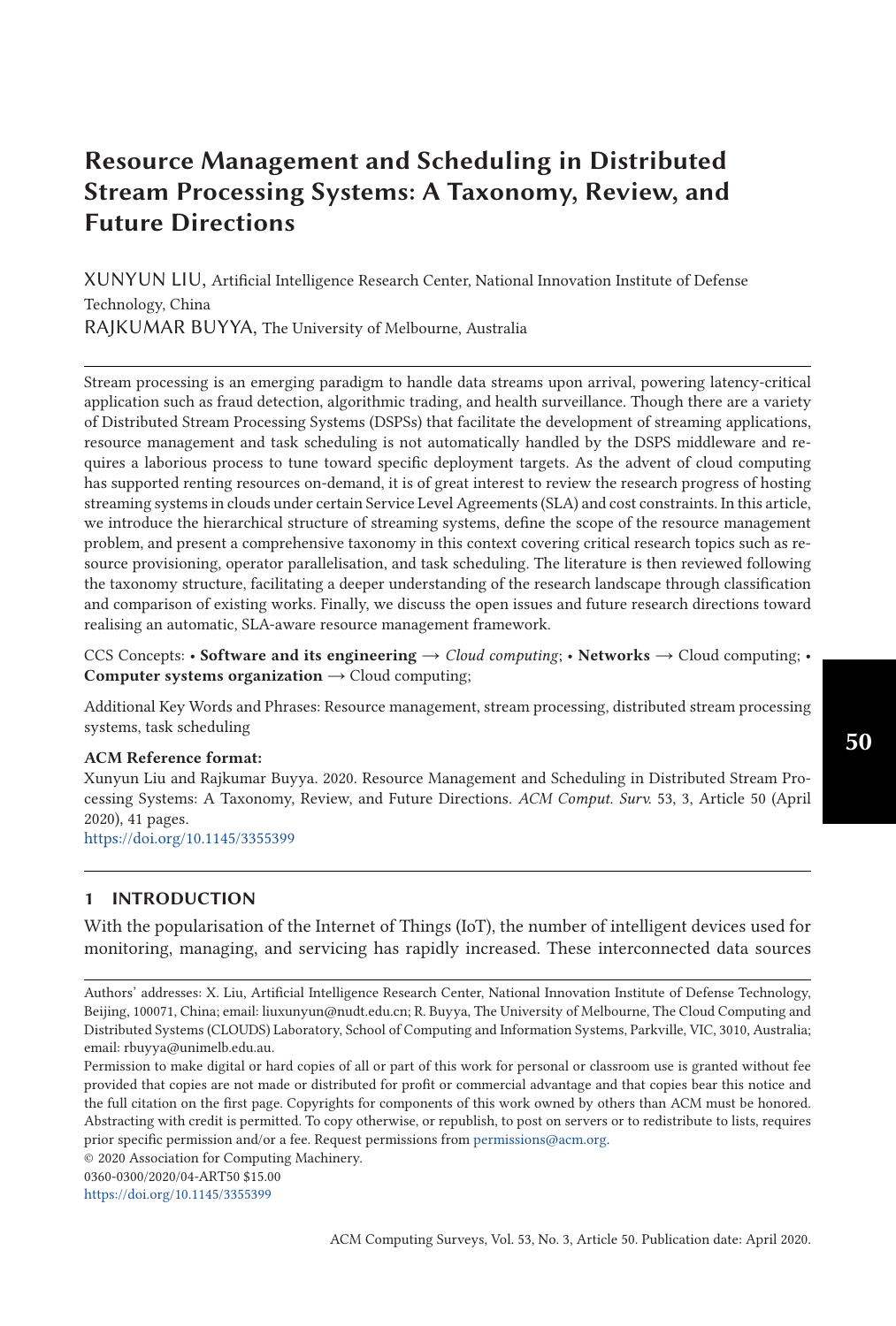# Resource Management and Scheduling in Distributed Stream Processing Systems: A Taxonomy, Review, and Future Directions

XUNYUN LIU, Artificial Intelligence Research Center, National Innovation Institute of Defense Technology, China

RAJKUMAR BUYYA, The University of Melbourne, Australia

Stream processing is an emerging paradigm to handle data streams upon arrival, powering latency-critical application such as fraud detection, algorithmic trading, and health surveillance. Though there are a variety of Distributed Stream Processing Systems (DSPSs) that facilitate the development of streaming applications, resource management and task scheduling is not automatically handled by the DSPS middleware and requires a laborious process to tune toward specific deployment targets. As the advent of cloud computing has supported renting resources on-demand, it is of great interest to review the research progress of hosting streaming systems in clouds under certain Service Level Agreements (SLA) and cost constraints. In this article, we introduce the hierarchical structure of streaming systems, define the scope of the resource management problem, and present a comprehensive taxonomy in this context covering critical research topics such as resource provisioning, operator parallelisation, and task scheduling. The literature is then reviewed following the taxonomy structure, facilitating a deeper understanding of the research landscape through classification and comparison of existing works. Finally, we discuss the open issues and future research directions toward realising an automatic, SLA-aware resource management framework.

CCS Concepts: • **Software and its engineering** → *Cloud computing*; • **Networks** → Cloud computing; • **Computer systems organization** → Cloud computing;

Additional Key Words and Phrases: Resource management, stream processing, distributed stream processing systems, task scheduling

**ACM Reference format:**

Xunyun Liu and Rajkumar Buyya. 2020. Resource Management and Scheduling in Distributed Stream Processing Systems: A Taxonomy, Review, and Future Directions. *ACM Comput. Surv.* 53, 3, Article 50 (April 2020), 41 pages.

https://doi.org/10.1145/3355399

## 1 INTRODUCTION

With the popularisation of the Internet of Things (IoT), the number of intelligent devices used for monitoring, managing, and servicing has rapidly increased. These interconnected data sources

Authors' addresses: X. Liu, Artificial Intelligence Research Center, National Innovation Institute of Defense Technology, Beijing, 100071, China; email: liuxunyun@nudt.edu.cn; R. Buyya, The University of Melbourne, The Cloud Computing and Distributed Systems (CLOUDS) Laboratory, School of Computing and Information Systems, Parkville, VIC, 3010, Australia; email: rbuyya@unimelb.edu.au.

Permission to make digital or hard copies of all or part of this work for personal or classroom use is granted without fee provided that copies are not made or distributed for profit or commercial advantage and that copies bear this notice and the full citation on the first page. Copyrights for components of this work owned by others than ACM must be honored. Abstracting with credit is permitted. To copy otherwise, or republish, to post on servers or to redistribute to lists, requires prior specific permission and/or a fee. Request permissions from permissions@acm.org.

© 2020 Association for Computing Machinery.

0360-0300/2020/04-ART50 $15.00

https://doi.org/10.1145/3355399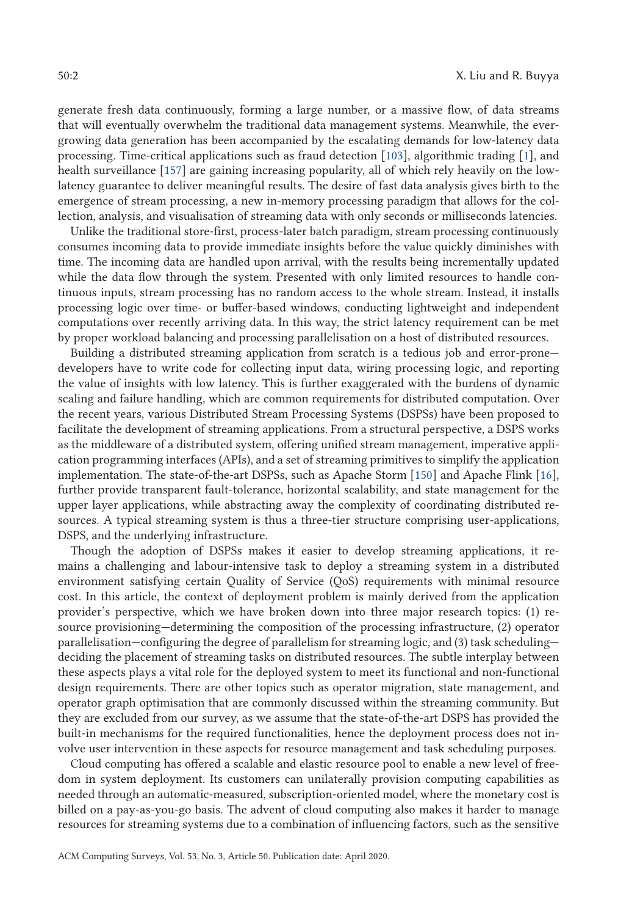generate fresh data continuously, forming a large number, or a massive flow, of data streams that will eventually overwhelm the traditional data management systems. Meanwhile, the ever-growing data generation has been accompanied by the escalating demands for low-latency data processing. Time-critical applications such as fraud detection [103], algorithmic trading [1], and health surveillance [157] are gaining increasing popularity, all of which rely heavily on the low-latency guarantee to deliver meaningful results. The desire of fast data analysis gives birth to the emergence of stream processing, a new in-memory processing paradigm that allows for the collection, analysis, and visualisation of streaming data with only seconds or milliseconds latencies.

Unlike the traditional store-first, process-later batch paradigm, stream processing continuously consumes incoming data to provide immediate insights before the value quickly diminishes with time. The incoming data are handled upon arrival, with the results being incrementally updated while the data flow through the system. Presented with only limited resources to handle continuous inputs, stream processing has no random access to the whole stream. Instead, it installs processing logic over time- or buffer-based windows, conducting lightweight and independent computations over recently arriving data. In this way, the strict latency requirement can be met by proper workload balancing and processing parallelisation on a host of distributed resources.

Building a distributed streaming application from scratch is a tedious job and error-prone—developers have to write code for collecting input data, wiring processing logic, and reporting the value of insights with low latency. This is further exaggerated with the burdens of dynamic scaling and failure handling, which are common requirements for distributed computation. Over the recent years, various Distributed Stream Processing Systems (DSPSs) have been proposed to facilitate the development of streaming applications. From a structural perspective, a DSPS works as the middleware of a distributed system, offering unified stream management, imperative application programming interfaces (APIs), and a set of streaming primitives to simplify the application implementation. The state-of-the-art DSPSs, such as Apache Storm [150] and Apache Flink [16], further provide transparent fault-tolerance, horizontal scalability, and state management for the upper layer applications, while abstracting away the complexity of coordinating distributed resources. A typical streaming system is thus a three-tier structure comprising user-applications, DSPS, and the underlying infrastructure.

Though the adoption of DSPSs makes it easier to develop streaming applications, it remains a challenging and labour-intensive task to deploy a streaming system in a distributed environment satisfying certain Quality of Service (QoS) requirements with minimal resource cost. In this article, the context of deployment problem is mainly derived from the application provider's perspective, which we have broken down into three major research topics: (1) resource provisioning—determining the composition of the processing infrastructure, (2) operator parallelisation—configuring the degree of parallelism for streaming logic, and (3) task scheduling—deciding the placement of streaming tasks on distributed resources. The subtle interplay between these aspects plays a vital role for the deployed system to meet its functional and non-functional design requirements. There are other topics such as operator migration, state management, and operator graph optimisation that are commonly discussed within the streaming community. But they are excluded from our survey, as we assume that the state-of-the-art DSPS has provided the built-in mechanisms for the required functionalities, hence the deployment process does not involve user intervention in these aspects for resource management and task scheduling purposes.

Cloud computing has offered a scalable and elastic resource pool to enable a new level of freedom in system deployment. Its customers can unilaterally provision computing capabilities as needed through an automatic-measured, subscription-oriented model, where the monetary cost is billed on a pay-as-you-go basis. The advent of cloud computing also makes it harder to manage resources for streaming systems due to a combination of influencing factors, such as the sensitive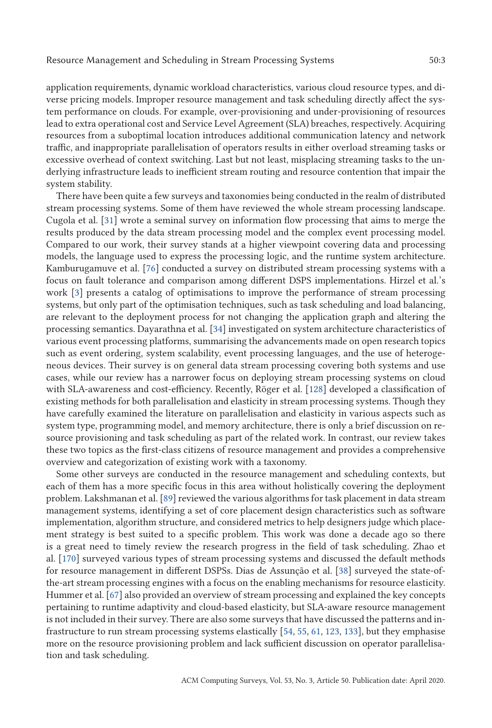application requirements, dynamic workload characteristics, various cloud resource types, and diverse pricing models. Improper resource management and task scheduling directly affect the system performance on clouds. For example, over-provisioning and under-provisioning of resources lead to extra operational cost and Service Level Agreement (SLA) breaches, respectively. Acquiring resources from a suboptimal location introduces additional communication latency and network traffic, and inappropriate parallelisation of operators results in either overload streaming tasks or excessive overhead of context switching. Last but not least, misplacing streaming tasks to the underlying infrastructure leads to inefficient stream routing and resource contention that impair the system stability.

There have been quite a few surveys and taxonomies being conducted in the realm of distributed stream processing systems. Some of them have reviewed the whole stream processing landscape. Cugola et al. [31] wrote a seminal survey on information flow processing that aims to merge the results produced by the data stream processing model and the complex event processing model. Compared to our work, their survey stands at a higher viewpoint covering data and processing models, the language used to express the processing logic, and the runtime system architecture. Kamburugamuve et al. [76] conducted a survey on distributed stream processing systems with a focus on fault tolerance and comparison among different DSPS implementations. Hirzel et al.'s work [3] presents a catalog of optimisations to improve the performance of stream processing systems, but only part of the optimisation techniques, such as task scheduling and load balancing, are relevant to the deployment process for not changing the application graph and altering the processing semantics. Dayarathna et al. [34] investigated on system architecture characteristics of various event processing platforms, summarising the advancements made on open research topics such as event ordering, system scalability, event processing languages, and the use of heterogeneous devices. Their survey is on general data stream processing covering both systems and use cases, while our review has a narrower focus on deploying stream processing systems on cloud with SLA-awareness and cost-efficiency. Recently, Röger et al. [128] developed a classification of existing methods for both parallelisation and elasticity in stream processing systems. Though they have carefully examined the literature on parallelisation and elasticity in various aspects such as system type, programming model, and memory architecture, there is only a brief discussion on resource provisioning and task scheduling as part of the related work. In contrast, our review takes these two topics as the first-class citizens of resource management and provides a comprehensive overview and categorization of existing work with a taxonomy.

Some other surveys are conducted in the resource management and scheduling contexts, but each of them has a more specific focus in this area without holistically covering the deployment problem. Lakshmanan et al. [89] reviewed the various algorithms for task placement in data stream management systems, identifying a set of core placement design characteristics such as software implementation, algorithm structure, and considered metrics to help designers judge which placement strategy is best suited to a specific problem. This work was done a decade ago so there is a great need to timely review the research progress in the field of task scheduling. Zhao et al. [170] surveyed various types of stream processing systems and discussed the default methods for resource management in different DSPSs. Dias de Assunção et al. [38] surveyed the state-of-the-art stream processing engines with a focus on the enabling mechanisms for resource elasticity. Hummer et al. [67] also provided an overview of stream processing and explained the key concepts pertaining to runtime adaptivity and cloud-based elasticity, but SLA-aware resource management is not included in their survey. There are also some surveys that have discussed the patterns and infrastructure to run stream processing systems elastically [54, 55, 61, 123, 133], but they emphasise more on the resource provisioning problem and lack sufficient discussion on operator parallelisation and task scheduling.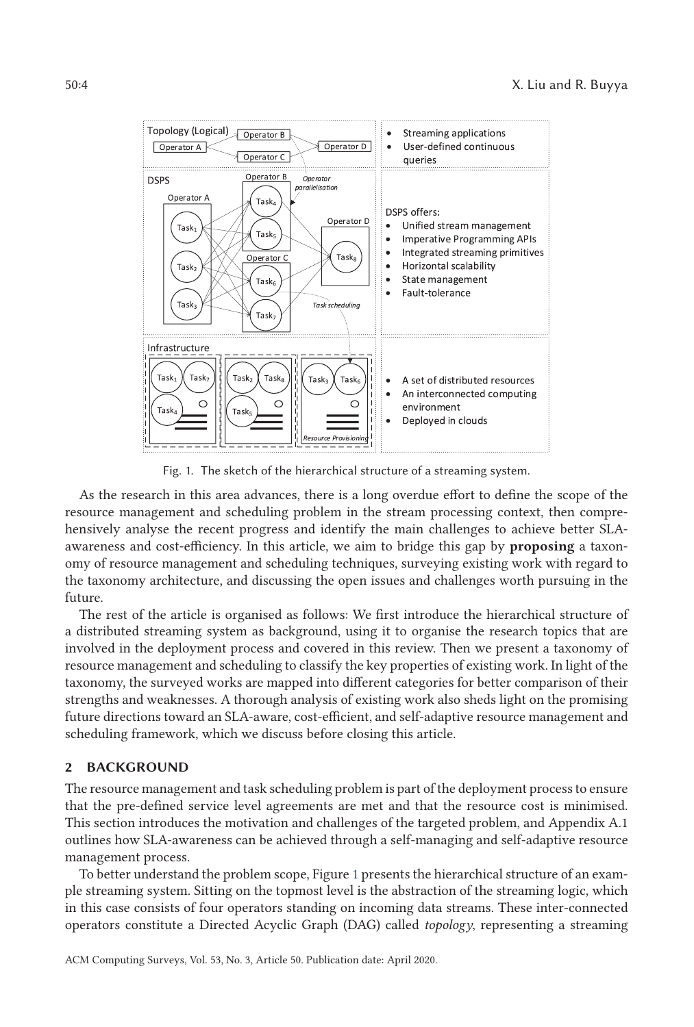Fig. 1. The sketch of the hierarchical structure of a streaming system.

As the research in this area advances, there is a long overdue effort to define the scope of the resource management and scheduling problem in the stream processing context, then comprehensively analyse the recent progress and identify the main challenges to achieve better SLA-awareness and cost-efficiency. In this article, we aim to bridge this gap by **proposing** a taxonomy of resource management and scheduling techniques, surveying existing work with regard to the taxonomy architecture, and discussing the open issues and challenges worth pursuing in the future.

The rest of the article is organised as follows: We first introduce the hierarchical structure of a distributed streaming system as background, using it to organise the research topics that are involved in the deployment process and covered in this review. Then we present a taxonomy of resource management and scheduling to classify the key properties of existing work. In light of the taxonomy, the surveyed works are mapped into different categories for better comparison of their strengths and weaknesses. A thorough analysis of existing work also sheds light on the promising future directions toward an SLA-aware, cost-efficient, and self-adaptive resource management and scheduling framework, which we discuss before closing this article.

## 2 BACKGROUND

The resource management and task scheduling problem is part of the deployment process to ensure that the pre-defined service level agreements are met and that the resource cost is minimised. This section introduces the motivation and challenges of the targeted problem, and Appendix A.1 outlines how SLA-awareness can be achieved through a self-managing and self-adaptive resource management process.

To better understand the problem scope, Figure 1 presents the hierarchical structure of an example streaming system. Sitting on the topmost level is the abstraction of the streaming logic, which in this case consists of four operators standing on incoming data streams. These inter-connected operators constitute a Directed Acyclic Graph (DAG) called *topology*, representing a streaming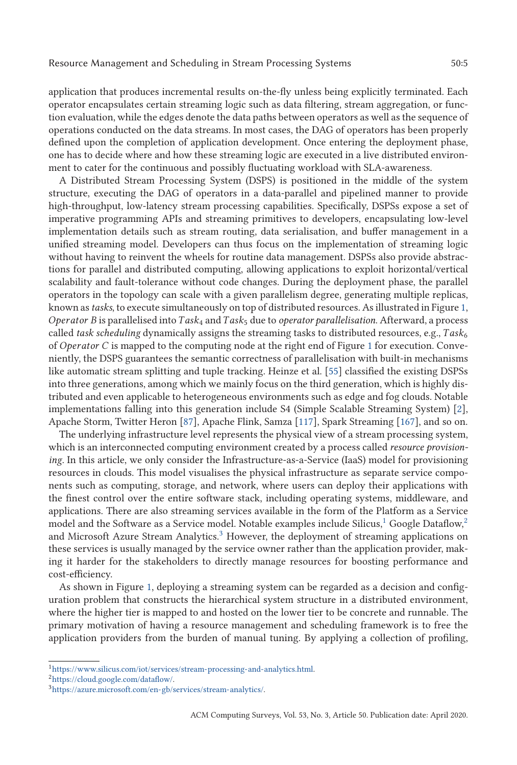application that produces incremental results on-the-fly unless being explicitly terminated. Each operator encapsulates certain streaming logic such as data filtering, stream aggregation, or function evaluation, while the edges denote the data paths between operators as well as the sequence of operations conducted on the data streams. In most cases, the DAG of operators has been properly defined upon the completion of application development. Once entering the deployment phase, one has to decide where and how these streaming logic are executed in a live distributed environment to cater for the continuous and possibly fluctuating workload with SLA-awareness.

A Distributed Stream Processing System (DSPS) is positioned in the middle of the system structure, executing the DAG of operators in a data-parallel and pipelined manner to provide high-throughput, low-latency stream processing capabilities. Specifically, DSPSs expose a set of imperative programming APIs and streaming primitives to developers, encapsulating low-level implementation details such as stream routing, data serialisation, and buffer management in a unified streaming model. Developers can thus focus on the implementation of streaming logic without having to reinvent the wheels for routine data management. DSPSs also provide abstractions for parallel and distributed computing, allowing applications to exploit horizontal/vertical scalability and fault-tolerance without code changes. During the deployment phase, the parallel operators in the topology can scale with a given parallelism degree, generating multiple replicas, known as *tasks*, to execute simultaneously on top of distributed resources. As illustrated in Figure 1, *Operator B* is parallelised into $Task_4$ and $Task_5$ due to *operator parallelisation*. Afterward, a process called *task scheduling* dynamically assigns the streaming tasks to distributed resources, e.g., $Task_6$ of *Operator C* is mapped to the computing node at the right end of Figure 1 for execution. Conveniently, the DSPS guarantees the semantic correctness of parallelisation with built-in mechanisms like automatic stream splitting and tuple tracking. Heinze et al. [55] classified the existing DSPSs into three generations, among which we mainly focus on the third generation, which is highly distributed and even applicable to heterogeneous environments such as edge and fog clouds. Notable implementations falling into this generation include S4 (Simple Scalable Streaming System) [2], Apache Storm, Twitter Heron [87], Apache Flink, Samza [117], Spark Streaming [167], and so on.

The underlying infrastructure level represents the physical view of a stream processing system, which is an interconnected computing environment created by a process called *resource provisioning*. In this article, we only consider the Infrastructure-as-a-Service (IaaS) model for provisioning resources in clouds. This model visualises the physical infrastructure as separate service components such as computing, storage, and network, where users can deploy their applications with the finest control over the entire software stack, including operating systems, middleware, and applications. There are also streaming services available in the form of the Platform as a Service model and the Software as a Service model. Notable examples include Silicus,[1] Google Dataflow,[2] and Microsoft Azure Stream Analytics.[3] However, the deployment of streaming applications on these services is usually managed by the service owner rather than the application provider, making it harder for the stakeholders to directly manage resources for boosting performance and cost-efficiency.

As shown in Figure 1, deploying a streaming system can be regarded as a decision and configuration problem that constructs the hierarchical system structure in a distributed environment, where the higher tier is mapped to and hosted on the lower tier to be concrete and runnable. The primary motivation of having a resource management and scheduling framework is to free the application providers from the burden of manual tuning. By applying a collection of profiling,

[1] https://www.silicus.com/iot/services/stream-processing-and-analytics.html.
[2] https://cloud.google.com/dataflow/.
[3] https://azure.microsoft.com/en-gb/services/stream-analytics/.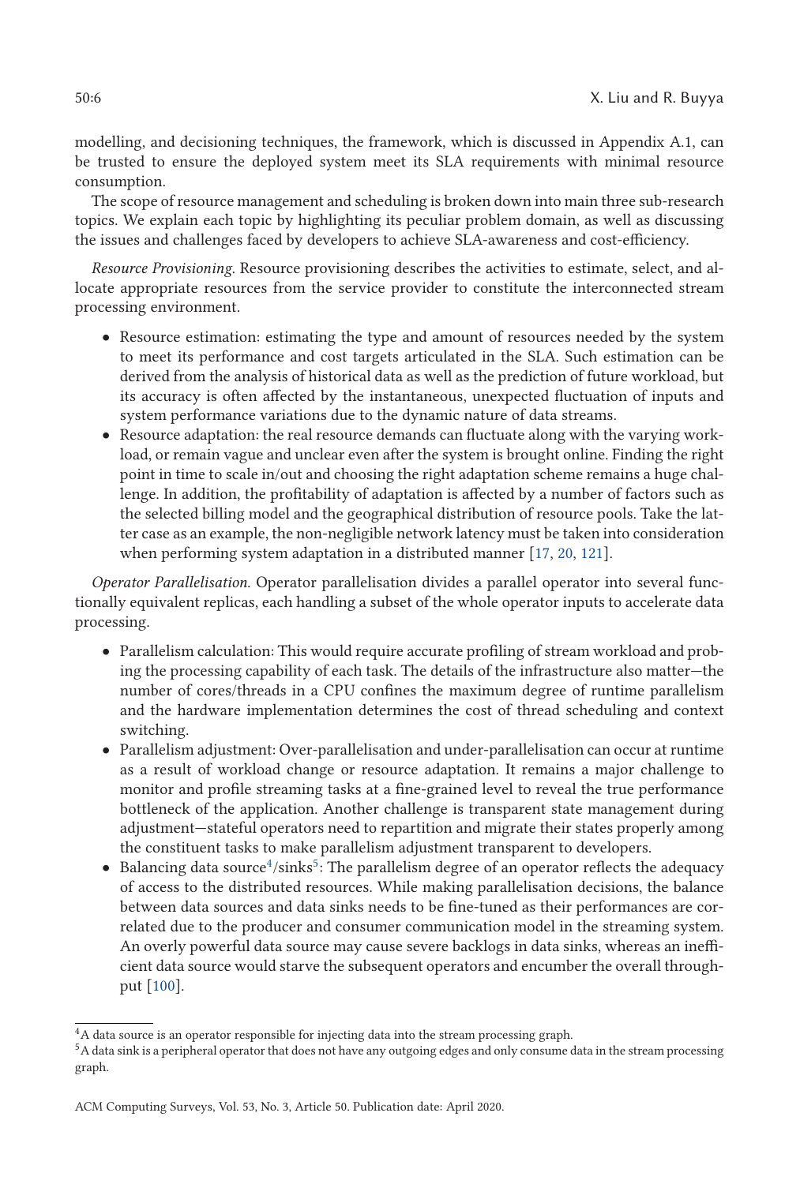modelling, and decisioning techniques, the framework, which is discussed in Appendix A.1, can be trusted to ensure the deployed system meet its SLA requirements with minimal resource consumption.

The scope of resource management and scheduling is broken down into main three sub-research topics. We explain each topic by highlighting its peculiar problem domain, as well as discussing the issues and challenges faced by developers to achieve SLA-awareness and cost-efficiency.

*Resource Provisioning.* Resource provisioning describes the activities to estimate, select, and allocate appropriate resources from the service provider to constitute the interconnected stream processing environment.

- Resource estimation: estimating the type and amount of resources needed by the system to meet its performance and cost targets articulated in the SLA. Such estimation can be derived from the analysis of historical data as well as the prediction of future workload, but its accuracy is often affected by the instantaneous, unexpected fluctuation of inputs and system performance variations due to the dynamic nature of data streams.
- Resource adaptation: the real resource demands can fluctuate along with the varying workload, or remain vague and unclear even after the system is brought online. Finding the right point in time to scale in/out and choosing the right adaptation scheme remains a huge challenge. In addition, the profitability of adaptation is affected by a number of factors such as the selected billing model and the geographical distribution of resource pools. Take the latter case as an example, the non-negligible network latency must be taken into consideration when performing system adaptation in a distributed manner [17, 20, 121].

*Operator Parallelisation.* Operator parallelisation divides a parallel operator into several functionally equivalent replicas, each handling a subset of the whole operator inputs to accelerate data processing.

- Parallelism calculation: This would require accurate profiling of stream workload and probing the processing capability of each task. The details of the infrastructure also matter—the number of cores/threads in a CPU confines the maximum degree of runtime parallelism and the hardware implementation determines the cost of thread scheduling and context switching.
- Parallelism adjustment: Over-parallelisation and under-parallelisation can occur at runtime as a result of workload change or resource adaptation. It remains a major challenge to monitor and profile streaming tasks at a fine-grained level to reveal the true performance bottleneck of the application. Another challenge is transparent state management during adjustment—stateful operators need to repartition and migrate their states properly among the constituent tasks to make parallelism adjustment transparent to developers.
- Balancing data source[4]/sinks[5]: The parallelism degree of an operator reflects the adequacy of access to the distributed resources. While making parallelisation decisions, the balance between data sources and data sinks needs to be fine-tuned as their performances are correlated due to the producer and consumer communication model in the streaming system. An overly powerful data source may cause severe backlogs in data sinks, whereas an inefficient data source would starve the subsequent operators and encumber the overall throughput [100].

[4] A data source is an operator responsible for injecting data into the stream processing graph.

[5] A data sink is a peripheral operator that does not have any outgoing edges and only consume data in the stream processing graph.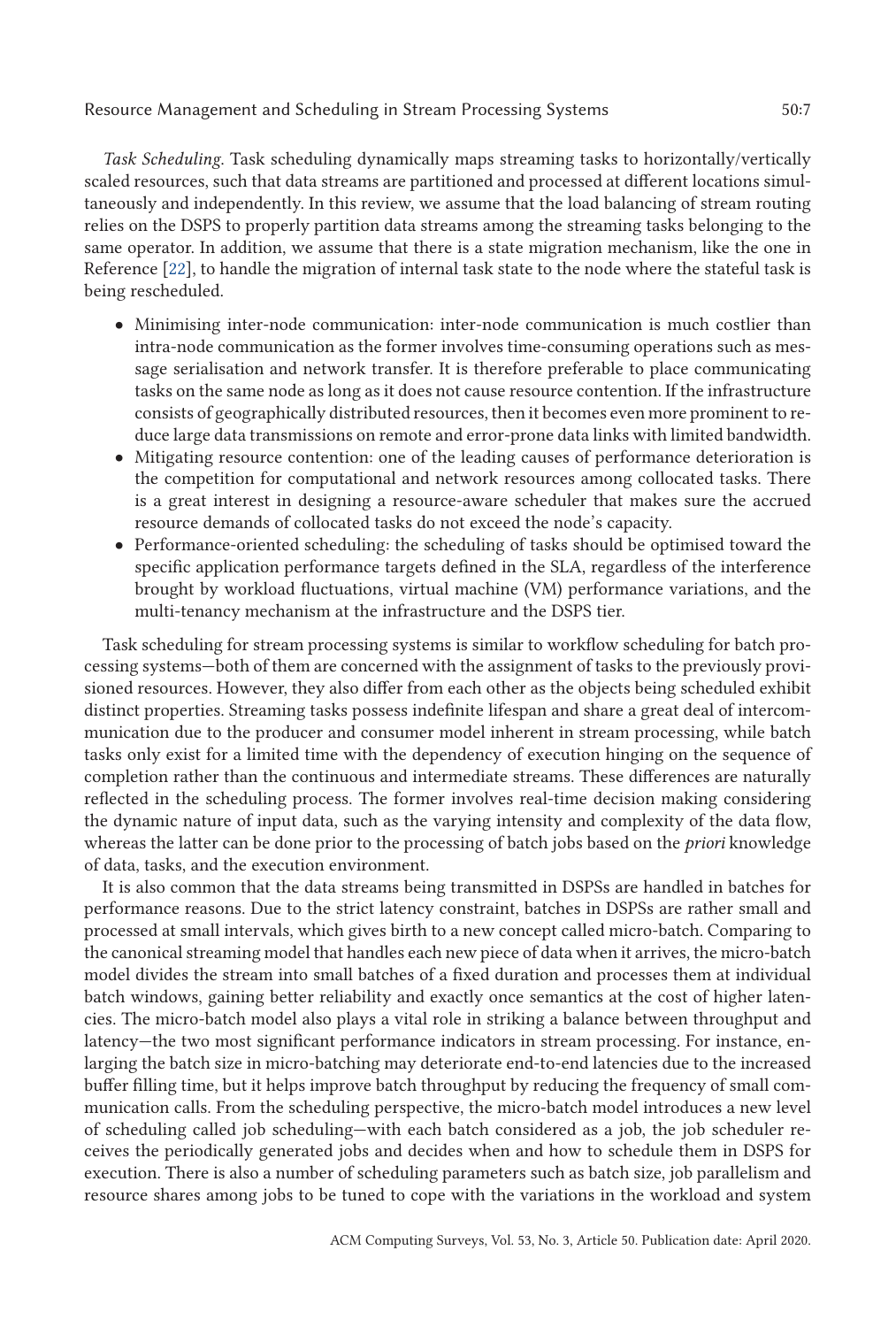*Task Scheduling.* Task scheduling dynamically maps streaming tasks to horizontally/vertically scaled resources, such that data streams are partitioned and processed at different locations simultaneously and independently. In this review, we assume that the load balancing of stream routing relies on the DSPS to properly partition data streams among the streaming tasks belonging to the same operator. In addition, we assume that there is a state migration mechanism, like the one in Reference [22], to handle the migration of internal task state to the node where the stateful task is being rescheduled.

- Minimising inter-node communication: inter-node communication is much costlier than intra-node communication as the former involves time-consuming operations such as message serialisation and network transfer. It is therefore preferable to place communicating tasks on the same node as long as it does not cause resource contention. If the infrastructure consists of geographically distributed resources, then it becomes even more prominent to reduce large data transmissions on remote and error-prone data links with limited bandwidth.
- Mitigating resource contention: one of the leading causes of performance deterioration is the competition for computational and network resources among collocated tasks. There is a great interest in designing a resource-aware scheduler that makes sure the accrued resource demands of collocated tasks do not exceed the node's capacity.
- Performance-oriented scheduling: the scheduling of tasks should be optimised toward the specific application performance targets defined in the SLA, regardless of the interference brought by workload fluctuations, virtual machine (VM) performance variations, and the multi-tenancy mechanism at the infrastructure and the DSPS tier.

Task scheduling for stream processing systems is similar to workflow scheduling for batch processing systems—both of them are concerned with the assignment of tasks to the previously provisioned resources. However, they also differ from each other as the objects being scheduled exhibit distinct properties. Streaming tasks possess indefinite lifespan and share a great deal of intercommunication due to the producer and consumer model inherent in stream processing, while batch tasks only exist for a limited time with the dependency of execution hinging on the sequence of completion rather than the continuous and intermediate streams. These differences are naturally reflected in the scheduling process. The former involves real-time decision making considering the dynamic nature of input data, such as the varying intensity and complexity of the data flow, whereas the latter can be done prior to the processing of batch jobs based on the *priori* knowledge of data, tasks, and the execution environment.

It is also common that the data streams being transmitted in DSPSs are handled in batches for performance reasons. Due to the strict latency constraint, batches in DSPSs are rather small and processed at small intervals, which gives birth to a new concept called micro-batch. Comparing to the canonical streaming model that handles each new piece of data when it arrives, the micro-batch model divides the stream into small batches of a fixed duration and processes them at individual batch windows, gaining better reliability and exactly once semantics at the cost of higher latencies. The micro-batch model also plays a vital role in striking a balance between throughput and latency—the two most significant performance indicators in stream processing. For instance, enlarging the batch size in micro-batching may deteriorate end-to-end latencies due to the increased buffer filling time, but it helps improve batch throughput by reducing the frequency of small communication calls. From the scheduling perspective, the micro-batch model introduces a new level of scheduling called job scheduling—with each batch considered as a job, the job scheduler receives the periodically generated jobs and decides when and how to schedule them in DSPS for execution. There is also a number of scheduling parameters such as batch size, job parallelism and resource shares among jobs to be tuned to cope with the variations in the workload and system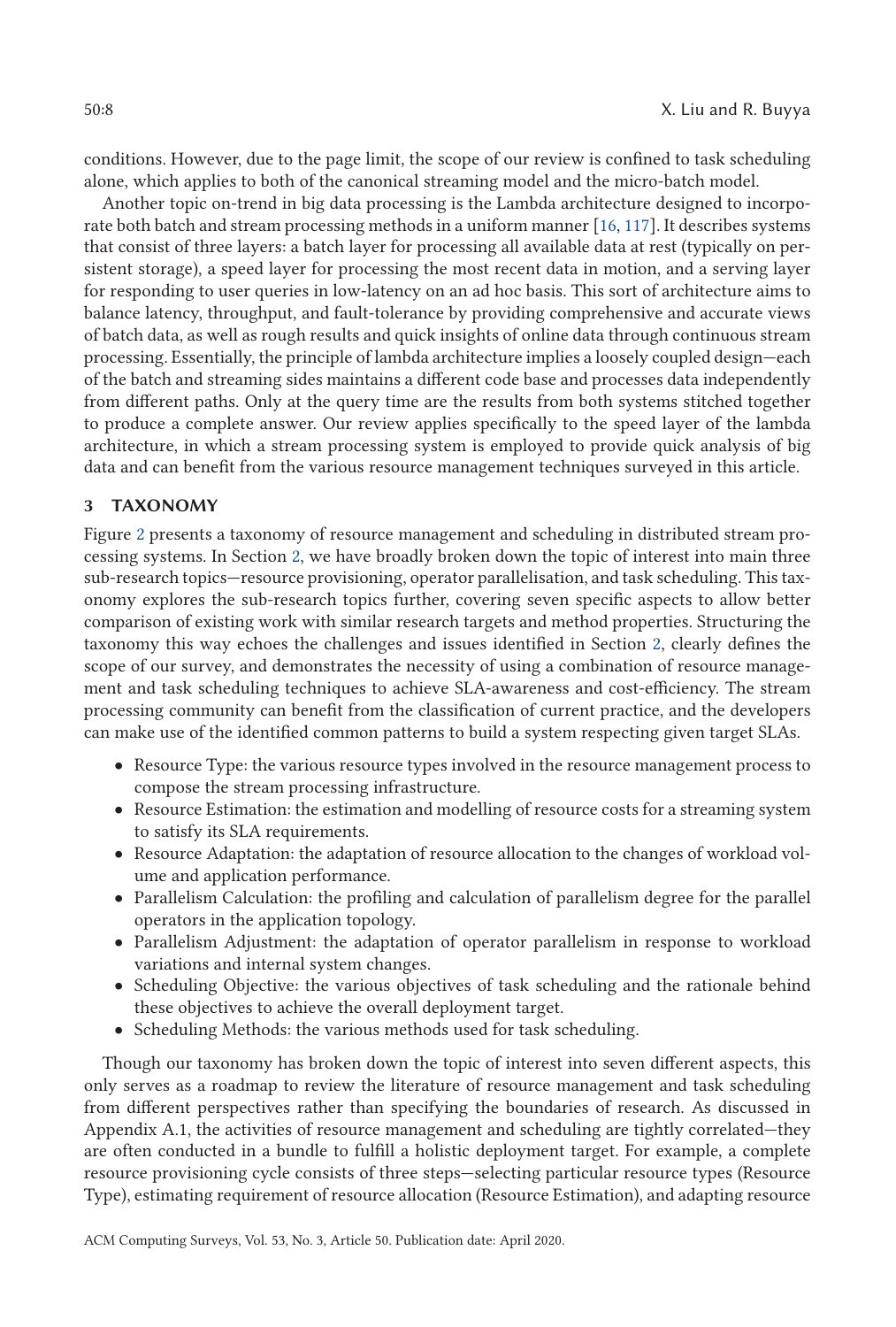conditions. However, due to the page limit, the scope of our review is confined to task scheduling alone, which applies to both of the canonical streaming model and the micro-batch model.

Another topic on-trend in big data processing is the Lambda architecture designed to incorporate both batch and stream processing methods in a uniform manner [16, 117]. It describes systems that consist of three layers: a batch layer for processing all available data at rest (typically on persistent storage), a speed layer for processing the most recent data in motion, and a serving layer for responding to user queries in low-latency on an ad hoc basis. This sort of architecture aims to balance latency, throughput, and fault-tolerance by providing comprehensive and accurate views of batch data, as well as rough results and quick insights of online data through continuous stream processing. Essentially, the principle of lambda architecture implies a loosely coupled design—each of the batch and streaming sides maintains a different code base and processes data independently from different paths. Only at the query time are the results from both systems stitched together to produce a complete answer. Our review applies specifically to the speed layer of the lambda architecture, in which a stream processing system is employed to provide quick analysis of big data and can benefit from the various resource management techniques surveyed in this article.

## 3 TAXONOMY

Figure 2 presents a taxonomy of resource management and scheduling in distributed stream processing systems. In Section 2, we have broadly broken down the topic of interest into main three sub-research topics—resource provisioning, operator parallelisation, and task scheduling. This taxonomy explores the sub-research topics further, covering seven specific aspects to allow better comparison of existing work with similar research targets and method properties. Structuring the taxonomy this way echoes the challenges and issues identified in Section 2, clearly defines the scope of our survey, and demonstrates the necessity of using a combination of resource management and task scheduling techniques to achieve SLA-awareness and cost-efficiency. The stream processing community can benefit from the classification of current practice, and the developers can make use of the identified common patterns to build a system respecting given target SLAs.

- Resource Type: the various resource types involved in the resource management process to compose the stream processing infrastructure.
- Resource Estimation: the estimation and modelling of resource costs for a streaming system to satisfy its SLA requirements.
- Resource Adaptation: the adaptation of resource allocation to the changes of workload volume and application performance.
- Parallelism Calculation: the profiling and calculation of parallelism degree for the parallel operators in the application topology.
- Parallelism Adjustment: the adaptation of operator parallelism in response to workload variations and internal system changes.
- Scheduling Objective: the various objectives of task scheduling and the rationale behind these objectives to achieve the overall deployment target.
- Scheduling Methods: the various methods used for task scheduling.

Though our taxonomy has broken down the topic of interest into seven different aspects, this only serves as a roadmap to review the literature of resource management and task scheduling from different perspectives rather than specifying the boundaries of research. As discussed in Appendix A.1, the activities of resource management and scheduling are tightly correlated—they are often conducted in a bundle to fulfill a holistic deployment target. For example, a complete resource provisioning cycle consists of three steps—selecting particular resource types (Resource Type), estimating requirement of resource allocation (Resource Estimation), and adapting resource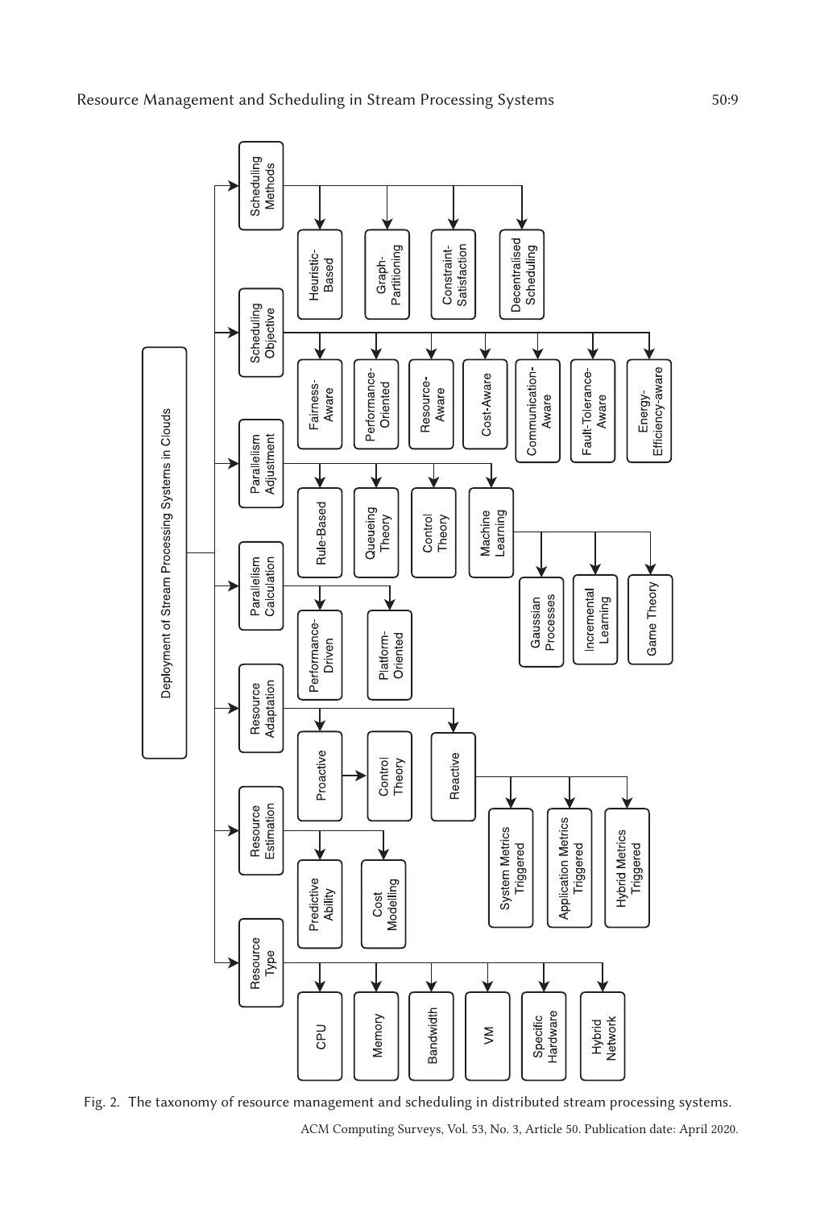- Deployment of Stream Processing Systems in Clouds
  - Resource Type
    - CPU
    - Memory
    - Bandwidth
    - VM
    - Specific Hardware
    - Hybrid Network
  - Resource Estimation
    - Predictive Ability
    - Cost Modelling
  - Resource Adaptation
    - Proactive
      - Control Theory
    - Reactive
      - System Metrics Triggered
      - Application Metrics Triggered
      - Hybrid Metrics Triggered
  - Parallelism Calculation
    - Performance-Driven
    - Platform-Oriented
  - Parallelism Adjustment
    - Rule-Based
    - Queueing Theory
    - Control Theory
    - Machine Learning
      - Gaussian Processes
      - Incremental Learning
      - Game Theory
  - Scheduling Objective
    - Fairness-Aware
    - Performance-Oriented
    - Resource-Aware
    - Cost-Aware
    - Communication-Aware
    - Fault-Tolerance-Aware
    - Energy-Efficiency-aware
  - Scheduling Methods
    - Heuristic-Based
    - Graph-Partitioning
    - Constraint-Satisfaction
    - Decentralised Scheduling

Fig. 2. The taxonomy of resource management and scheduling in distributed stream processing systems.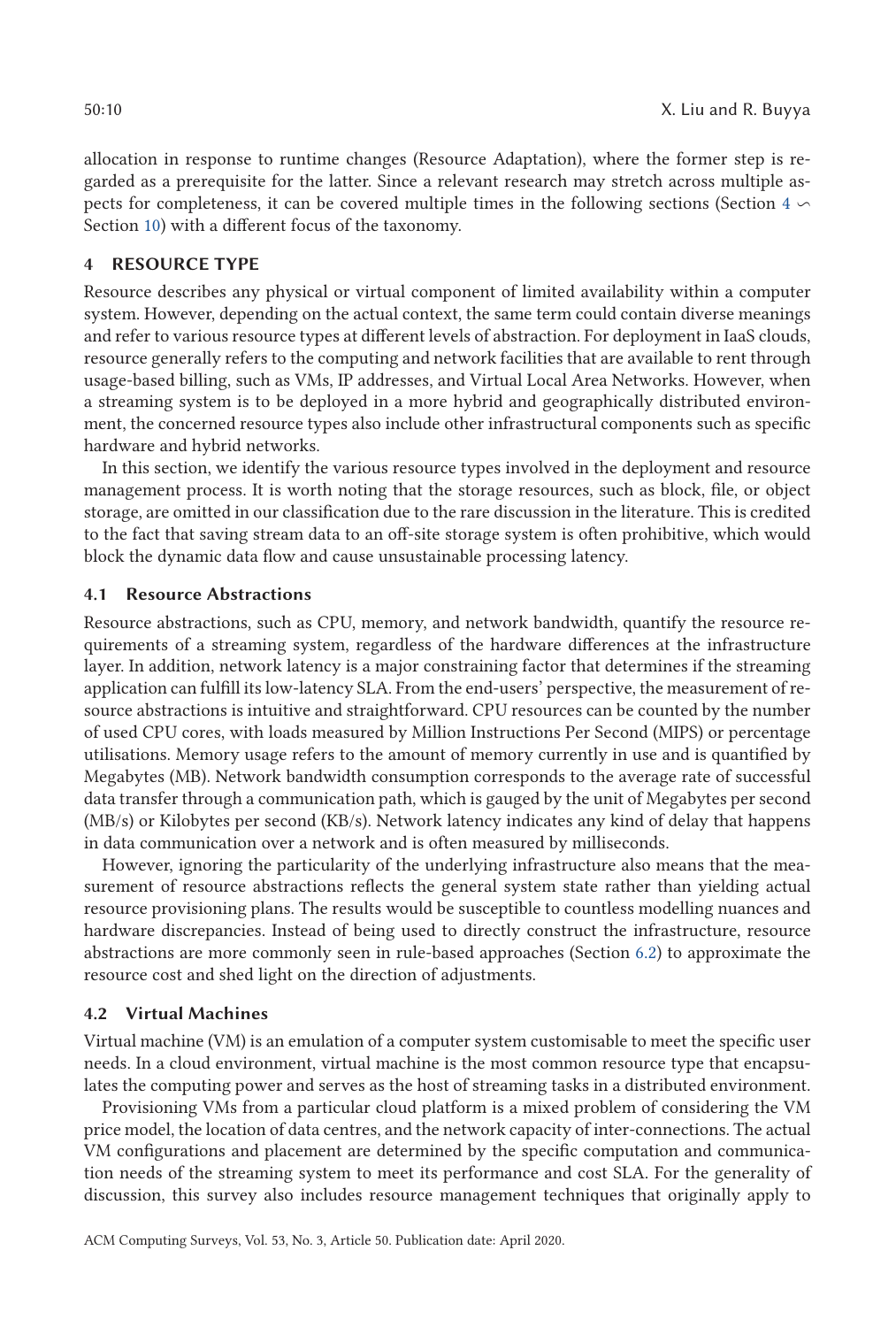allocation in response to runtime changes (Resource Adaptation), where the former step is regarded as a prerequisite for the latter. Since a relevant research may stretch across multiple aspects for completeness, it can be covered multiple times in the following sections (Section 4 ∽ Section 10) with a different focus of the taxonomy.

## 4 RESOURCE TYPE

Resource describes any physical or virtual component of limited availability within a computer system. However, depending on the actual context, the same term could contain diverse meanings and refer to various resource types at different levels of abstraction. For deployment in IaaS clouds, resource generally refers to the computing and network facilities that are available to rent through usage-based billing, such as VMs, IP addresses, and Virtual Local Area Networks. However, when a streaming system is to be deployed in a more hybrid and geographically distributed environment, the concerned resource types also include other infrastructural components such as specific hardware and hybrid networks.

In this section, we identify the various resource types involved in the deployment and resource management process. It is worth noting that the storage resources, such as block, file, or object storage, are omitted in our classification due to the rare discussion in the literature. This is credited to the fact that saving stream data to an off-site storage system is often prohibitive, which would block the dynamic data flow and cause unsustainable processing latency.

### 4.1 Resource Abstractions

Resource abstractions, such as CPU, memory, and network bandwidth, quantify the resource requirements of a streaming system, regardless of the hardware differences at the infrastructure layer. In addition, network latency is a major constraining factor that determines if the streaming application can fulfill its low-latency SLA. From the end-users' perspective, the measurement of resource abstractions is intuitive and straightforward. CPU resources can be counted by the number of used CPU cores, with loads measured by Million Instructions Per Second (MIPS) or percentage utilisations. Memory usage refers to the amount of memory currently in use and is quantified by Megabytes (MB). Network bandwidth consumption corresponds to the average rate of successful data transfer through a communication path, which is gauged by the unit of Megabytes per second (MB/s) or Kilobytes per second (KB/s). Network latency indicates any kind of delay that happens in data communication over a network and is often measured by milliseconds.

However, ignoring the particularity of the underlying infrastructure also means that the measurement of resource abstractions reflects the general system state rather than yielding actual resource provisioning plans. The results would be susceptible to countless modelling nuances and hardware discrepancies. Instead of being used to directly construct the infrastructure, resource abstractions are more commonly seen in rule-based approaches (Section 6.2) to approximate the resource cost and shed light on the direction of adjustments.

### 4.2 Virtual Machines

Virtual machine (VM) is an emulation of a computer system customisable to meet the specific user needs. In a cloud environment, virtual machine is the most common resource type that encapsulates the computing power and serves as the host of streaming tasks in a distributed environment.

Provisioning VMs from a particular cloud platform is a mixed problem of considering the VM price model, the location of data centres, and the network capacity of inter-connections. The actual VM configurations and placement are determined by the specific computation and communication needs of the streaming system to meet its performance and cost SLA. For the generality of discussion, this survey also includes resource management techniques that originally apply to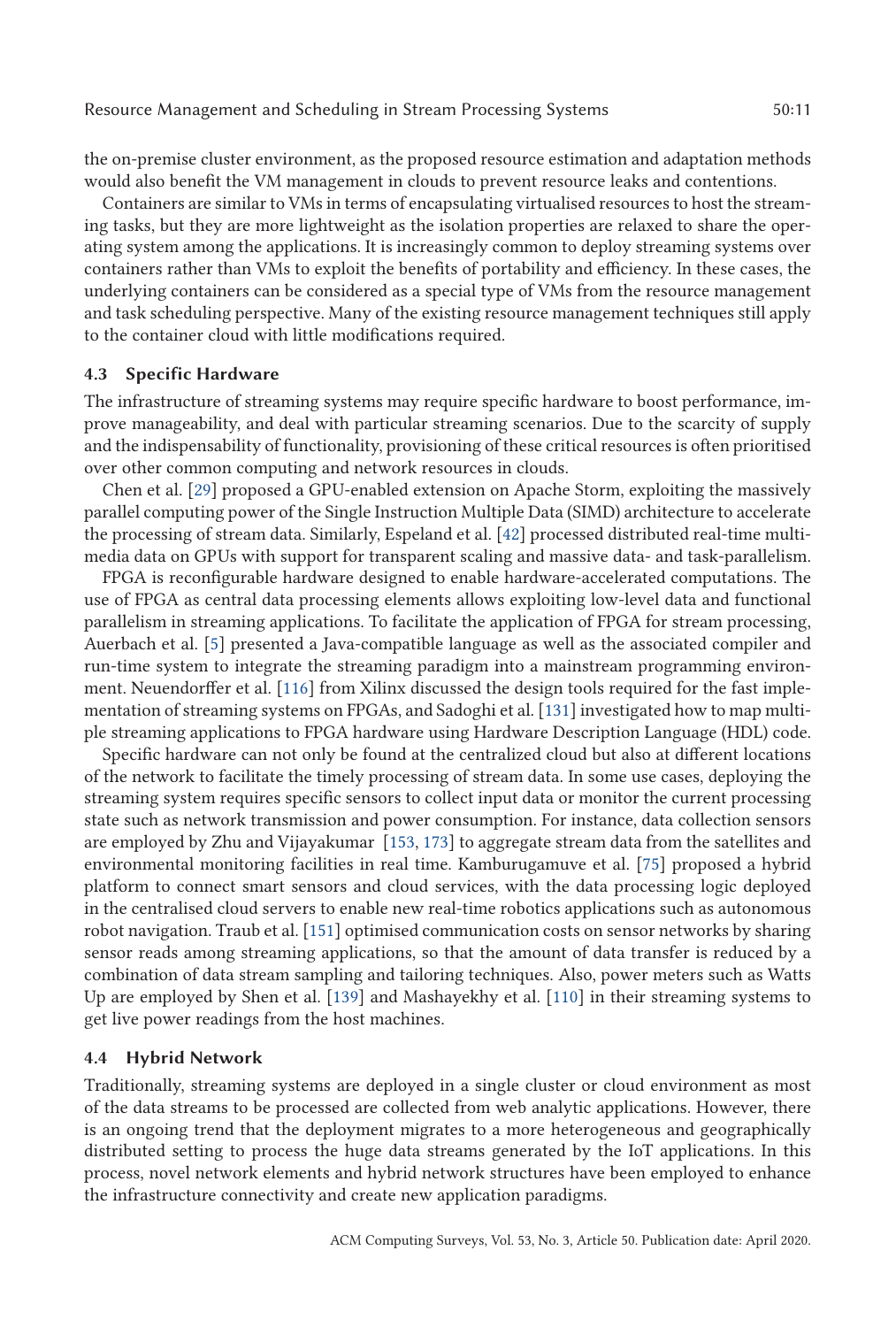the on-premise cluster environment, as the proposed resource estimation and adaptation methods would also benefit the VM management in clouds to prevent resource leaks and contentions.

Containers are similar to VMs in terms of encapsulating virtualised resources to host the streaming tasks, but they are more lightweight as the isolation properties are relaxed to share the operating system among the applications. It is increasingly common to deploy streaming systems over containers rather than VMs to exploit the benefits of portability and efficiency. In these cases, the underlying containers can be considered as a special type of VMs from the resource management and task scheduling perspective. Many of the existing resource management techniques still apply to the container cloud with little modifications required.

### 4.3 Specific Hardware

The infrastructure of streaming systems may require specific hardware to boost performance, improve manageability, and deal with particular streaming scenarios. Due to the scarcity of supply and the indispensability of functionality, provisioning of these critical resources is often prioritised over other common computing and network resources in clouds.

Chen et al. [29] proposed a GPU-enabled extension on Apache Storm, exploiting the massively parallel computing power of the Single Instruction Multiple Data (SIMD) architecture to accelerate the processing of stream data. Similarly, Espeland et al. [42] processed distributed real-time multimedia data on GPUs with support for transparent scaling and massive data- and task-parallelism.

FPGA is reconfigurable hardware designed to enable hardware-accelerated computations. The use of FPGA as central data processing elements allows exploiting low-level data and functional parallelism in streaming applications. To facilitate the application of FPGA for stream processing, Auerbach et al. [5] presented a Java-compatible language as well as the associated compiler and run-time system to integrate the streaming paradigm into a mainstream programming environment. Neuendorffer et al. [116] from Xilinx discussed the design tools required for the fast implementation of streaming systems on FPGAs, and Sadoghi et al. [131] investigated how to map multiple streaming applications to FPGA hardware using Hardware Description Language (HDL) code.

Specific hardware can not only be found at the centralized cloud but also at different locations of the network to facilitate the timely processing of stream data. In some use cases, deploying the streaming system requires specific sensors to collect input data or monitor the current processing state such as network transmission and power consumption. For instance, data collection sensors are employed by Zhu and Vijayakumar [153, 173] to aggregate stream data from the satellites and environmental monitoring facilities in real time. Kamburugamuve et al. [75] proposed a hybrid platform to connect smart sensors and cloud services, with the data processing logic deployed in the centralised cloud servers to enable new real-time robotics applications such as autonomous robot navigation. Traub et al. [151] optimised communication costs on sensor networks by sharing sensor reads among streaming applications, so that the amount of data transfer is reduced by a combination of data stream sampling and tailoring techniques. Also, power meters such as Watts Up are employed by Shen et al. [139] and Mashayekhy et al. [110] in their streaming systems to get live power readings from the host machines.

### 4.4 Hybrid Network

Traditionally, streaming systems are deployed in a single cluster or cloud environment as most of the data streams to be processed are collected from web analytic applications. However, there is an ongoing trend that the deployment migrates to a more heterogeneous and geographically distributed setting to process the huge data streams generated by the IoT applications. In this process, novel network elements and hybrid network structures have been employed to enhance the infrastructure connectivity and create new application paradigms.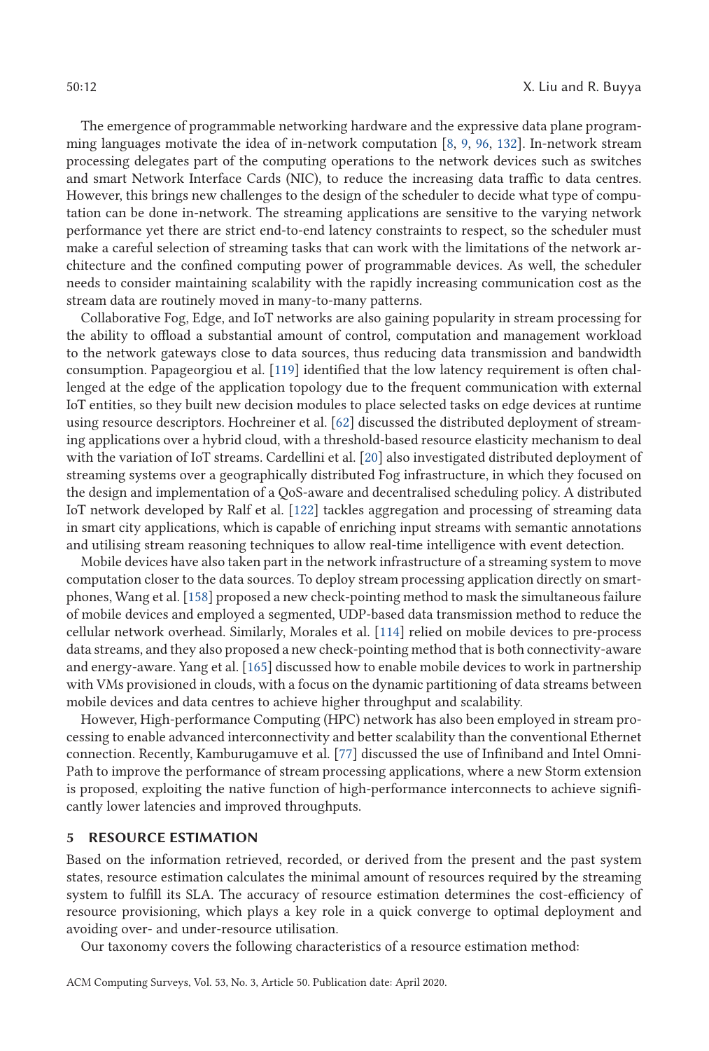The emergence of programmable networking hardware and the expressive data plane programming languages motivate the idea of in-network computation [8, 9, 96, 132]. In-network stream processing delegates part of the computing operations to the network devices such as switches and smart Network Interface Cards (NIC), to reduce the increasing data traffic to data centres. However, this brings new challenges to the design of the scheduler to decide what type of computation can be done in-network. The streaming applications are sensitive to the varying network performance yet there are strict end-to-end latency constraints to respect, so the scheduler must make a careful selection of streaming tasks that can work with the limitations of the network architecture and the confined computing power of programmable devices. As well, the scheduler needs to consider maintaining scalability with the rapidly increasing communication cost as the stream data are routinely moved in many-to-many patterns.

Collaborative Fog, Edge, and IoT networks are also gaining popularity in stream processing for the ability to offload a substantial amount of control, computation and management workload to the network gateways close to data sources, thus reducing data transmission and bandwidth consumption. Papageorgiou et al. [119] identified that the low latency requirement is often challenged at the edge of the application topology due to the frequent communication with external IoT entities, so they built new decision modules to place selected tasks on edge devices at runtime using resource descriptors. Hochreiner et al. [62] discussed the distributed deployment of streaming applications over a hybrid cloud, with a threshold-based resource elasticity mechanism to deal with the variation of IoT streams. Cardellini et al. [20] also investigated distributed deployment of streaming systems over a geographically distributed Fog infrastructure, in which they focused on the design and implementation of a QoS-aware and decentralised scheduling policy. A distributed IoT network developed by Ralf et al. [122] tackles aggregation and processing of streaming data in smart city applications, which is capable of enriching input streams with semantic annotations and utilising stream reasoning techniques to allow real-time intelligence with event detection.

Mobile devices have also taken part in the network infrastructure of a streaming system to move computation closer to the data sources. To deploy stream processing application directly on smartphones, Wang et al. [158] proposed a new check-pointing method to mask the simultaneous failure of mobile devices and employed a segmented, UDP-based data transmission method to reduce the cellular network overhead. Similarly, Morales et al. [114] relied on mobile devices to pre-process data streams, and they also proposed a new check-pointing method that is both connectivity-aware and energy-aware. Yang et al. [165] discussed how to enable mobile devices to work in partnership with VMs provisioned in clouds, with a focus on the dynamic partitioning of data streams between mobile devices and data centres to achieve higher throughput and scalability.

However, High-performance Computing (HPC) network has also been employed in stream processing to enable advanced interconnectivity and better scalability than the conventional Ethernet connection. Recently, Kamburugamuve et al. [77] discussed the use of Infiniband and Intel Omni-Path to improve the performance of stream processing applications, where a new Storm extension is proposed, exploiting the native function of high-performance interconnects to achieve significantly lower latencies and improved throughputs.

## 5 RESOURCE ESTIMATION

Based on the information retrieved, recorded, or derived from the present and the past system states, resource estimation calculates the minimal amount of resources required by the streaming system to fulfill its SLA. The accuracy of resource estimation determines the cost-efficiency of resource provisioning, which plays a key role in a quick converge to optimal deployment and avoiding over- and under-resource utilisation.

Our taxonomy covers the following characteristics of a resource estimation method: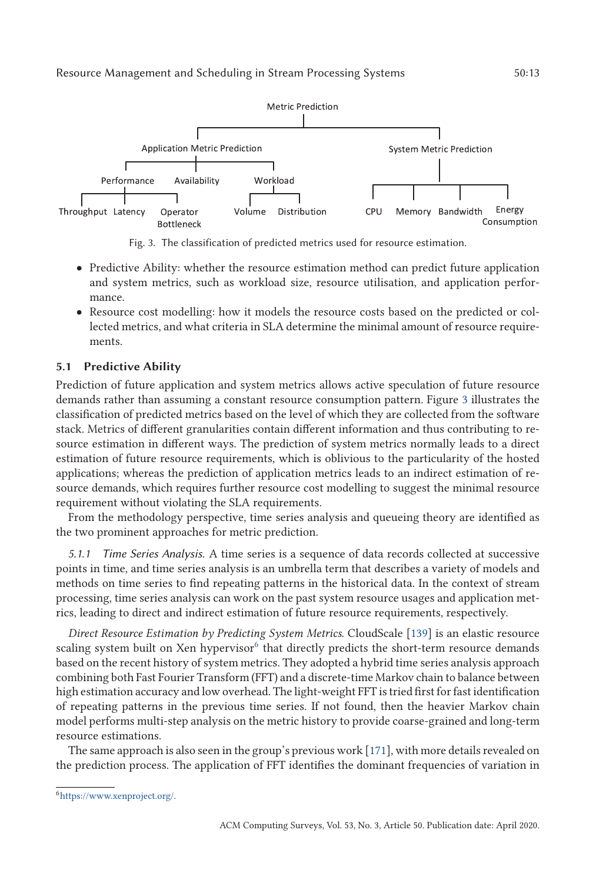Metric Prediction

- Application Metric Prediction
  - Performance
    - Throughput
    - Latency
    - Operator Bottleneck
  - Availability
  - Workload
    - Volume
    - Distribution
- System Metric Prediction
  - CPU
  - Memory
  - Bandwidth
  - Energy Consumption

Fig. 3. The classification of predicted metrics used for resource estimation.

- Predictive Ability: whether the resource estimation method can predict future application and system metrics, such as workload size, resource utilisation, and application performance.
- Resource cost modelling: how it models the resource costs based on the predicted or collected metrics, and what criteria in SLA determine the minimal amount of resource requirements.

### 5.1 Predictive Ability

Prediction of future application and system metrics allows active speculation of future resource demands rather than assuming a constant resource consumption pattern. Figure 3 illustrates the classification of predicted metrics based on the level of which they are collected from the software stack. Metrics of different granularities contain different information and thus contributing to resource estimation in different ways. The prediction of system metrics normally leads to a direct estimation of future resource requirements, which is oblivious to the particularity of the hosted applications; whereas the prediction of application metrics leads to an indirect estimation of resource demands, which requires further resource cost modelling to suggest the minimal resource requirement without violating the SLA requirements.

From the methodology perspective, time series analysis and queueing theory are identified as the two prominent approaches for metric prediction.

*5.1.1 Time Series Analysis.* A time series is a sequence of data records collected at successive points in time, and time series analysis is an umbrella term that describes a variety of models and methods on time series to find repeating patterns in the historical data. In the context of stream processing, time series analysis can work on the past system resource usages and application metrics, leading to direct and indirect estimation of future resource requirements, respectively.

*Direct Resource Estimation by Predicting System Metrics.* CloudScale [139] is an elastic resource scaling system built on Xen hypervisor[6] that directly predicts the short-term resource demands based on the recent history of system metrics. They adopted a hybrid time series analysis approach combining both Fast Fourier Transform (FFT) and a discrete-time Markov chain to balance between high estimation accuracy and low overhead. The light-weight FFT is tried first for fast identification of repeating patterns in the previous time series. If not found, then the heavier Markov chain model performs multi-step analysis on the metric history to provide coarse-grained and long-term resource estimations.

The same approach is also seen in the group's previous work [171], with more details revealed on the prediction process. The application of FFT identifies the dominant frequencies of variation in

[6] https://www.xenproject.org/.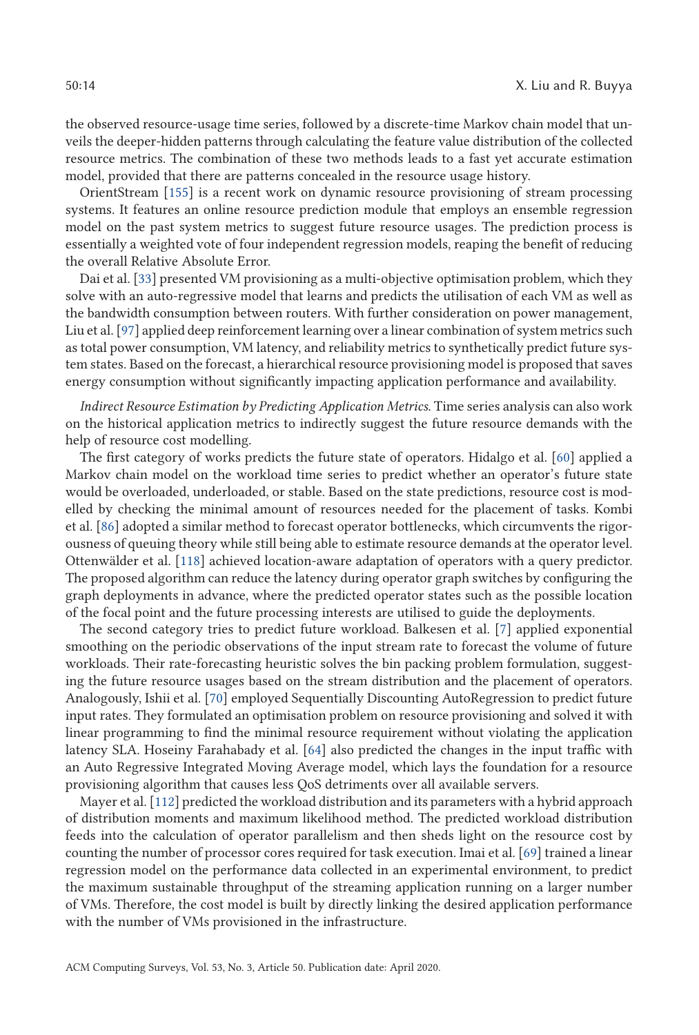the observed resource-usage time series, followed by a discrete-time Markov chain model that unveils the deeper-hidden patterns through calculating the feature value distribution of the collected resource metrics. The combination of these two methods leads to a fast yet accurate estimation model, provided that there are patterns concealed in the resource usage history.

OrientStream [155] is a recent work on dynamic resource provisioning of stream processing systems. It features an online resource prediction module that employs an ensemble regression model on the past system metrics to suggest future resource usages. The prediction process is essentially a weighted vote of four independent regression models, reaping the benefit of reducing the overall Relative Absolute Error.

Dai et al. [33] presented VM provisioning as a multi-objective optimisation problem, which they solve with an auto-regressive model that learns and predicts the utilisation of each VM as well as the bandwidth consumption between routers. With further consideration on power management, Liu et al. [97] applied deep reinforcement learning over a linear combination of system metrics such as total power consumption, VM latency, and reliability metrics to synthetically predict future system states. Based on the forecast, a hierarchical resource provisioning model is proposed that saves energy consumption without significantly impacting application performance and availability.

*Indirect Resource Estimation by Predicting Application Metrics.* Time series analysis can also work on the historical application metrics to indirectly suggest the future resource demands with the help of resource cost modelling.

The first category of works predicts the future state of operators. Hidalgo et al. [60] applied a Markov chain model on the workload time series to predict whether an operator's future state would be overloaded, underloaded, or stable. Based on the state predictions, resource cost is modelled by checking the minimal amount of resources needed for the placement of tasks. Kombi et al. [86] adopted a similar method to forecast operator bottlenecks, which circumvents the rigorousness of queuing theory while still being able to estimate resource demands at the operator level. Ottenwälder et al. [118] achieved location-aware adaptation of operators with a query predictor. The proposed algorithm can reduce the latency during operator graph switches by configuring the graph deployments in advance, where the predicted operator states such as the possible location of the focal point and the future processing interests are utilised to guide the deployments.

The second category tries to predict future workload. Balkesen et al. [7] applied exponential smoothing on the periodic observations of the input stream rate to forecast the volume of future workloads. Their rate-forecasting heuristic solves the bin packing problem formulation, suggesting the future resource usages based on the stream distribution and the placement of operators. Analogously, Ishii et al. [70] employed Sequentially Discounting AutoRegression to predict future input rates. They formulated an optimisation problem on resource provisioning and solved it with linear programming to find the minimal resource requirement without violating the application latency SLA. Hoseiny Farahabady et al. [64] also predicted the changes in the input traffic with an Auto Regressive Integrated Moving Average model, which lays the foundation for a resource provisioning algorithm that causes less QoS detriments over all available servers.

Mayer et al. [112] predicted the workload distribution and its parameters with a hybrid approach of distribution moments and maximum likelihood method. The predicted workload distribution feeds into the calculation of operator parallelism and then sheds light on the resource cost by counting the number of processor cores required for task execution. Imai et al. [69] trained a linear regression model on the performance data collected in an experimental environment, to predict the maximum sustainable throughput of the streaming application running on a larger number of VMs. Therefore, the cost model is built by directly linking the desired application performance with the number of VMs provisioned in the infrastructure.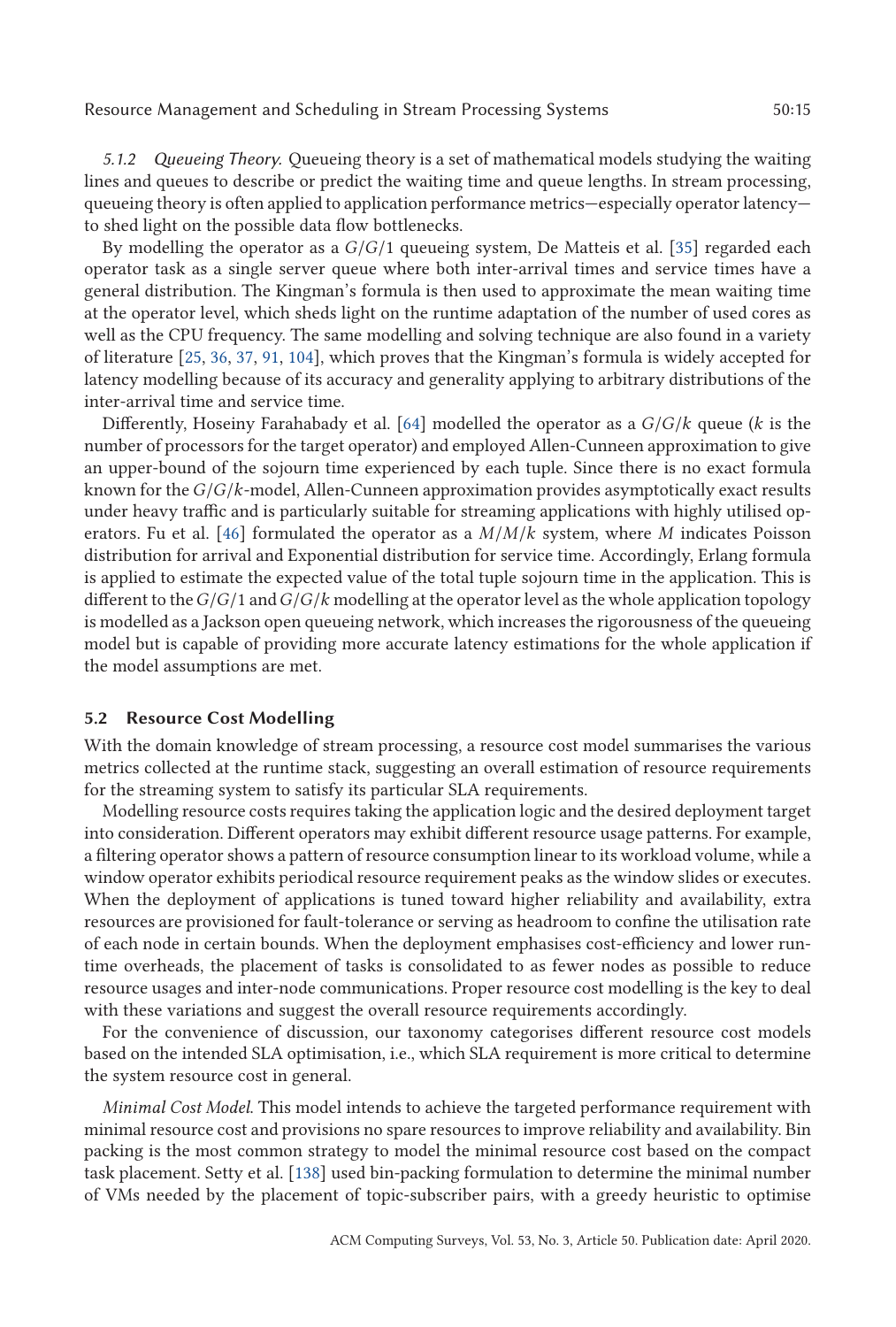*5.1.2 Queueing Theory.* Queueing theory is a set of mathematical models studying the waiting lines and queues to describe or predict the waiting time and queue lengths. In stream processing, queueing theory is often applied to application performance metrics—especially operator latency—to shed light on the possible data flow bottlenecks.

By modelling the operator as a $G/G/1$ queueing system, De Matteis et al. [35] regarded each operator task as a single server queue where both inter-arrival times and service times have a general distribution. The Kingman's formula is then used to approximate the mean waiting time at the operator level, which sheds light on the runtime adaptation of the number of used cores as well as the CPU frequency. The same modelling and solving technique are also found in a variety of literature [25, 36, 37, 91, 104], which proves that the Kingman's formula is widely accepted for latency modelling because of its accuracy and generality applying to arbitrary distributions of the inter-arrival time and service time.

Differently, Hoseiny Farahabady et al. [64] modelled the operator as a $G/G/k$ queue ($k$ is the number of processors for the target operator) and employed Allen-Cunneen approximation to give an upper-bound of the sojourn time experienced by each tuple. Since there is no exact formula known for the $G/G/k$-model, Allen-Cunneen approximation provides asymptotically exact results under heavy traffic and is particularly suitable for streaming applications with highly utilised operators. Fu et al. [46] formulated the operator as a $M/M/k$ system, where $M$ indicates Poisson distribution for arrival and Exponential distribution for service time. Accordingly, Erlang formula is applied to estimate the expected value of the total tuple sojourn time in the application. This is different to the $G/G/1$ and $G/G/k$ modelling at the operator level as the whole application topology is modelled as a Jackson open queueing network, which increases the rigorousness of the queueing model but is capable of providing more accurate latency estimations for the whole application if the model assumptions are met.

### 5.2 Resource Cost Modelling

With the domain knowledge of stream processing, a resource cost model summarises the various metrics collected at the runtime stack, suggesting an overall estimation of resource requirements for the streaming system to satisfy its particular SLA requirements.

Modelling resource costs requires taking the application logic and the desired deployment target into consideration. Different operators may exhibit different resource usage patterns. For example, a filtering operator shows a pattern of resource consumption linear to its workload volume, while a window operator exhibits periodical resource requirement peaks as the window slides or executes. When the deployment of applications is tuned toward higher reliability and availability, extra resources are provisioned for fault-tolerance or serving as headroom to confine the utilisation rate of each node in certain bounds. When the deployment emphasises cost-efficiency and lower runtime overheads, the placement of tasks is consolidated to as fewer nodes as possible to reduce resource usages and inter-node communications. Proper resource cost modelling is the key to deal with these variations and suggest the overall resource requirements accordingly.

For the convenience of discussion, our taxonomy categorises different resource cost models based on the intended SLA optimisation, i.e., which SLA requirement is more critical to determine the system resource cost in general.

*Minimal Cost Model.* This model intends to achieve the targeted performance requirement with minimal resource cost and provisions no spare resources to improve reliability and availability. Bin packing is the most common strategy to model the minimal resource cost based on the compact task placement. Setty et al. [138] used bin-packing formulation to determine the minimal number of VMs needed by the placement of topic-subscriber pairs, with a greedy heuristic to optimise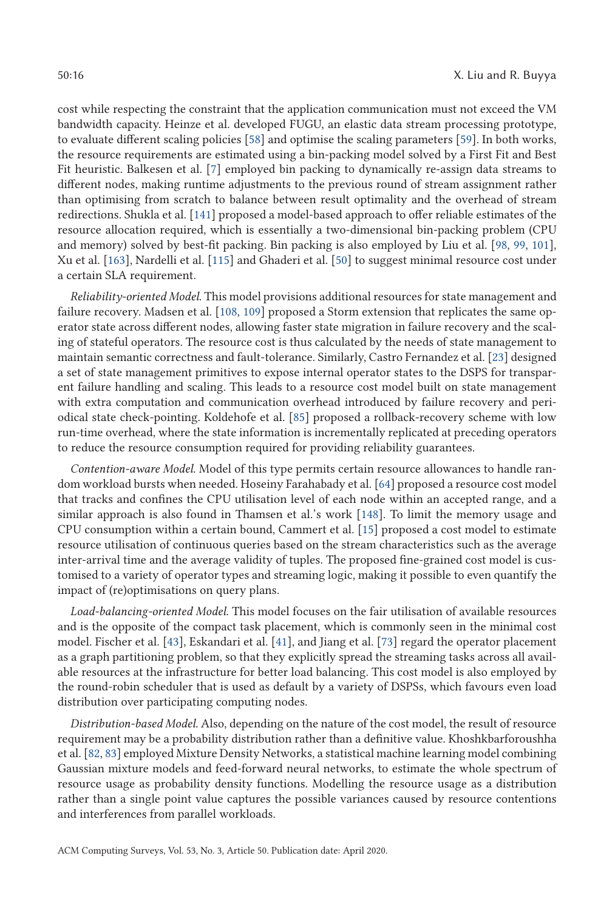cost while respecting the constraint that the application communication must not exceed the VM bandwidth capacity. Heinze et al. developed FUGU, an elastic data stream processing prototype, to evaluate different scaling policies [58] and optimise the scaling parameters [59]. In both works, the resource requirements are estimated using a bin-packing model solved by a First Fit and Best Fit heuristic. Balkesen et al. [7] employed bin packing to dynamically re-assign data streams to different nodes, making runtime adjustments to the previous round of stream assignment rather than optimising from scratch to balance between result optimality and the overhead of stream redirections. Shukla et al. [141] proposed a model-based approach to offer reliable estimates of the resource allocation required, which is essentially a two-dimensional bin-packing problem (CPU and memory) solved by best-fit packing. Bin packing is also employed by Liu et al. [98, 99, 101], Xu et al. [163], Nardelli et al. [115] and Ghaderi et al. [50] to suggest minimal resource cost under a certain SLA requirement.

*Reliability-oriented Model.* This model provisions additional resources for state management and failure recovery. Madsen et al. [108, 109] proposed a Storm extension that replicates the same operator state across different nodes, allowing faster state migration in failure recovery and the scaling of stateful operators. The resource cost is thus calculated by the needs of state management to maintain semantic correctness and fault-tolerance. Similarly, Castro Fernandez et al. [23] designed a set of state management primitives to expose internal operator states to the DSPS for transparent failure handling and scaling. This leads to a resource cost model built on state management with extra computation and communication overhead introduced by failure recovery and periodical state check-pointing. Koldehofe et al. [85] proposed a rollback-recovery scheme with low run-time overhead, where the state information is incrementally replicated at preceding operators to reduce the resource consumption required for providing reliability guarantees.

*Contention-aware Model.* Model of this type permits certain resource allowances to handle random workload bursts when needed. Hoseiny Farahabady et al. [64] proposed a resource cost model that tracks and confines the CPU utilisation level of each node within an accepted range, and a similar approach is also found in Thamsen et al.'s work [148]. To limit the memory usage and CPU consumption within a certain bound, Cammert et al. [15] proposed a cost model to estimate resource utilisation of continuous queries based on the stream characteristics such as the average inter-arrival time and the average validity of tuples. The proposed fine-grained cost model is customised to a variety of operator types and streaming logic, making it possible to even quantify the impact of (re)optimisations on query plans.

*Load-balancing-oriented Model.* This model focuses on the fair utilisation of available resources and is the opposite of the compact task placement, which is commonly seen in the minimal cost model. Fischer et al. [43], Eskandari et al. [41], and Jiang et al. [73] regard the operator placement as a graph partitioning problem, so that they explicitly spread the streaming tasks across all available resources at the infrastructure for better load balancing. This cost model is also employed by the round-robin scheduler that is used as default by a variety of DSPSs, which favours even load distribution over participating computing nodes.

*Distribution-based Model.* Also, depending on the nature of the cost model, the result of resource requirement may be a probability distribution rather than a definitive value. Khoshkbarforoushha et al. [82, 83] employed Mixture Density Networks, a statistical machine learning model combining Gaussian mixture models and feed-forward neural networks, to estimate the whole spectrum of resource usage as probability density functions. Modelling the resource usage as a distribution rather than a single point value captures the possible variances caused by resource contentions and interferences from parallel workloads.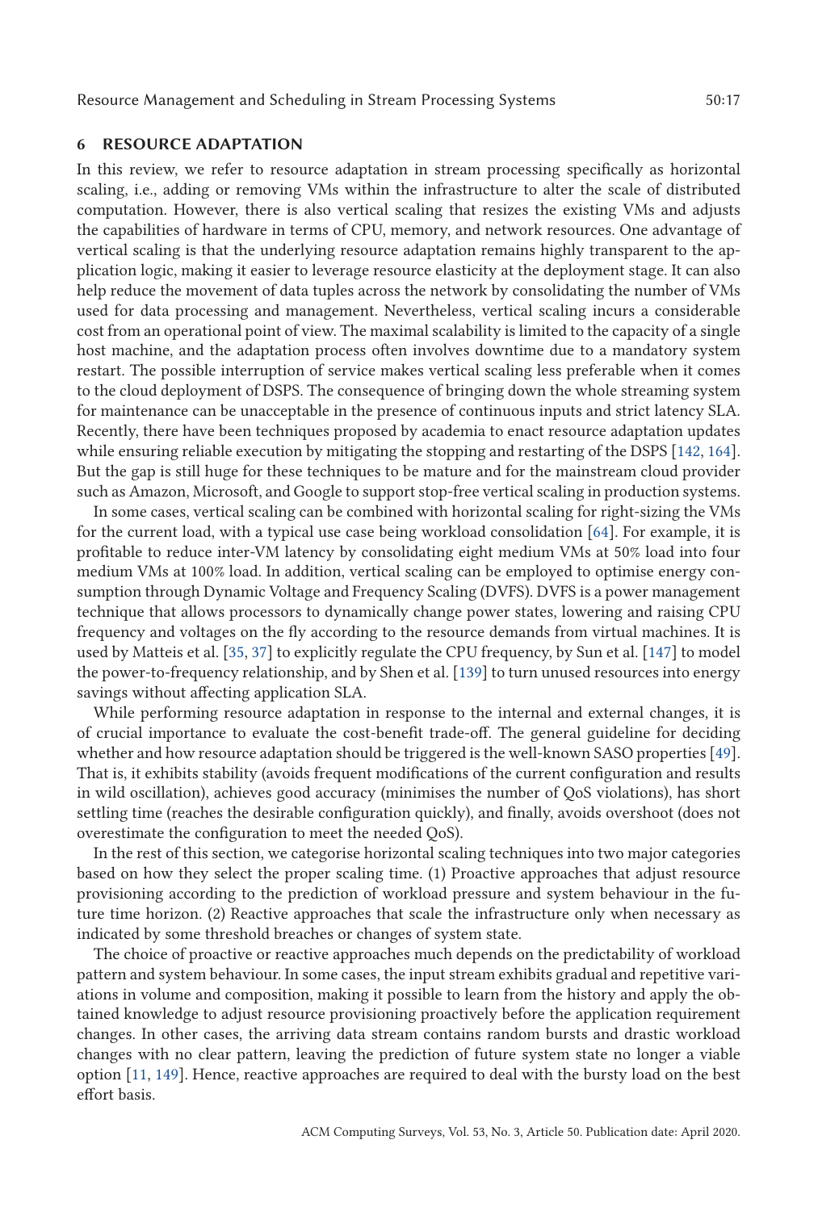## 6 RESOURCE ADAPTATION

In this review, we refer to resource adaptation in stream processing specifically as horizontal scaling, i.e., adding or removing VMs within the infrastructure to alter the scale of distributed computation. However, there is also vertical scaling that resizes the existing VMs and adjusts the capabilities of hardware in terms of CPU, memory, and network resources. One advantage of vertical scaling is that the underlying resource adaptation remains highly transparent to the application logic, making it easier to leverage resource elasticity at the deployment stage. It can also help reduce the movement of data tuples across the network by consolidating the number of VMs used for data processing and management. Nevertheless, vertical scaling incurs a considerable cost from an operational point of view. The maximal scalability is limited to the capacity of a single host machine, and the adaptation process often involves downtime due to a mandatory system restart. The possible interruption of service makes vertical scaling less preferable when it comes to the cloud deployment of DSPS. The consequence of bringing down the whole streaming system for maintenance can be unacceptable in the presence of continuous inputs and strict latency SLA. Recently, there have been techniques proposed by academia to enact resource adaptation updates while ensuring reliable execution by mitigating the stopping and restarting of the DSPS [142, 164]. But the gap is still huge for these techniques to be mature and for the mainstream cloud provider such as Amazon, Microsoft, and Google to support stop-free vertical scaling in production systems.

In some cases, vertical scaling can be combined with horizontal scaling for right-sizing the VMs for the current load, with a typical use case being workload consolidation [64]. For example, it is profitable to reduce inter-VM latency by consolidating eight medium VMs at 50% load into four medium VMs at 100% load. In addition, vertical scaling can be employed to optimise energy consumption through Dynamic Voltage and Frequency Scaling (DVFS). DVFS is a power management technique that allows processors to dynamically change power states, lowering and raising CPU frequency and voltages on the fly according to the resource demands from virtual machines. It is used by Matteis et al. [35, 37] to explicitly regulate the CPU frequency, by Sun et al. [147] to model the power-to-frequency relationship, and by Shen et al. [139] to turn unused resources into energy savings without affecting application SLA.

While performing resource adaptation in response to the internal and external changes, it is of crucial importance to evaluate the cost-benefit trade-off. The general guideline for deciding whether and how resource adaptation should be triggered is the well-known SASO properties [49]. That is, it exhibits stability (avoids frequent modifications of the current configuration and results in wild oscillation), achieves good accuracy (minimises the number of QoS violations), has short settling time (reaches the desirable configuration quickly), and finally, avoids overshoot (does not overestimate the configuration to meet the needed QoS).

In the rest of this section, we categorise horizontal scaling techniques into two major categories based on how they select the proper scaling time. (1) Proactive approaches that adjust resource provisioning according to the prediction of workload pressure and system behaviour in the future time horizon. (2) Reactive approaches that scale the infrastructure only when necessary as indicated by some threshold breaches or changes of system state.

The choice of proactive or reactive approaches much depends on the predictability of workload pattern and system behaviour. In some cases, the input stream exhibits gradual and repetitive variations in volume and composition, making it possible to learn from the history and apply the obtained knowledge to adjust resource provisioning proactively before the application requirement changes. In other cases, the arriving data stream contains random bursts and drastic workload changes with no clear pattern, leaving the prediction of future system state no longer a viable option [11, 149]. Hence, reactive approaches are required to deal with the bursty load on the best effort basis.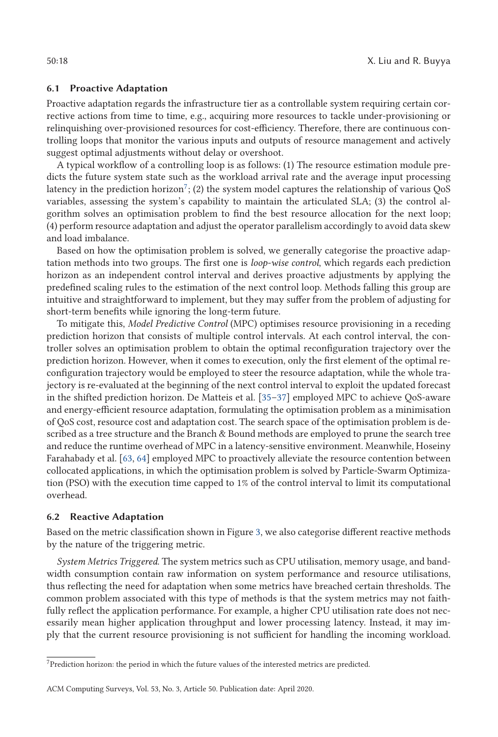### 6.1 Proactive Adaptation

Proactive adaptation regards the infrastructure tier as a controllable system requiring certain corrective actions from time to time, e.g., acquiring more resources to tackle under-provisioning or relinquishing over-provisioned resources for cost-efficiency. Therefore, there are continuous controlling loops that monitor the various inputs and outputs of resource management and actively suggest optimal adjustments without delay or overshoot.

A typical workflow of a controlling loop is as follows: (1) The resource estimation module predicts the future system state such as the workload arrival rate and the average input processing latency in the prediction horizon[7]; (2) the system model captures the relationship of various QoS variables, assessing the system's capability to maintain the articulated SLA; (3) the control algorithm solves an optimisation problem to find the best resource allocation for the next loop; (4) perform resource adaptation and adjust the operator parallelism accordingly to avoid data skew and load imbalance.

Based on how the optimisation problem is solved, we generally categorise the proactive adaptation methods into two groups. The first one is *loop-wise control*, which regards each prediction horizon as an independent control interval and derives proactive adjustments by applying the predefined scaling rules to the estimation of the next control loop. Methods falling this group are intuitive and straightforward to implement, but they may suffer from the problem of adjusting for short-term benefits while ignoring the long-term future.

To mitigate this, *Model Predictive Control* (MPC) optimises resource provisioning in a receding prediction horizon that consists of multiple control intervals. At each control interval, the controller solves an optimisation problem to obtain the optimal reconfiguration trajectory over the prediction horizon. However, when it comes to execution, only the first element of the optimal reconfiguration trajectory would be employed to steer the resource adaptation, while the whole trajectory is re-evaluated at the beginning of the next control interval to exploit the updated forecast in the shifted prediction horizon. De Matteis et al. [35–37] employed MPC to achieve QoS-aware and energy-efficient resource adaptation, formulating the optimisation problem as a minimisation of QoS cost, resource cost and adaptation cost. The search space of the optimisation problem is described as a tree structure and the Branch & Bound methods are employed to prune the search tree and reduce the runtime overhead of MPC in a latency-sensitive environment. Meanwhile, Hoseiny Farahabady et al. [63, 64] employed MPC to proactively alleviate the resource contention between collocated applications, in which the optimisation problem is solved by Particle-Swarm Optimization (PSO) with the execution time capped to 1% of the control interval to limit its computational overhead.

### 6.2 Reactive Adaptation

Based on the metric classification shown in Figure 3, we also categorise different reactive methods by the nature of the triggering metric.

*System Metrics Triggered.* The system metrics such as CPU utilisation, memory usage, and bandwidth consumption contain raw information on system performance and resource utilisations, thus reflecting the need for adaptation when some metrics have breached certain thresholds. The common problem associated with this type of methods is that the system metrics may not faithfully reflect the application performance. For example, a higher CPU utilisation rate does not necessarily mean higher application throughput and lower processing latency. Instead, it may imply that the current resource provisioning is not sufficient for handling the incoming workload.

[7]Prediction horizon: the period in which the future values of the interested metrics are predicted.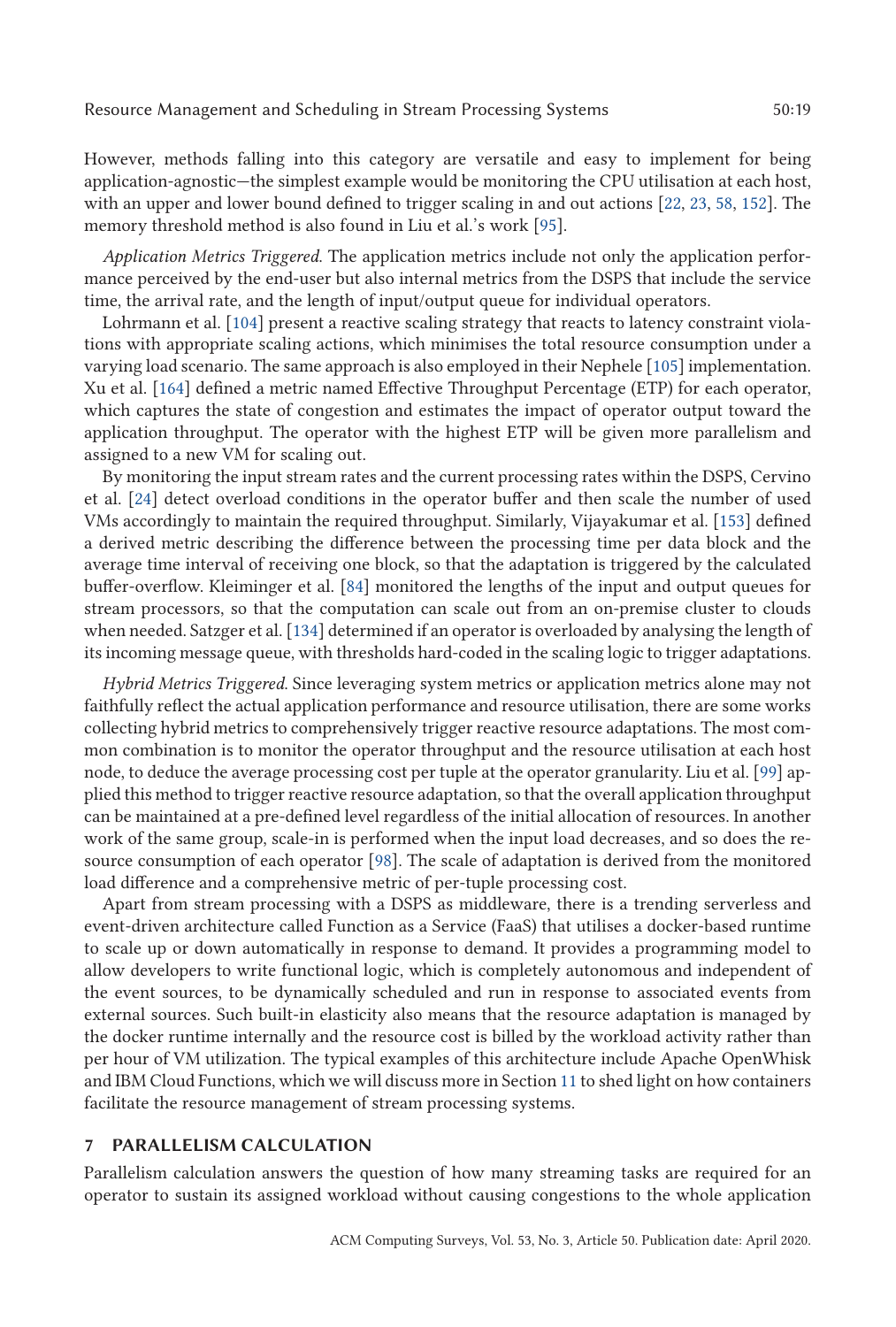However, methods falling into this category are versatile and easy to implement for being application-agnostic—the simplest example would be monitoring the CPU utilisation at each host, with an upper and lower bound defined to trigger scaling in and out actions [22, 23, 58, 152]. The memory threshold method is also found in Liu et al.'s work [95].

*Application Metrics Triggered.* The application metrics include not only the application performance perceived by the end-user but also internal metrics from the DSPS that include the service time, the arrival rate, and the length of input/output queue for individual operators.

Lohrmann et al. [104] present a reactive scaling strategy that reacts to latency constraint violations with appropriate scaling actions, which minimises the total resource consumption under a varying load scenario. The same approach is also employed in their Nephele [105] implementation. Xu et al. [164] defined a metric named Effective Throughput Percentage (ETP) for each operator, which captures the state of congestion and estimates the impact of operator output toward the application throughput. The operator with the highest ETP will be given more parallelism and assigned to a new VM for scaling out.

By monitoring the input stream rates and the current processing rates within the DSPS, Cervino et al. [24] detect overload conditions in the operator buffer and then scale the number of used VMs accordingly to maintain the required throughput. Similarly, Vijayakumar et al. [153] defined a derived metric describing the difference between the processing time per data block and the average time interval of receiving one block, so that the adaptation is triggered by the calculated buffer-overflow. Kleiminger et al. [84] monitored the lengths of the input and output queues for stream processors, so that the computation can scale out from an on-premise cluster to clouds when needed. Satzger et al. [134] determined if an operator is overloaded by analysing the length of its incoming message queue, with thresholds hard-coded in the scaling logic to trigger adaptations.

*Hybrid Metrics Triggered.* Since leveraging system metrics or application metrics alone may not faithfully reflect the actual application performance and resource utilisation, there are some works collecting hybrid metrics to comprehensively trigger reactive resource adaptations. The most common combination is to monitor the operator throughput and the resource utilisation at each host node, to deduce the average processing cost per tuple at the operator granularity. Liu et al. [99] applied this method to trigger reactive resource adaptation, so that the overall application throughput can be maintained at a pre-defined level regardless of the initial allocation of resources. In another work of the same group, scale-in is performed when the input load decreases, and so does the resource consumption of each operator [98]. The scale of adaptation is derived from the monitored load difference and a comprehensive metric of per-tuple processing cost.

Apart from stream processing with a DSPS as middleware, there is a trending serverless and event-driven architecture called Function as a Service (FaaS) that utilises a docker-based runtime to scale up or down automatically in response to demand. It provides a programming model to allow developers to write functional logic, which is completely autonomous and independent of the event sources, to be dynamically scheduled and run in response to associated events from external sources. Such built-in elasticity also means that the resource adaptation is managed by the docker runtime internally and the resource cost is billed by the workload activity rather than per hour of VM utilization. The typical examples of this architecture include Apache OpenWhisk and IBM Cloud Functions, which we will discuss more in Section 11 to shed light on how containers facilitate the resource management of stream processing systems.

## 7 PARALLELISM CALCULATION

Parallelism calculation answers the question of how many streaming tasks are required for an operator to sustain its assigned workload without causing congestions to the whole application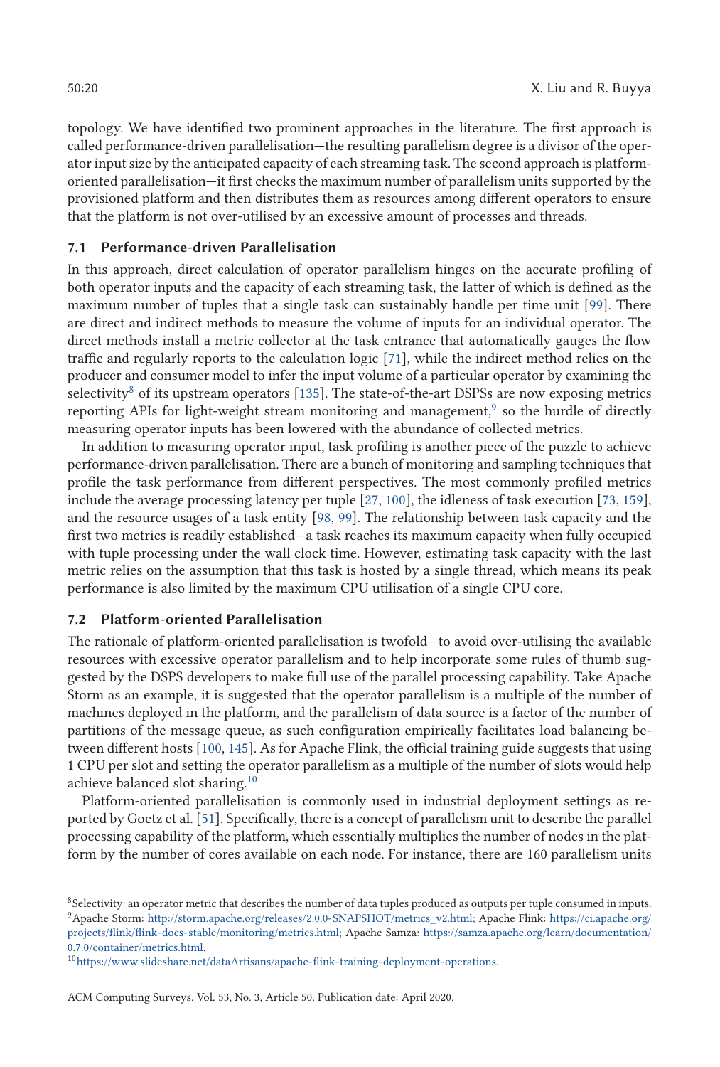topology. We have identified two prominent approaches in the literature. The first approach is called performance-driven parallelisation—the resulting parallelism degree is a divisor of the operator input size by the anticipated capacity of each streaming task. The second approach is platform-oriented parallelisation—it first checks the maximum number of parallelism units supported by the provisioned platform and then distributes them as resources among different operators to ensure that the platform is not over-utilised by an excessive amount of processes and threads.

### 7.1 Performance-driven Parallelisation

In this approach, direct calculation of operator parallelism hinges on the accurate profiling of both operator inputs and the capacity of each streaming task, the latter of which is defined as the maximum number of tuples that a single task can sustainably handle per time unit [99]. There are direct and indirect methods to measure the volume of inputs for an individual operator. The direct methods install a metric collector at the task entrance that automatically gauges the flow traffic and regularly reports to the calculation logic [71], while the indirect method relies on the producer and consumer model to infer the input volume of a particular operator by examining the selectivity[8] of its upstream operators [135]. The state-of-the-art DSPSs are now exposing metrics reporting APIs for light-weight stream monitoring and management,[9] so the hurdle of directly measuring operator inputs has been lowered with the abundance of collected metrics.

In addition to measuring operator input, task profiling is another piece of the puzzle to achieve performance-driven parallelisation. There are a bunch of monitoring and sampling techniques that profile the task performance from different perspectives. The most commonly profiled metrics include the average processing latency per tuple [27, 100], the idleness of task execution [73, 159], and the resource usages of a task entity [98, 99]. The relationship between task capacity and the first two metrics is readily established—a task reaches its maximum capacity when fully occupied with tuple processing under the wall clock time. However, estimating task capacity with the last metric relies on the assumption that this task is hosted by a single thread, which means its peak performance is also limited by the maximum CPU utilisation of a single CPU core.

### 7.2 Platform-oriented Parallelisation

The rationale of platform-oriented parallelisation is twofold—to avoid over-utilising the available resources with excessive operator parallelism and to help incorporate some rules of thumb suggested by the DSPS developers to make full use of the parallel processing capability. Take Apache Storm as an example, it is suggested that the operator parallelism is a multiple of the number of machines deployed in the platform, and the parallelism of data source is a factor of the number of partitions of the message queue, as such configuration empirically facilitates load balancing between different hosts [100, 145]. As for Apache Flink, the official training guide suggests that using 1 CPU per slot and setting the operator parallelism as a multiple of the number of slots would help achieve balanced slot sharing.[10]

Platform-oriented parallelisation is commonly used in industrial deployment settings as reported by Goetz et al. [51]. Specifically, there is a concept of parallelism unit to describe the parallel processing capability of the platform, which essentially multiplies the number of nodes in the platform by the number of cores available on each node. For instance, there are 160 parallelism units

---

[8] Selectivity: an operator metric that describes the number of data tuples produced as outputs per tuple consumed in inputs.

[9] Apache Storm: http://storm.apache.org/releases/2.0.0-SNAPSHOT/metrics_v2.html; Apache Flink: https://ci.apache.org/projects/flink/flink-docs-stable/monitoring/metrics.html; Apache Samza: https://samza.apache.org/learn/documentation/0.7.0/container/metrics.html.

[10] https://www.slideshare.net/dataArtisans/apache-flink-training-deployment-operations.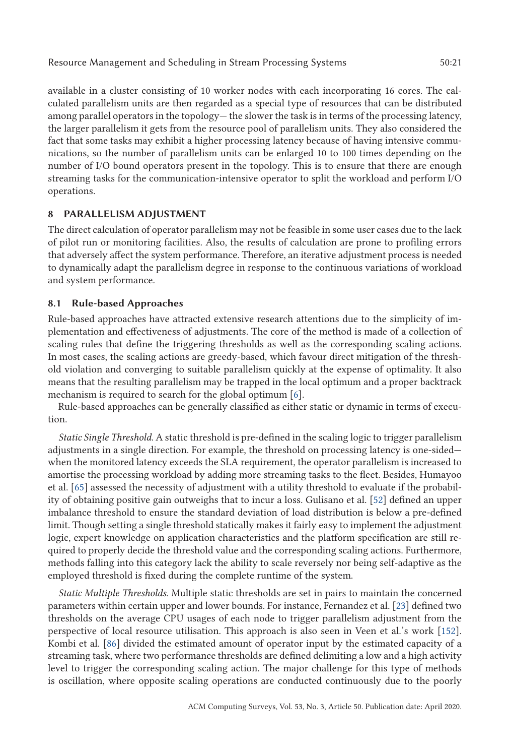available in a cluster consisting of 10 worker nodes with each incorporating 16 cores. The calculated parallelism units are then regarded as a special type of resources that can be distributed among parallel operators in the topology— the slower the task is in terms of the processing latency, the larger parallelism it gets from the resource pool of parallelism units. They also considered the fact that some tasks may exhibit a higher processing latency because of having intensive communications, so the number of parallelism units can be enlarged 10 to 100 times depending on the number of I/O bound operators present in the topology. This is to ensure that there are enough streaming tasks for the communication-intensive operator to split the workload and perform I/O operations.

## 8 PARALLELISM ADJUSTMENT

The direct calculation of operator parallelism may not be feasible in some user cases due to the lack of pilot run or monitoring facilities. Also, the results of calculation are prone to profiling errors that adversely affect the system performance. Therefore, an iterative adjustment process is needed to dynamically adapt the parallelism degree in response to the continuous variations of workload and system performance.

### 8.1 Rule-based Approaches

Rule-based approaches have attracted extensive research attentions due to the simplicity of implementation and effectiveness of adjustments. The core of the method is made of a collection of scaling rules that define the triggering thresholds as well as the corresponding scaling actions. In most cases, the scaling actions are greedy-based, which favour direct mitigation of the threshold violation and converging to suitable parallelism quickly at the expense of optimality. It also means that the resulting parallelism may be trapped in the local optimum and a proper backtrack mechanism is required to search for the global optimum [6].

Rule-based approaches can be generally classified as either static or dynamic in terms of execution.

*Static Single Threshold.* A static threshold is pre-defined in the scaling logic to trigger parallelism adjustments in a single direction. For example, the threshold on processing latency is one-sided— when the monitored latency exceeds the SLA requirement, the operator parallelism is increased to amortise the processing workload by adding more streaming tasks to the fleet. Besides, Humayoo et al. [65] assessed the necessity of adjustment with a utility threshold to evaluate if the probability of obtaining positive gain outweighs that to incur a loss. Gulisano et al. [52] defined an upper imbalance threshold to ensure the standard deviation of load distribution is below a pre-defined limit. Though setting a single threshold statically makes it fairly easy to implement the adjustment logic, expert knowledge on application characteristics and the platform specification are still required to properly decide the threshold value and the corresponding scaling actions. Furthermore, methods falling into this category lack the ability to scale reversely nor being self-adaptive as the employed threshold is fixed during the complete runtime of the system.

*Static Multiple Thresholds.* Multiple static thresholds are set in pairs to maintain the concerned parameters within certain upper and lower bounds. For instance, Fernandez et al. [23] defined two thresholds on the average CPU usages of each node to trigger parallelism adjustment from the perspective of local resource utilisation. This approach is also seen in Veen et al.'s work [152]. Kombi et al. [86] divided the estimated amount of operator input by the estimated capacity of a streaming task, where two performance thresholds are defined delimiting a low and a high activity level to trigger the corresponding scaling action. The major challenge for this type of methods is oscillation, where opposite scaling operations are conducted continuously due to the poorly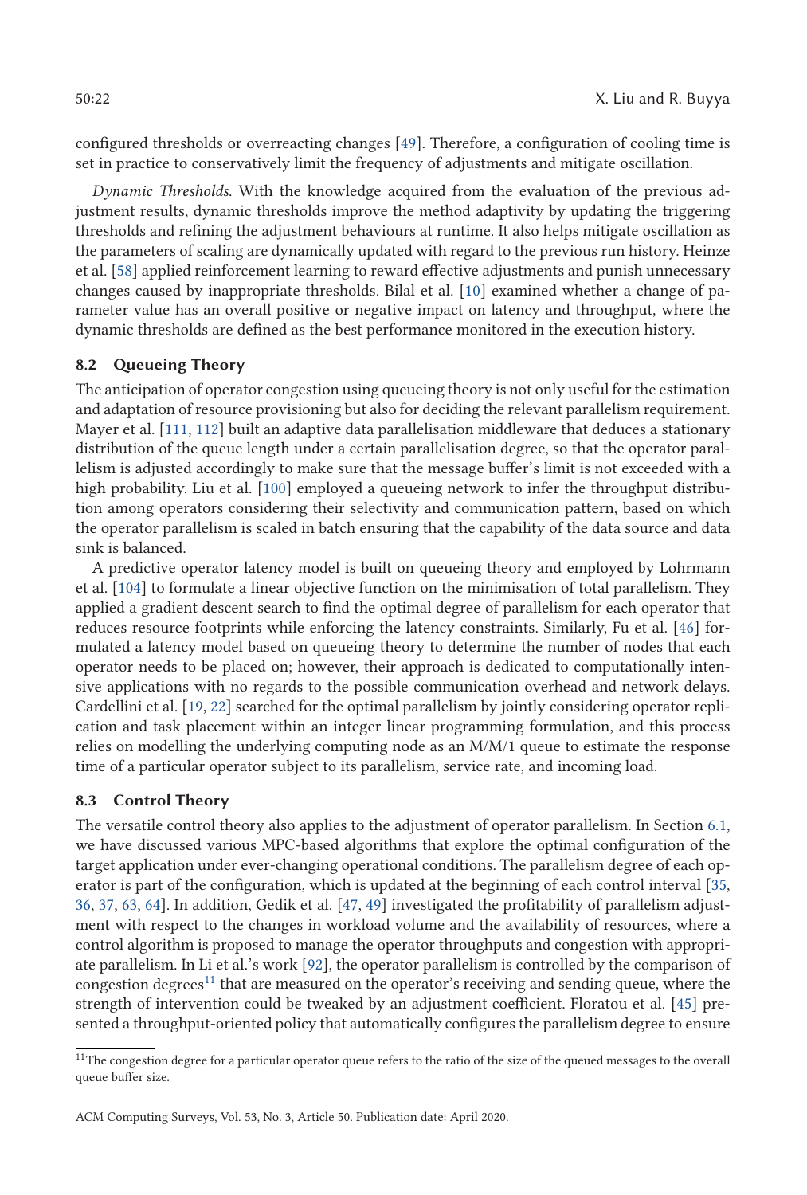configured thresholds or overreacting changes [49]. Therefore, a configuration of cooling time is set in practice to conservatively limit the frequency of adjustments and mitigate oscillation.

*Dynamic Thresholds.* With the knowledge acquired from the evaluation of the previous adjustment results, dynamic thresholds improve the method adaptivity by updating the triggering thresholds and refining the adjustment behaviours at runtime. It also helps mitigate oscillation as the parameters of scaling are dynamically updated with regard to the previous run history. Heinze et al. [58] applied reinforcement learning to reward effective adjustments and punish unnecessary changes caused by inappropriate thresholds. Bilal et al. [10] examined whether a change of parameter value has an overall positive or negative impact on latency and throughput, where the dynamic thresholds are defined as the best performance monitored in the execution history.

### 8.2 Queueing Theory

The anticipation of operator congestion using queueing theory is not only useful for the estimation and adaptation of resource provisioning but also for deciding the relevant parallelism requirement. Mayer et al. [111, 112] built an adaptive data parallelisation middleware that deduces a stationary distribution of the queue length under a certain parallelisation degree, so that the operator parallelism is adjusted accordingly to make sure that the message buffer's limit is not exceeded with a high probability. Liu et al. [100] employed a queueing network to infer the throughput distribution among operators considering their selectivity and communication pattern, based on which the operator parallelism is scaled in batch ensuring that the capability of the data source and data sink is balanced.

A predictive operator latency model is built on queueing theory and employed by Lohrmann et al. [104] to formulate a linear objective function on the minimisation of total parallelism. They applied a gradient descent search to find the optimal degree of parallelism for each operator that reduces resource footprints while enforcing the latency constraints. Similarly, Fu et al. [46] formulated a latency model based on queueing theory to determine the number of nodes that each operator needs to be placed on; however, their approach is dedicated to computationally intensive applications with no regards to the possible communication overhead and network delays. Cardellini et al. [19, 22] searched for the optimal parallelism by jointly considering operator replication and task placement within an integer linear programming formulation, and this process relies on modelling the underlying computing node as an M/M/1 queue to estimate the response time of a particular operator subject to its parallelism, service rate, and incoming load.

### 8.3 Control Theory

The versatile control theory also applies to the adjustment of operator parallelism. In Section 6.1, we have discussed various MPC-based algorithms that explore the optimal configuration of the target application under ever-changing operational conditions. The parallelism degree of each operator is part of the configuration, which is updated at the beginning of each control interval [35, 36, 37, 63, 64]. In addition, Gedik et al. [47, 49] investigated the profitability of parallelism adjustment with respect to the changes in workload volume and the availability of resources, where a control algorithm is proposed to manage the operator throughputs and congestion with appropriate parallelism. In Li et al.'s work [92], the operator parallelism is controlled by the comparison of congestion degrees[11] that are measured on the operator's receiving and sending queue, where the strength of intervention could be tweaked by an adjustment coefficient. Floratou et al. [45] presented a throughput-oriented policy that automatically configures the parallelism degree to ensure

[11] The congestion degree for a particular operator queue refers to the ratio of the size of the queued messages to the overall queue buffer size.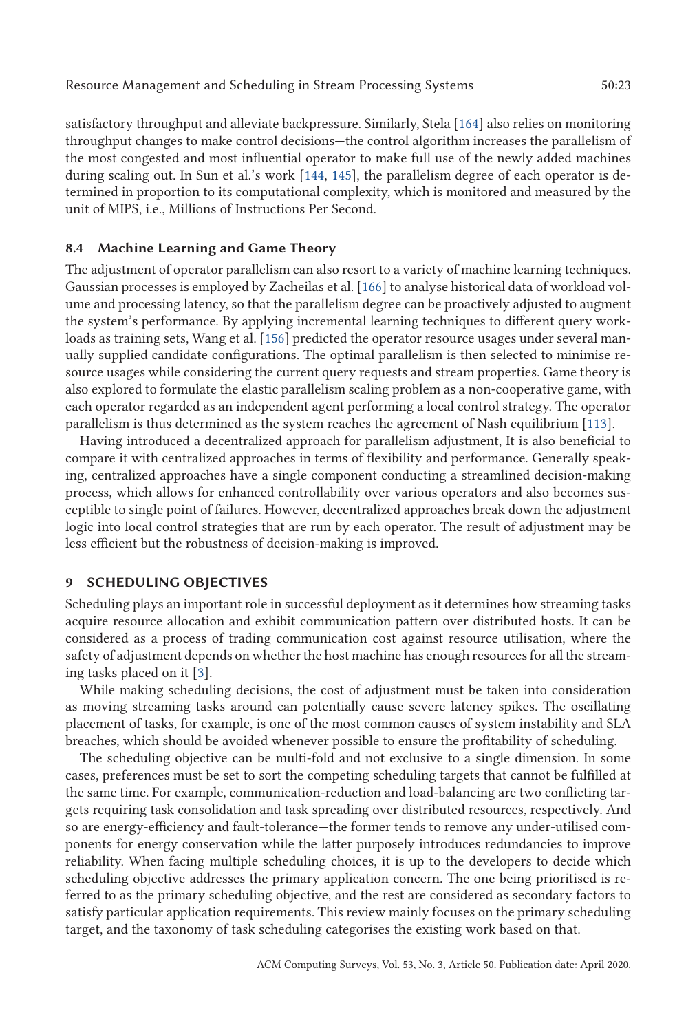satisfactory throughput and alleviate backpressure. Similarly, Stela [164] also relies on monitoring throughput changes to make control decisions—the control algorithm increases the parallelism of the most congested and most influential operator to make full use of the newly added machines during scaling out. In Sun et al.'s work [144, 145], the parallelism degree of each operator is determined in proportion to its computational complexity, which is monitored and measured by the unit of MIPS, i.e., Millions of Instructions Per Second.

### 8.4 Machine Learning and Game Theory

The adjustment of operator parallelism can also resort to a variety of machine learning techniques. Gaussian processes is employed by Zacheilas et al. [166] to analyse historical data of workload volume and processing latency, so that the parallelism degree can be proactively adjusted to augment the system's performance. By applying incremental learning techniques to different query workloads as training sets, Wang et al. [156] predicted the operator resource usages under several manually supplied candidate configurations. The optimal parallelism is then selected to minimise resource usages while considering the current query requests and stream properties. Game theory is also explored to formulate the elastic parallelism scaling problem as a non-cooperative game, with each operator regarded as an independent agent performing a local control strategy. The operator parallelism is thus determined as the system reaches the agreement of Nash equilibrium [113].

Having introduced a decentralized approach for parallelism adjustment, It is also beneficial to compare it with centralized approaches in terms of flexibility and performance. Generally speaking, centralized approaches have a single component conducting a streamlined decision-making process, which allows for enhanced controllability over various operators and also becomes susceptible to single point of failures. However, decentralized approaches break down the adjustment logic into local control strategies that are run by each operator. The result of adjustment may be less efficient but the robustness of decision-making is improved.

## 9 SCHEDULING OBJECTIVES

Scheduling plays an important role in successful deployment as it determines how streaming tasks acquire resource allocation and exhibit communication pattern over distributed hosts. It can be considered as a process of trading communication cost against resource utilisation, where the safety of adjustment depends on whether the host machine has enough resources for all the streaming tasks placed on it [3].

While making scheduling decisions, the cost of adjustment must be taken into consideration as moving streaming tasks around can potentially cause severe latency spikes. The oscillating placement of tasks, for example, is one of the most common causes of system instability and SLA breaches, which should be avoided whenever possible to ensure the profitability of scheduling.

The scheduling objective can be multi-fold and not exclusive to a single dimension. In some cases, preferences must be set to sort the competing scheduling targets that cannot be fulfilled at the same time. For example, communication-reduction and load-balancing are two conflicting targets requiring task consolidation and task spreading over distributed resources, respectively. And so are energy-efficiency and fault-tolerance—the former tends to remove any under-utilised components for energy conservation while the latter purposely introduces redundancies to improve reliability. When facing multiple scheduling choices, it is up to the developers to decide which scheduling objective addresses the primary application concern. The one being prioritised is referred to as the primary scheduling objective, and the rest are considered as secondary factors to satisfy particular application requirements. This review mainly focuses on the primary scheduling target, and the taxonomy of task scheduling categorises the existing work based on that.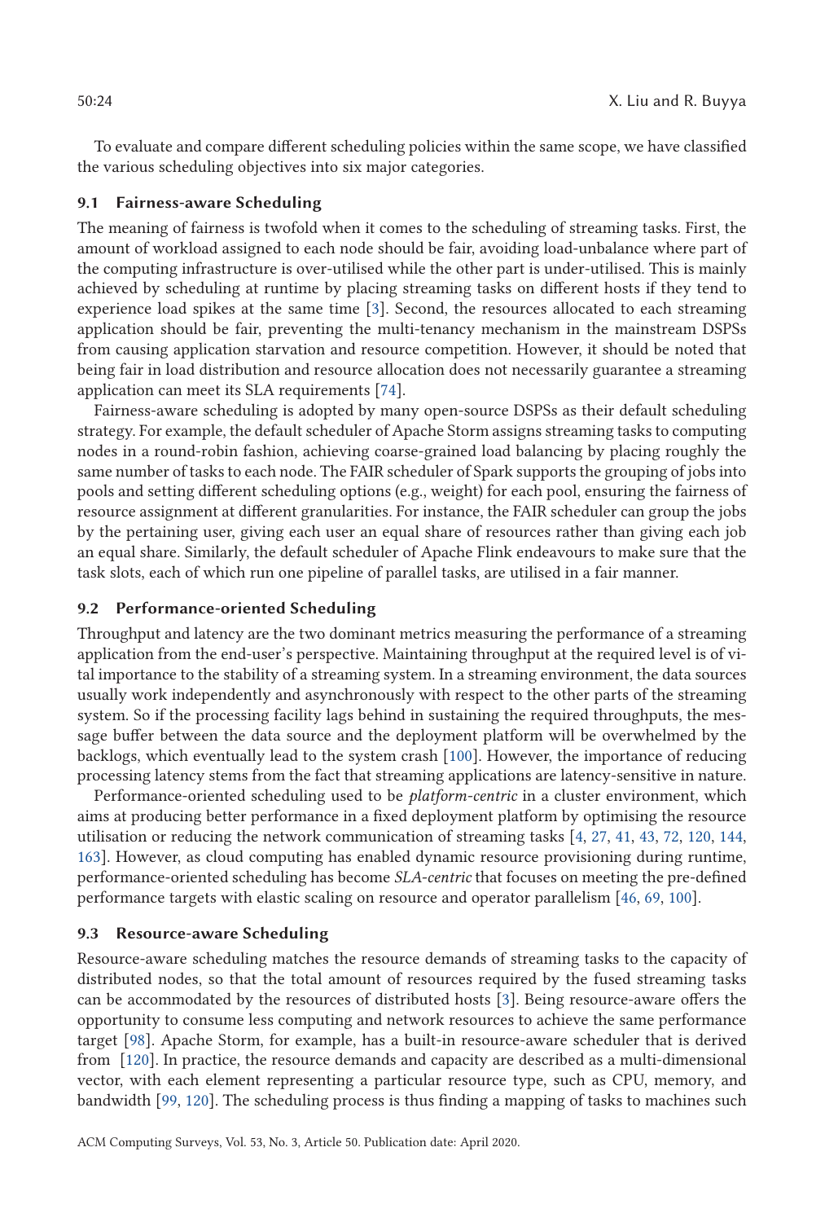To evaluate and compare different scheduling policies within the same scope, we have classified the various scheduling objectives into six major categories.

### 9.1 Fairness-aware Scheduling

The meaning of fairness is twofold when it comes to the scheduling of streaming tasks. First, the amount of workload assigned to each node should be fair, avoiding load-unbalance where part of the computing infrastructure is over-utilised while the other part is under-utilised. This is mainly achieved by scheduling at runtime by placing streaming tasks on different hosts if they tend to experience load spikes at the same time [3]. Second, the resources allocated to each streaming application should be fair, preventing the multi-tenancy mechanism in the mainstream DSPSs from causing application starvation and resource competition. However, it should be noted that being fair in load distribution and resource allocation does not necessarily guarantee a streaming application can meet its SLA requirements [74].

Fairness-aware scheduling is adopted by many open-source DSPSs as their default scheduling strategy. For example, the default scheduler of Apache Storm assigns streaming tasks to computing nodes in a round-robin fashion, achieving coarse-grained load balancing by placing roughly the same number of tasks to each node. The FAIR scheduler of Spark supports the grouping of jobs into pools and setting different scheduling options (e.g., weight) for each pool, ensuring the fairness of resource assignment at different granularities. For instance, the FAIR scheduler can group the jobs by the pertaining user, giving each user an equal share of resources rather than giving each job an equal share. Similarly, the default scheduler of Apache Flink endeavours to make sure that the task slots, each of which run one pipeline of parallel tasks, are utilised in a fair manner.

### 9.2 Performance-oriented Scheduling

Throughput and latency are the two dominant metrics measuring the performance of a streaming application from the end-user's perspective. Maintaining throughput at the required level is of vital importance to the stability of a streaming system. In a streaming environment, the data sources usually work independently and asynchronously with respect to the other parts of the streaming system. So if the processing facility lags behind in sustaining the required throughputs, the message buffer between the data source and the deployment platform will be overwhelmed by the backlogs, which eventually lead to the system crash [100]. However, the importance of reducing processing latency stems from the fact that streaming applications are latency-sensitive in nature.

Performance-oriented scheduling used to be *platform-centric* in a cluster environment, which aims at producing better performance in a fixed deployment platform by optimising the resource utilisation or reducing the network communication of streaming tasks [4, 27, 41, 43, 72, 120, 144, 163]. However, as cloud computing has enabled dynamic resource provisioning during runtime, performance-oriented scheduling has become *SLA-centric* that focuses on meeting the pre-defined performance targets with elastic scaling on resource and operator parallelism [46, 69, 100].

### 9.3 Resource-aware Scheduling

Resource-aware scheduling matches the resource demands of streaming tasks to the capacity of distributed nodes, so that the total amount of resources required by the fused streaming tasks can be accommodated by the resources of distributed hosts [3]. Being resource-aware offers the opportunity to consume less computing and network resources to achieve the same performance target [98]. Apache Storm, for example, has a built-in resource-aware scheduler that is derived from [120]. In practice, the resource demands and capacity are described as a multi-dimensional vector, with each element representing a particular resource type, such as CPU, memory, and bandwidth [99, 120]. The scheduling process is thus finding a mapping of tasks to machines such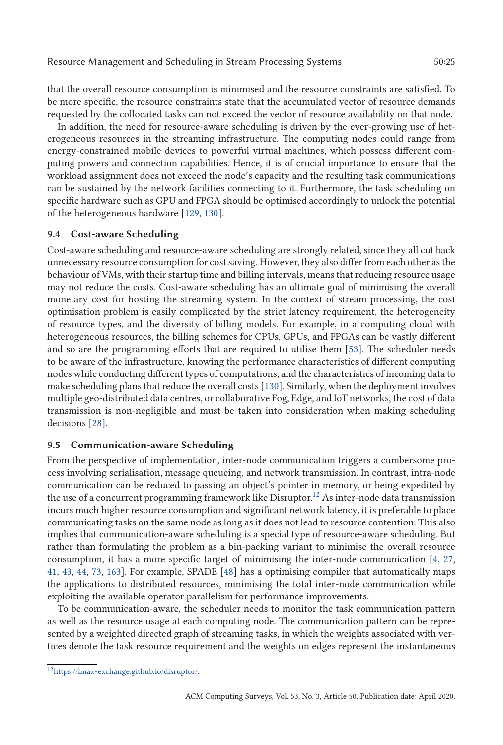that the overall resource consumption is minimised and the resource constraints are satisfied. To be more specific, the resource constraints state that the accumulated vector of resource demands requested by the collocated tasks can not exceed the vector of resource availability on that node.

In addition, the need for resource-aware scheduling is driven by the ever-growing use of heterogeneous resources in the streaming infrastructure. The computing nodes could range from energy-constrained mobile devices to powerful virtual machines, which possess different computing powers and connection capabilities. Hence, it is of crucial importance to ensure that the workload assignment does not exceed the node's capacity and the resulting task communications can be sustained by the network facilities connecting to it. Furthermore, the task scheduling on specific hardware such as GPU and FPGA should be optimised accordingly to unlock the potential of the heterogeneous hardware [129, 130].

### 9.4 Cost-aware Scheduling

Cost-aware scheduling and resource-aware scheduling are strongly related, since they all cut back unnecessary resource consumption for cost saving. However, they also differ from each other as the behaviour of VMs, with their startup time and billing intervals, means that reducing resource usage may not reduce the costs. Cost-aware scheduling has an ultimate goal of minimising the overall monetary cost for hosting the streaming system. In the context of stream processing, the cost optimisation problem is easily complicated by the strict latency requirement, the heterogeneity of resource types, and the diversity of billing models. For example, in a computing cloud with heterogeneous resources, the billing schemes for CPUs, GPUs, and FPGAs can be vastly different and so are the programming efforts that are required to utilise them [53]. The scheduler needs to be aware of the infrastructure, knowing the performance characteristics of different computing nodes while conducting different types of computations, and the characteristics of incoming data to make scheduling plans that reduce the overall costs [130]. Similarly, when the deployment involves multiple geo-distributed data centres, or collaborative Fog, Edge, and IoT networks, the cost of data transmission is non-negligible and must be taken into consideration when making scheduling decisions [28].

### 9.5 Communication-aware Scheduling

From the perspective of implementation, inter-node communication triggers a cumbersome process involving serialisation, message queueing, and network transmission. In contrast, intra-node communication can be reduced to passing an object's pointer in memory, or being expedited by the use of a concurrent programming framework like Disruptor.[12] As inter-node data transmission incurs much higher resource consumption and significant network latency, it is preferable to place communicating tasks on the same node as long as it does not lead to resource contention. This also implies that communication-aware scheduling is a special type of resource-aware scheduling. But rather than formulating the problem as a bin-packing variant to minimise the overall resource consumption, it has a more specific target of minimising the inter-node communication [4, 27, 41, 43, 44, 73, 163]. For example, SPADE [48] has a optimising compiler that automatically maps the applications to distributed resources, minimising the total inter-node communication while exploiting the available operator parallelism for performance improvements.

To be communication-aware, the scheduler needs to monitor the task communication pattern as well as the resource usage at each computing node. The communication pattern can be represented by a weighted directed graph of streaming tasks, in which the weights associated with vertices denote the task resource requirement and the weights on edges represent the instantaneous

[12] https://lmax-exchange.github.io/disruptor/.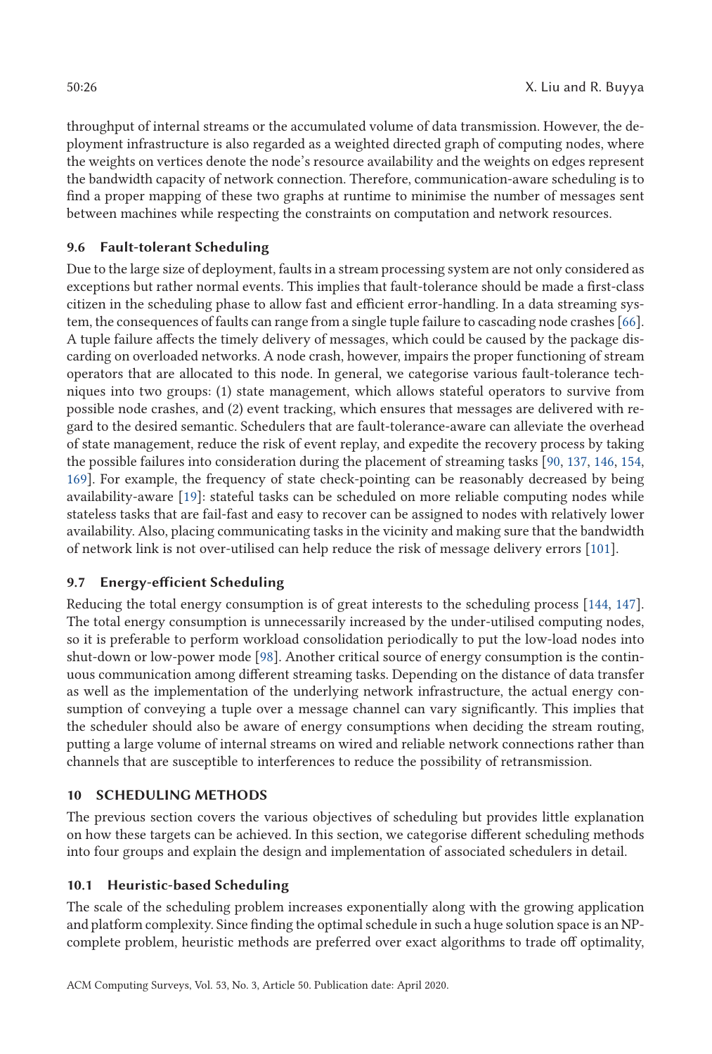throughput of internal streams or the accumulated volume of data transmission. However, the deployment infrastructure is also regarded as a weighted directed graph of computing nodes, where the weights on vertices denote the node's resource availability and the weights on edges represent the bandwidth capacity of network connection. Therefore, communication-aware scheduling is to find a proper mapping of these two graphs at runtime to minimise the number of messages sent between machines while respecting the constraints on computation and network resources.

### 9.6 Fault-tolerant Scheduling

Due to the large size of deployment, faults in a stream processing system are not only considered as exceptions but rather normal events. This implies that fault-tolerance should be made a first-class citizen in the scheduling phase to allow fast and efficient error-handling. In a data streaming system, the consequences of faults can range from a single tuple failure to cascading node crashes [66]. A tuple failure affects the timely delivery of messages, which could be caused by the package discarding on overloaded networks. A node crash, however, impairs the proper functioning of stream operators that are allocated to this node. In general, we categorise various fault-tolerance techniques into two groups: (1) state management, which allows stateful operators to survive from possible node crashes, and (2) event tracking, which ensures that messages are delivered with regard to the desired semantic. Schedulers that are fault-tolerance-aware can alleviate the overhead of state management, reduce the risk of event replay, and expedite the recovery process by taking the possible failures into consideration during the placement of streaming tasks [90, 137, 146, 154, 169]. For example, the frequency of state check-pointing can be reasonably decreased by being availability-aware [19]: stateful tasks can be scheduled on more reliable computing nodes while stateless tasks that are fail-fast and easy to recover can be assigned to nodes with relatively lower availability. Also, placing communicating tasks in the vicinity and making sure that the bandwidth of network link is not over-utilised can help reduce the risk of message delivery errors [101].

### 9.7 Energy-efficient Scheduling

Reducing the total energy consumption is of great interests to the scheduling process [144, 147]. The total energy consumption is unnecessarily increased by the under-utilised computing nodes, so it is preferable to perform workload consolidation periodically to put the low-load nodes into shut-down or low-power mode [98]. Another critical source of energy consumption is the continuous communication among different streaming tasks. Depending on the distance of data transfer as well as the implementation of the underlying network infrastructure, the actual energy consumption of conveying a tuple over a message channel can vary significantly. This implies that the scheduler should also be aware of energy consumptions when deciding the stream routing, putting a large volume of internal streams on wired and reliable network connections rather than channels that are susceptible to interferences to reduce the possibility of retransmission.

## 10 SCHEDULING METHODS

The previous section covers the various objectives of scheduling but provides little explanation on how these targets can be achieved. In this section, we categorise different scheduling methods into four groups and explain the design and implementation of associated schedulers in detail.

### 10.1 Heuristic-based Scheduling

The scale of the scheduling problem increases exponentially along with the growing application and platform complexity. Since finding the optimal schedule in such a huge solution space is an NP-complete problem, heuristic methods are preferred over exact algorithms to trade off optimality,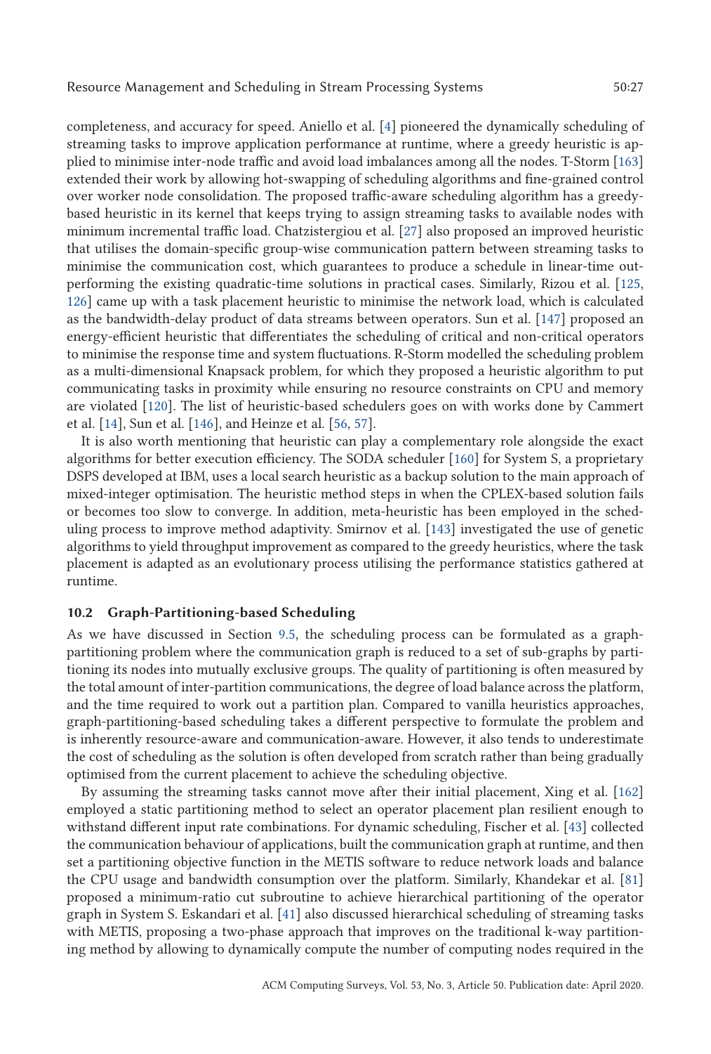completeness, and accuracy for speed. Aniello et al. [4] pioneered the dynamically scheduling of streaming tasks to improve application performance at runtime, where a greedy heuristic is applied to minimise inter-node traffic and avoid load imbalances among all the nodes. T-Storm [163] extended their work by allowing hot-swapping of scheduling algorithms and fine-grained control over worker node consolidation. The proposed traffic-aware scheduling algorithm has a greedy-based heuristic in its kernel that keeps trying to assign streaming tasks to available nodes with minimum incremental traffic load. Chatzistergiou et al. [27] also proposed an improved heuristic that utilises the domain-specific group-wise communication pattern between streaming tasks to minimise the communication cost, which guarantees to produce a schedule in linear-time outperforming the existing quadratic-time solutions in practical cases. Similarly, Rizou et al. [125, 126] came up with a task placement heuristic to minimise the network load, which is calculated as the bandwidth-delay product of data streams between operators. Sun et al. [147] proposed an energy-efficient heuristic that differentiates the scheduling of critical and non-critical operators to minimise the response time and system fluctuations. R-Storm modelled the scheduling problem as a multi-dimensional Knapsack problem, for which they proposed a heuristic algorithm to put communicating tasks in proximity while ensuring no resource constraints on CPU and memory are violated [120]. The list of heuristic-based schedulers goes on with works done by Cammert et al. [14], Sun et al. [146], and Heinze et al. [56, 57].

It is also worth mentioning that heuristic can play a complementary role alongside the exact algorithms for better execution efficiency. The SODA scheduler [160] for System S, a proprietary DSPS developed at IBM, uses a local search heuristic as a backup solution to the main approach of mixed-integer optimisation. The heuristic method steps in when the CPLEX-based solution fails or becomes too slow to converge. In addition, meta-heuristic has been employed in the scheduling process to improve method adaptivity. Smirnov et al. [143] investigated the use of genetic algorithms to yield throughput improvement as compared to the greedy heuristics, where the task placement is adapted as an evolutionary process utilising the performance statistics gathered at runtime.

### 10.2 Graph-Partitioning-based Scheduling

As we have discussed in Section 9.5, the scheduling process can be formulated as a graph-partitioning problem where the communication graph is reduced to a set of sub-graphs by partitioning its nodes into mutually exclusive groups. The quality of partitioning is often measured by the total amount of inter-partition communications, the degree of load balance across the platform, and the time required to work out a partition plan. Compared to vanilla heuristics approaches, graph-partitioning-based scheduling takes a different perspective to formulate the problem and is inherently resource-aware and communication-aware. However, it also tends to underestimate the cost of scheduling as the solution is often developed from scratch rather than being gradually optimised from the current placement to achieve the scheduling objective.

By assuming the streaming tasks cannot move after their initial placement, Xing et al. [162] employed a static partitioning method to select an operator placement plan resilient enough to withstand different input rate combinations. For dynamic scheduling, Fischer et al. [43] collected the communication behaviour of applications, built the communication graph at runtime, and then set a partitioning objective function in the METIS software to reduce network loads and balance the CPU usage and bandwidth consumption over the platform. Similarly, Khandekar et al. [81] proposed a minimum-ratio cut subroutine to achieve hierarchical partitioning of the operator graph in System S. Eskandari et al. [41] also discussed hierarchical scheduling of streaming tasks with METIS, proposing a two-phase approach that improves on the traditional k-way partitioning method by allowing to dynamically compute the number of computing nodes required in the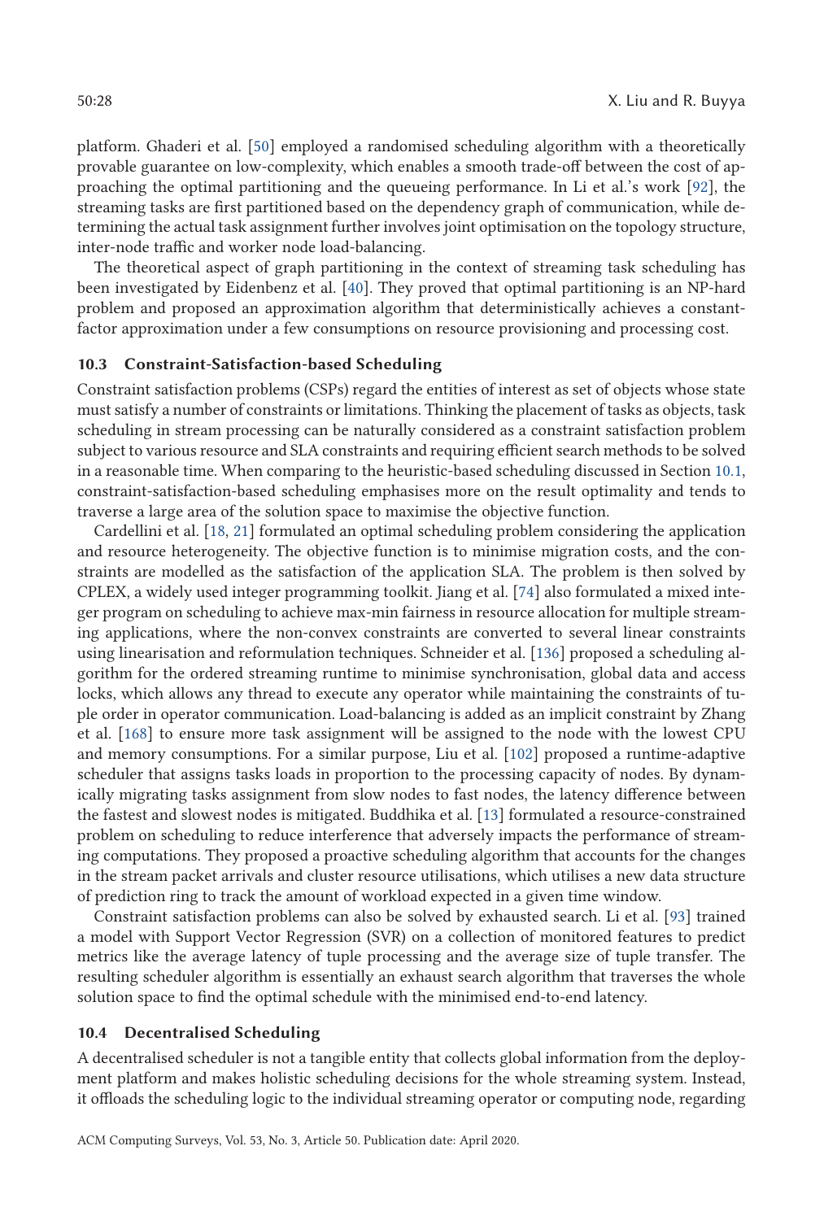platform. Ghaderi et al. [50] employed a randomised scheduling algorithm with a theoretically provable guarantee on low-complexity, which enables a smooth trade-off between the cost of approaching the optimal partitioning and the queueing performance. In Li et al.'s work [92], the streaming tasks are first partitioned based on the dependency graph of communication, while determining the actual task assignment further involves joint optimisation on the topology structure, inter-node traffic and worker node load-balancing.

The theoretical aspect of graph partitioning in the context of streaming task scheduling has been investigated by Eidenbenz et al. [40]. They proved that optimal partitioning is an NP-hard problem and proposed an approximation algorithm that deterministically achieves a constant-factor approximation under a few consumptions on resource provisioning and processing cost.

### 10.3 Constraint-Satisfaction-based Scheduling

Constraint satisfaction problems (CSPs) regard the entities of interest as set of objects whose state must satisfy a number of constraints or limitations. Thinking the placement of tasks as objects, task scheduling in stream processing can be naturally considered as a constraint satisfaction problem subject to various resource and SLA constraints and requiring efficient search methods to be solved in a reasonable time. When comparing to the heuristic-based scheduling discussed in Section 10.1, constraint-satisfaction-based scheduling emphasises more on the result optimality and tends to traverse a large area of the solution space to maximise the objective function.

Cardellini et al. [18, 21] formulated an optimal scheduling problem considering the application and resource heterogeneity. The objective function is to minimise migration costs, and the constraints are modelled as the satisfaction of the application SLA. The problem is then solved by CPLEX, a widely used integer programming toolkit. Jiang et al. [74] also formulated a mixed integer program on scheduling to achieve max-min fairness in resource allocation for multiple streaming applications, where the non-convex constraints are converted to several linear constraints using linearisation and reformulation techniques. Schneider et al. [136] proposed a scheduling algorithm for the ordered streaming runtime to minimise synchronisation, global data and access locks, which allows any thread to execute any operator while maintaining the constraints of tuple order in operator communication. Load-balancing is added as an implicit constraint by Zhang et al. [168] to ensure more task assignment will be assigned to the node with the lowest CPU and memory consumptions. For a similar purpose, Liu et al. [102] proposed a runtime-adaptive scheduler that assigns tasks loads in proportion to the processing capacity of nodes. By dynamically migrating tasks assignment from slow nodes to fast nodes, the latency difference between the fastest and slowest nodes is mitigated. Buddhika et al. [13] formulated a resource-constrained problem on scheduling to reduce interference that adversely impacts the performance of streaming computations. They proposed a proactive scheduling algorithm that accounts for the changes in the stream packet arrivals and cluster resource utilisations, which utilises a new data structure of prediction ring to track the amount of workload expected in a given time window.

Constraint satisfaction problems can also be solved by exhausted search. Li et al. [93] trained a model with Support Vector Regression (SVR) on a collection of monitored features to predict metrics like the average latency of tuple processing and the average size of tuple transfer. The resulting scheduler algorithm is essentially an exhaust search algorithm that traverses the whole solution space to find the optimal schedule with the minimised end-to-end latency.

### 10.4 Decentralised Scheduling

A decentralised scheduler is not a tangible entity that collects global information from the deployment platform and makes holistic scheduling decisions for the whole streaming system. Instead, it offloads the scheduling logic to the individual streaming operator or computing node, regarding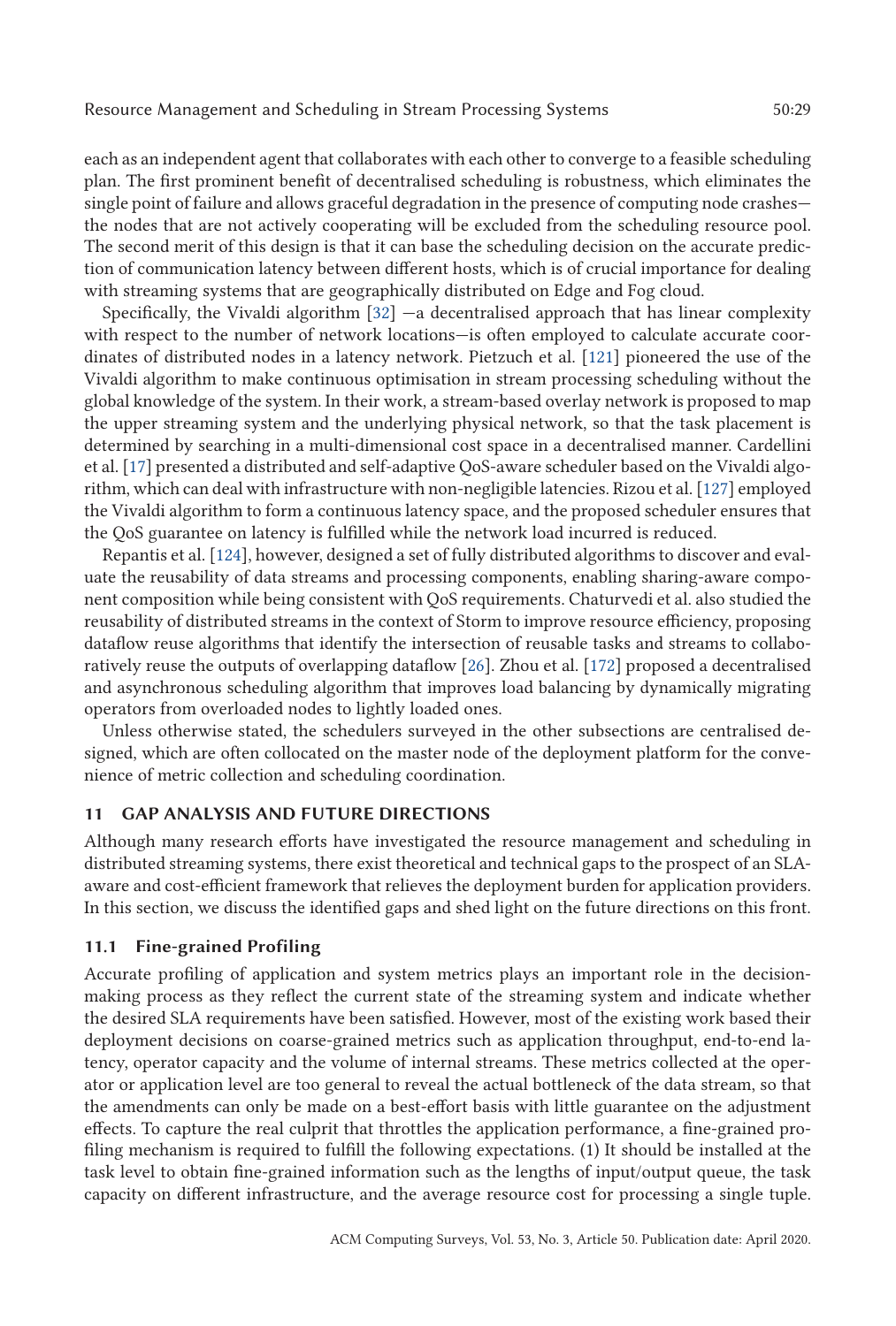each as an independent agent that collaborates with each other to converge to a feasible scheduling plan. The first prominent benefit of decentralised scheduling is robustness, which eliminates the single point of failure and allows graceful degradation in the presence of computing node crashes—the nodes that are not actively cooperating will be excluded from the scheduling resource pool. The second merit of this design is that it can base the scheduling decision on the accurate prediction of communication latency between different hosts, which is of crucial importance for dealing with streaming systems that are geographically distributed on Edge and Fog cloud.

Specifically, the Vivaldi algorithm [32] —a decentralised approach that has linear complexity with respect to the number of network locations—is often employed to calculate accurate coordinates of distributed nodes in a latency network. Pietzuch et al. [121] pioneered the use of the Vivaldi algorithm to make continuous optimisation in stream processing scheduling without the global knowledge of the system. In their work, a stream-based overlay network is proposed to map the upper streaming system and the underlying physical network, so that the task placement is determined by searching in a multi-dimensional cost space in a decentralised manner. Cardellini et al. [17] presented a distributed and self-adaptive QoS-aware scheduler based on the Vivaldi algorithm, which can deal with infrastructure with non-negligible latencies. Rizou et al. [127] employed the Vivaldi algorithm to form a continuous latency space, and the proposed scheduler ensures that the QoS guarantee on latency is fulfilled while the network load incurred is reduced.

Repantis et al. [124], however, designed a set of fully distributed algorithms to discover and evaluate the reusability of data streams and processing components, enabling sharing-aware component composition while being consistent with QoS requirements. Chaturvedi et al. also studied the reusability of distributed streams in the context of Storm to improve resource efficiency, proposing dataflow reuse algorithms that identify the intersection of reusable tasks and streams to collaboratively reuse the outputs of overlapping dataflow [26]. Zhou et al. [172] proposed a decentralised and asynchronous scheduling algorithm that improves load balancing by dynamically migrating operators from overloaded nodes to lightly loaded ones.

Unless otherwise stated, the schedulers surveyed in the other subsections are centralised designed, which are often collocated on the master node of the deployment platform for the convenience of metric collection and scheduling coordination.

## 11 GAP ANALYSIS AND FUTURE DIRECTIONS

Although many research efforts have investigated the resource management and scheduling in distributed streaming systems, there exist theoretical and technical gaps to the prospect of an SLA-aware and cost-efficient framework that relieves the deployment burden for application providers. In this section, we discuss the identified gaps and shed light on the future directions on this front.

### 11.1 Fine-grained Profiling

Accurate profiling of application and system metrics plays an important role in the decision-making process as they reflect the current state of the streaming system and indicate whether the desired SLA requirements have been satisfied. However, most of the existing work based their deployment decisions on coarse-grained metrics such as application throughput, end-to-end latency, operator capacity and the volume of internal streams. These metrics collected at the operator or application level are too general to reveal the actual bottleneck of the data stream, so that the amendments can only be made on a best-effort basis with little guarantee on the adjustment effects. To capture the real culprit that throttles the application performance, a fine-grained profiling mechanism is required to fulfill the following expectations. (1) It should be installed at the task level to obtain fine-grained information such as the lengths of input/output queue, the task capacity on different infrastructure, and the average resource cost for processing a single tuple.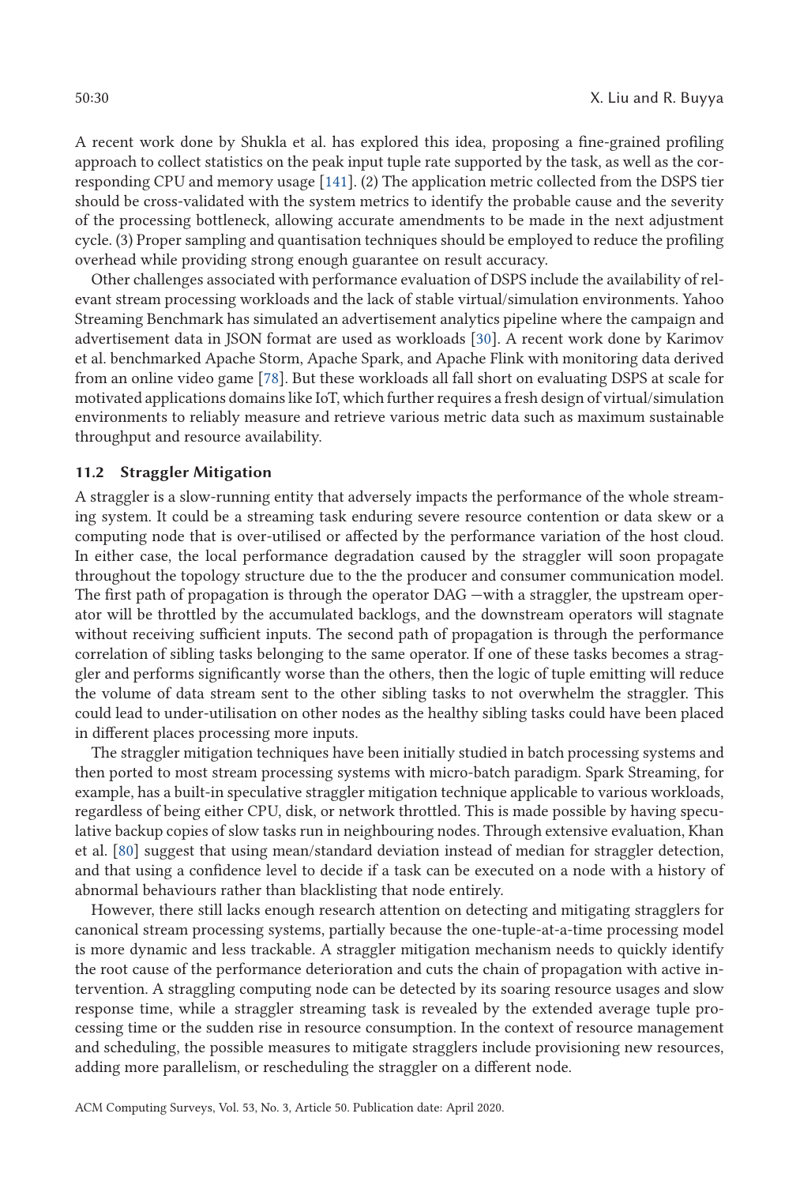A recent work done by Shukla et al. has explored this idea, proposing a fine-grained profiling approach to collect statistics on the peak input tuple rate supported by the task, as well as the corresponding CPU and memory usage [141]. (2) The application metric collected from the DSPS tier should be cross-validated with the system metrics to identify the probable cause and the severity of the processing bottleneck, allowing accurate amendments to be made in the next adjustment cycle. (3) Proper sampling and quantisation techniques should be employed to reduce the profiling overhead while providing strong enough guarantee on result accuracy.

Other challenges associated with performance evaluation of DSPS include the availability of relevant stream processing workloads and the lack of stable virtual/simulation environments. Yahoo Streaming Benchmark has simulated an advertisement analytics pipeline where the campaign and advertisement data in JSON format are used as workloads [30]. A recent work done by Karimov et al. benchmarked Apache Storm, Apache Spark, and Apache Flink with monitoring data derived from an online video game [78]. But these workloads all fall short on evaluating DSPS at scale for motivated applications domains like IoT, which further requires a fresh design of virtual/simulation environments to reliably measure and retrieve various metric data such as maximum sustainable throughput and resource availability.

### 11.2 Straggler Mitigation

A straggler is a slow-running entity that adversely impacts the performance of the whole streaming system. It could be a streaming task enduring severe resource contention or data skew or a computing node that is over-utilised or affected by the performance variation of the host cloud. In either case, the local performance degradation caused by the straggler will soon propagate throughout the topology structure due to the the producer and consumer communication model. The first path of propagation is through the operator DAG —with a straggler, the upstream operator will be throttled by the accumulated backlogs, and the downstream operators will stagnate without receiving sufficient inputs. The second path of propagation is through the performance correlation of sibling tasks belonging to the same operator. If one of these tasks becomes a straggler and performs significantly worse than the others, then the logic of tuple emitting will reduce the volume of data stream sent to the other sibling tasks to not overwhelm the straggler. This could lead to under-utilisation on other nodes as the healthy sibling tasks could have been placed in different places processing more inputs.

The straggler mitigation techniques have been initially studied in batch processing systems and then ported to most stream processing systems with micro-batch paradigm. Spark Streaming, for example, has a built-in speculative straggler mitigation technique applicable to various workloads, regardless of being either CPU, disk, or network throttled. This is made possible by having speculative backup copies of slow tasks run in neighbouring nodes. Through extensive evaluation, Khan et al. [80] suggest that using mean/standard deviation instead of median for straggler detection, and that using a confidence level to decide if a task can be executed on a node with a history of abnormal behaviours rather than blacklisting that node entirely.

However, there still lacks enough research attention on detecting and mitigating stragglers for canonical stream processing systems, partially because the one-tuple-at-a-time processing model is more dynamic and less trackable. A straggler mitigation mechanism needs to quickly identify the root cause of the performance deterioration and cuts the chain of propagation with active intervention. A straggling computing node can be detected by its soaring resource usages and slow response time, while a straggler streaming task is revealed by the extended average tuple processing time or the sudden rise in resource consumption. In the context of resource management and scheduling, the possible measures to mitigate stragglers include provisioning new resources, adding more parallelism, or rescheduling the straggler on a different node.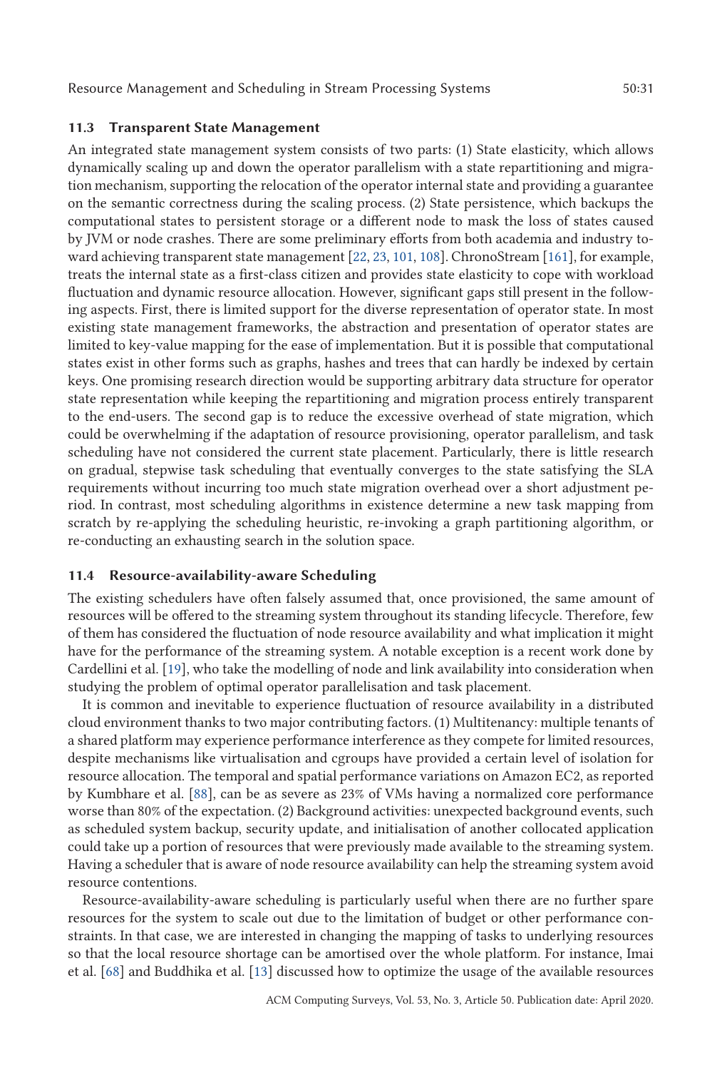### 11.3 Transparent State Management

An integrated state management system consists of two parts: (1) State elasticity, which allows dynamically scaling up and down the operator parallelism with a state repartitioning and migration mechanism, supporting the relocation of the operator internal state and providing a guarantee on the semantic correctness during the scaling process. (2) State persistence, which backups the computational states to persistent storage or a different node to mask the loss of states caused by JVM or node crashes. There are some preliminary efforts from both academia and industry toward achieving transparent state management [22, 23, 101, 108]. ChronoStream [161], for example, treats the internal state as a first-class citizen and provides state elasticity to cope with workload fluctuation and dynamic resource allocation. However, significant gaps still present in the following aspects. First, there is limited support for the diverse representation of operator state. In most existing state management frameworks, the abstraction and presentation of operator states are limited to key-value mapping for the ease of implementation. But it is possible that computational states exist in other forms such as graphs, hashes and trees that can hardly be indexed by certain keys. One promising research direction would be supporting arbitrary data structure for operator state representation while keeping the repartitioning and migration process entirely transparent to the end-users. The second gap is to reduce the excessive overhead of state migration, which could be overwhelming if the adaptation of resource provisioning, operator parallelism, and task scheduling have not considered the current state placement. Particularly, there is little research on gradual, stepwise task scheduling that eventually converges to the state satisfying the SLA requirements without incurring too much state migration overhead over a short adjustment period. In contrast, most scheduling algorithms in existence determine a new task mapping from scratch by re-applying the scheduling heuristic, re-invoking a graph partitioning algorithm, or re-conducting an exhausting search in the solution space.

### 11.4 Resource-availability-aware Scheduling

The existing schedulers have often falsely assumed that, once provisioned, the same amount of resources will be offered to the streaming system throughout its standing lifecycle. Therefore, few of them has considered the fluctuation of node resource availability and what implication it might have for the performance of the streaming system. A notable exception is a recent work done by Cardellini et al. [19], who take the modelling of node and link availability into consideration when studying the problem of optimal operator parallelisation and task placement.

It is common and inevitable to experience fluctuation of resource availability in a distributed cloud environment thanks to two major contributing factors. (1) Multitenancy: multiple tenants of a shared platform may experience performance interference as they compete for limited resources, despite mechanisms like virtualisation and cgroups have provided a certain level of isolation for resource allocation. The temporal and spatial performance variations on Amazon EC2, as reported by Kumbhare et al. [88], can be as severe as 23% of VMs having a normalized core performance worse than 80% of the expectation. (2) Background activities: unexpected background events, such as scheduled system backup, security update, and initialisation of another collocated application could take up a portion of resources that were previously made available to the streaming system. Having a scheduler that is aware of node resource availability can help the streaming system avoid resource contentions.

Resource-availability-aware scheduling is particularly useful when there are no further spare resources for the system to scale out due to the limitation of budget or other performance constraints. In that case, we are interested in changing the mapping of tasks to underlying resources so that the local resource shortage can be amortised over the whole platform. For instance, Imai et al. [68] and Buddhika et al. [13] discussed how to optimize the usage of the available resources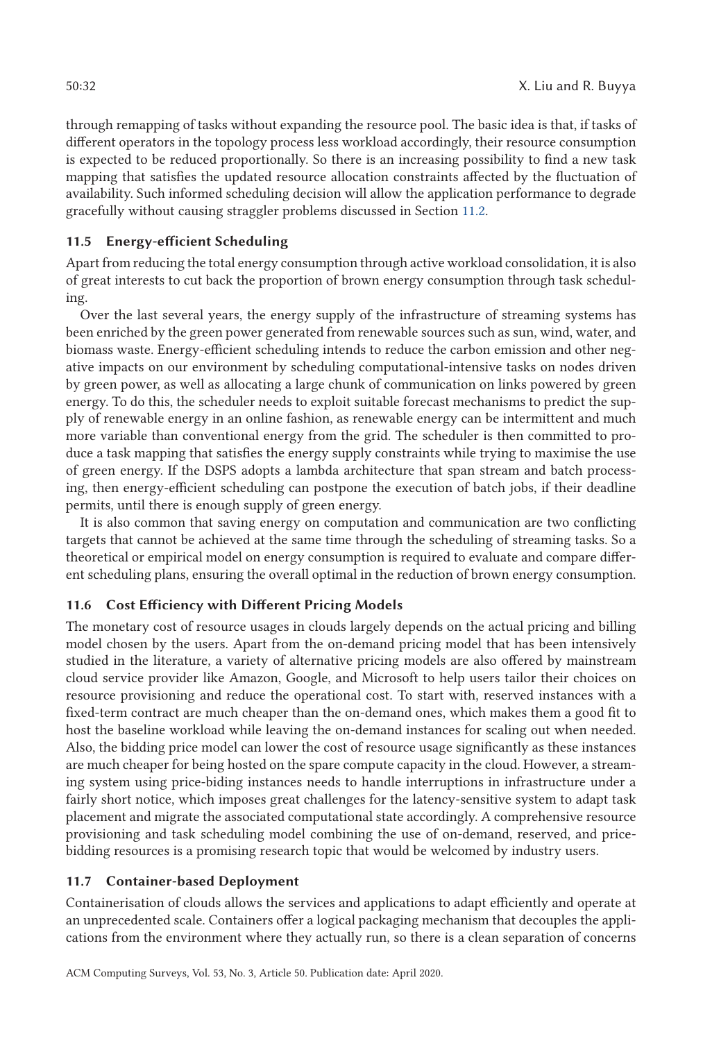through remapping of tasks without expanding the resource pool. The basic idea is that, if tasks of different operators in the topology process less workload accordingly, their resource consumption is expected to be reduced proportionally. So there is an increasing possibility to find a new task mapping that satisfies the updated resource allocation constraints affected by the fluctuation of availability. Such informed scheduling decision will allow the application performance to degrade gracefully without causing straggler problems discussed in Section 11.2.

### 11.5 Energy-efficient Scheduling

Apart from reducing the total energy consumption through active workload consolidation, it is also of great interests to cut back the proportion of brown energy consumption through task scheduling.

Over the last several years, the energy supply of the infrastructure of streaming systems has been enriched by the green power generated from renewable sources such as sun, wind, water, and biomass waste. Energy-efficient scheduling intends to reduce the carbon emission and other negative impacts on our environment by scheduling computational-intensive tasks on nodes driven by green power, as well as allocating a large chunk of communication on links powered by green energy. To do this, the scheduler needs to exploit suitable forecast mechanisms to predict the supply of renewable energy in an online fashion, as renewable energy can be intermittent and much more variable than conventional energy from the grid. The scheduler is then committed to produce a task mapping that satisfies the energy supply constraints while trying to maximise the use of green energy. If the DSPS adopts a lambda architecture that span stream and batch processing, then energy-efficient scheduling can postpone the execution of batch jobs, if their deadline permits, until there is enough supply of green energy.

It is also common that saving energy on computation and communication are two conflicting targets that cannot be achieved at the same time through the scheduling of streaming tasks. So a theoretical or empirical model on energy consumption is required to evaluate and compare different scheduling plans, ensuring the overall optimal in the reduction of brown energy consumption.

### 11.6 Cost Efficiency with Different Pricing Models

The monetary cost of resource usages in clouds largely depends on the actual pricing and billing model chosen by the users. Apart from the on-demand pricing model that has been intensively studied in the literature, a variety of alternative pricing models are also offered by mainstream cloud service provider like Amazon, Google, and Microsoft to help users tailor their choices on resource provisioning and reduce the operational cost. To start with, reserved instances with a fixed-term contract are much cheaper than the on-demand ones, which makes them a good fit to host the baseline workload while leaving the on-demand instances for scaling out when needed. Also, the bidding price model can lower the cost of resource usage significantly as these instances are much cheaper for being hosted on the spare compute capacity in the cloud. However, a streaming system using price-biding instances needs to handle interruptions in infrastructure under a fairly short notice, which imposes great challenges for the latency-sensitive system to adapt task placement and migrate the associated computational state accordingly. A comprehensive resource provisioning and task scheduling model combining the use of on-demand, reserved, and price-bidding resources is a promising research topic that would be welcomed by industry users.

### 11.7 Container-based Deployment

Containerisation of clouds allows the services and applications to adapt efficiently and operate at an unprecedented scale. Containers offer a logical packaging mechanism that decouples the applications from the environment where they actually run, so there is a clean separation of concerns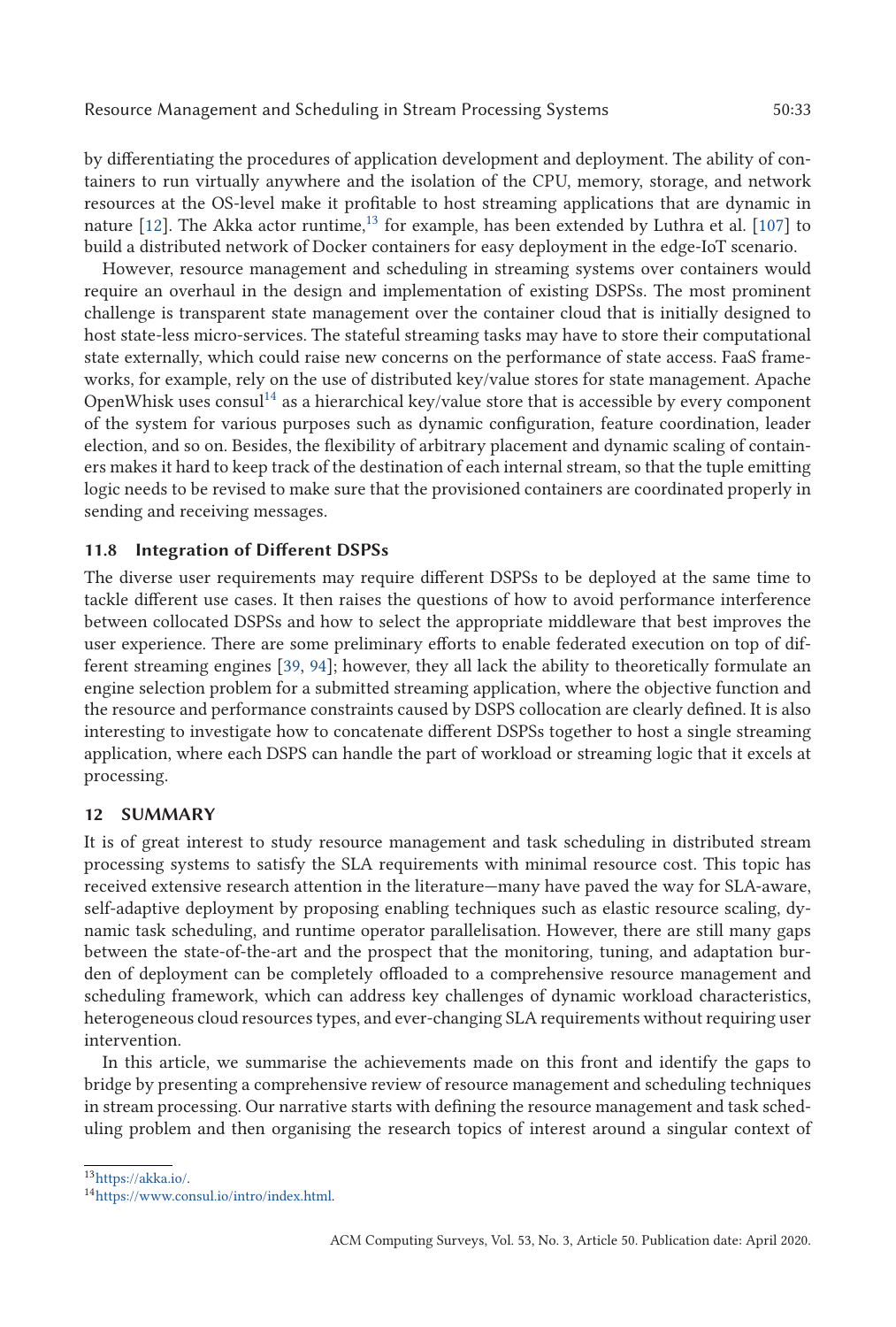by differentiating the procedures of application development and deployment. The ability of containers to run virtually anywhere and the isolation of the CPU, memory, storage, and network resources at the OS-level make it profitable to host streaming applications that are dynamic in nature [12]. The Akka actor runtime,[13] for example, has been extended by Luthra et al. [107] to build a distributed network of Docker containers for easy deployment in the edge-IoT scenario.

However, resource management and scheduling in streaming systems over containers would require an overhaul in the design and implementation of existing DSPSs. The most prominent challenge is transparent state management over the container cloud that is initially designed to host state-less micro-services. The stateful streaming tasks may have to store their computational state externally, which could raise new concerns on the performance of state access. FaaS frameworks, for example, rely on the use of distributed key/value stores for state management. Apache OpenWhisk uses consul[14] as a hierarchical key/value store that is accessible by every component of the system for various purposes such as dynamic configuration, feature coordination, leader election, and so on. Besides, the flexibility of arbitrary placement and dynamic scaling of containers makes it hard to keep track of the destination of each internal stream, so that the tuple emitting logic needs to be revised to make sure that the provisioned containers are coordinated properly in sending and receiving messages.

### 11.8 Integration of Different DSPSs

The diverse user requirements may require different DSPSs to be deployed at the same time to tackle different use cases. It then raises the questions of how to avoid performance interference between collocated DSPSs and how to select the appropriate middleware that best improves the user experience. There are some preliminary efforts to enable federated execution on top of different streaming engines [39, 94]; however, they all lack the ability to theoretically formulate an engine selection problem for a submitted streaming application, where the objective function and the resource and performance constraints caused by DSPS collocation are clearly defined. It is also interesting to investigate how to concatenate different DSPSs together to host a single streaming application, where each DSPS can handle the part of workload or streaming logic that it excels at processing.

## 12 SUMMARY

It is of great interest to study resource management and task scheduling in distributed stream processing systems to satisfy the SLA requirements with minimal resource cost. This topic has received extensive research attention in the literature—many have paved the way for SLA-aware, self-adaptive deployment by proposing enabling techniques such as elastic resource scaling, dynamic task scheduling, and runtime operator parallelisation. However, there are still many gaps between the state-of-the-art and the prospect that the monitoring, tuning, and adaptation burden of deployment can be completely offloaded to a comprehensive resource management and scheduling framework, which can address key challenges of dynamic workload characteristics, heterogeneous cloud resources types, and ever-changing SLA requirements without requiring user intervention.

In this article, we summarise the achievements made on this front and identify the gaps to bridge by presenting a comprehensive review of resource management and scheduling techniques in stream processing. Our narrative starts with defining the resource management and task scheduling problem and then organising the research topics of interest around a singular context of

[13] https://akka.io/.

[14] https://www.consul.io/intro/index.html.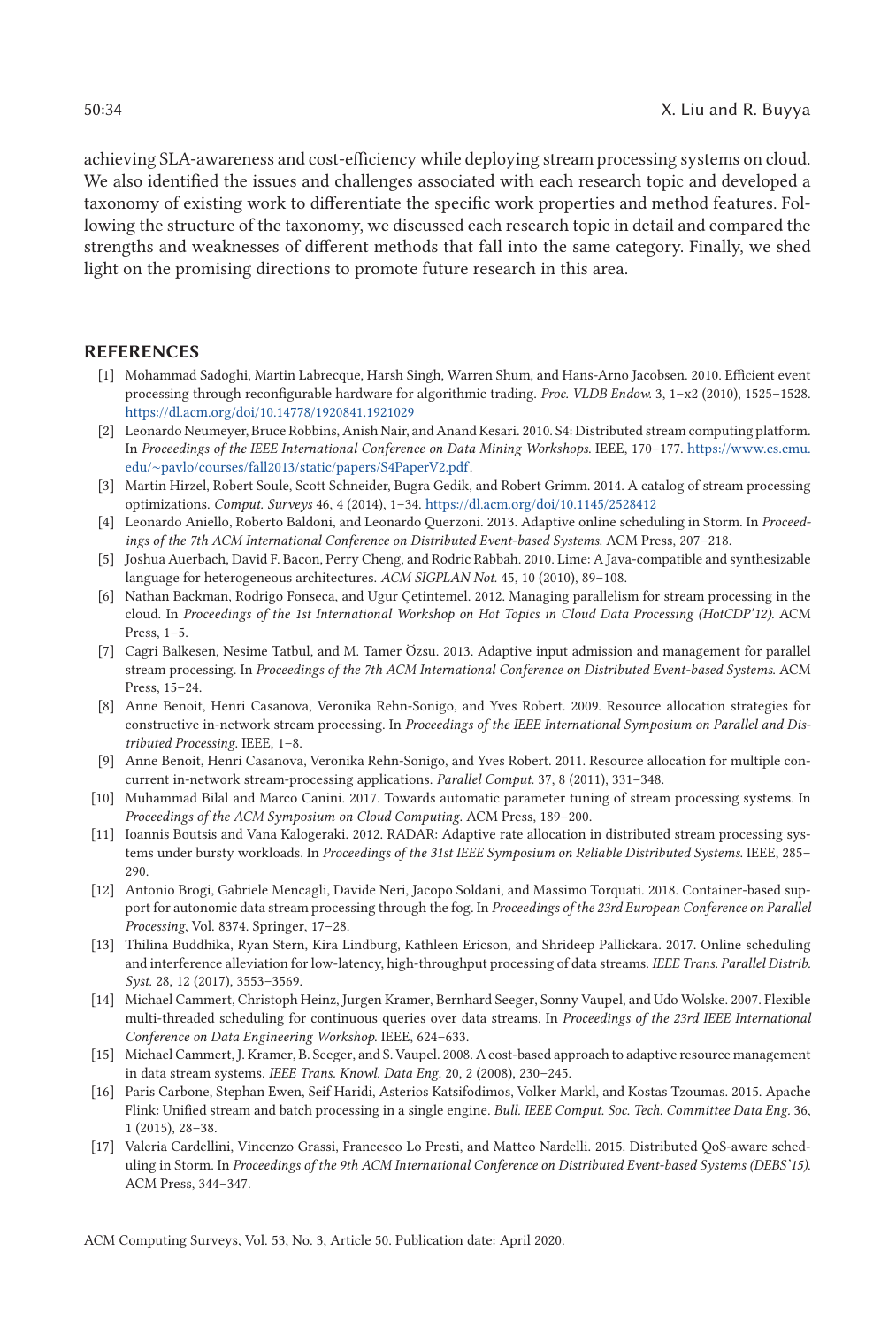achieving SLA-awareness and cost-efficiency while deploying stream processing systems on cloud. We also identified the issues and challenges associated with each research topic and developed a taxonomy of existing work to differentiate the specific work properties and method features. Following the structure of the taxonomy, we discussed each research topic in detail and compared the strengths and weaknesses of different methods that fall into the same category. Finally, we shed light on the promising directions to promote future research in this area.

## REFERENCES

[1] Mohammad Sadoghi, Martin Labrecque, Harsh Singh, Warren Shum, and Hans-Arno Jacobsen. 2010. Efficient event processing through reconfigurable hardware for algorithmic trading. *Proc. VLDB Endow.* 3, 1–x2 (2010), 1525–1528. https://dl.acm.org/doi/10.14778/1920841.1921029

[2] Leonardo Neumeyer, Bruce Robbins, Anish Nair, and Anand Kesari. 2010. S4: Distributed stream computing platform. In *Proceedings of the IEEE International Conference on Data Mining Workshops*. IEEE, 170–177. https://www.cs.cmu.edu/~pavlo/courses/fall2013/static/papers/S4PaperV2.pdf.

[3] Martin Hirzel, Robert Soule, Scott Schneider, Bugra Gedik, and Robert Grimm. 2014. A catalog of stream processing optimizations. *Comput. Surveys* 46, 4 (2014), 1–34. https://dl.acm.org/doi/10.1145/2528412

[4] Leonardo Aniello, Roberto Baldoni, and Leonardo Querzoni. 2013. Adaptive online scheduling in Storm. In *Proceedings of the 7th ACM International Conference on Distributed Event-based Systems*. ACM Press, 207–218.

[5] Joshua Auerbach, David F. Bacon, Perry Cheng, and Rodric Rabbah. 2010. Lime: A Java-compatible and synthesizable language for heterogeneous architectures. *ACM SIGPLAN Not.* 45, 10 (2010), 89–108.

[6] Nathan Backman, Rodrigo Fonseca, and Ugur Çetintemel. 2012. Managing parallelism for stream processing in the cloud. In *Proceedings of the 1st International Workshop on Hot Topics in Cloud Data Processing (HotCDP'12)*. ACM Press, 1–5.

[7] Cagri Balkesen, Nesime Tatbul, and M. Tamer Özsu. 2013. Adaptive input admission and management for parallel stream processing. In *Proceedings of the 7th ACM International Conference on Distributed Event-based Systems*. ACM Press, 15–24.

[8] Anne Benoit, Henri Casanova, Veronika Rehn-Sonigo, and Yves Robert. 2009. Resource allocation strategies for constructive in-network stream processing. In *Proceedings of the IEEE International Symposium on Parallel and Distributed Processing*. IEEE, 1–8.

[9] Anne Benoit, Henri Casanova, Veronika Rehn-Sonigo, and Yves Robert. 2011. Resource allocation for multiple concurrent in-network stream-processing applications. *Parallel Comput.* 37, 8 (2011), 331–348.

[10] Muhammad Bilal and Marco Canini. 2017. Towards automatic parameter tuning of stream processing systems. In *Proceedings of the ACM Symposium on Cloud Computing*. ACM Press, 189–200.

[11] Ioannis Boutsis and Vana Kalogeraki. 2012. RADAR: Adaptive rate allocation in distributed stream processing systems under bursty workloads. In *Proceedings of the 31st IEEE Symposium on Reliable Distributed Systems*. IEEE, 285–290.

[12] Antonio Brogi, Gabriele Mencagli, Davide Neri, Jacopo Soldani, and Massimo Torquati. 2018. Container-based support for autonomic data stream processing through the fog. In *Proceedings of the 23rd European Conference on Parallel Processing*, Vol. 8374. Springer, 17–28.

[13] Thilina Buddhika, Ryan Stern, Kira Lindburg, Kathleen Ericson, and Shrideep Pallickara. 2017. Online scheduling and interference alleviation for low-latency, high-throughput processing of data streams. *IEEE Trans. Parallel Distrib. Syst.* 28, 12 (2017), 3553–3569.

[14] Michael Cammert, Christoph Heinz, Jurgen Kramer, Bernhard Seeger, Sonny Vaupel, and Udo Wolske. 2007. Flexible multi-threaded scheduling for continuous queries over data streams. In *Proceedings of the 23rd IEEE International Conference on Data Engineering Workshop*. IEEE, 624–633.

[15] Michael Cammert, J. Kramer, B. Seeger, and S. Vaupel. 2008. A cost-based approach to adaptive resource management in data stream systems. *IEEE Trans. Knowl. Data Eng.* 20, 2 (2008), 230–245.

[16] Paris Carbone, Stephan Ewen, Seif Haridi, Asterios Katsifodimos, Volker Markl, and Kostas Tzoumas. 2015. Apache Flink: Unified stream and batch processing in a single engine. *Bull. IEEE Comput. Soc. Tech. Committee Data Eng.* 36, 1 (2015), 28–38.

[17] Valeria Cardellini, Vincenzo Grassi, Francesco Lo Presti, and Matteo Nardelli. 2015. Distributed QoS-aware scheduling in Storm. In *Proceedings of the 9th ACM International Conference on Distributed Event-based Systems (DEBS'15)*. ACM Press, 344–347.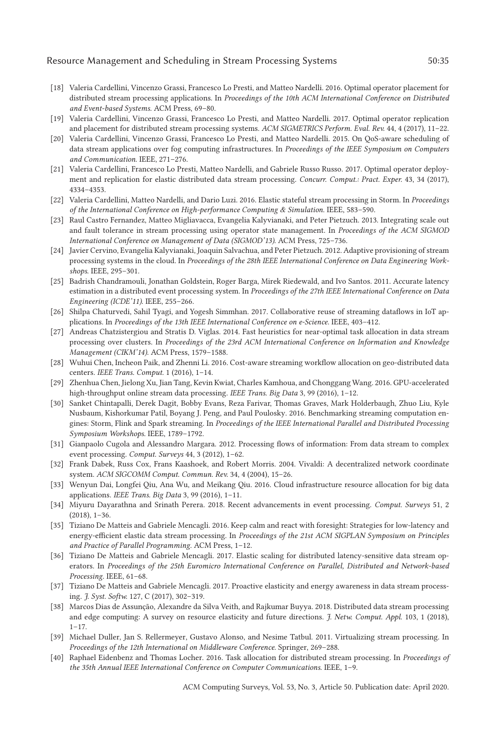[18] Valeria Cardellini, Vincenzo Grassi, Francesco Lo Presti, and Matteo Nardelli. 2016. Optimal operator placement for distributed stream processing applications. In *Proceedings of the 10th ACM International Conference on Distributed and Event-based Systems*. ACM Press, 69–80.

[19] Valeria Cardellini, Vincenzo Grassi, Francesco Lo Presti, and Matteo Nardelli. 2017. Optimal operator replication and placement for distributed stream processing systems. *ACM SIGMETRICS Perform. Eval. Rev.* 44, 4 (2017), 11–22.

[20] Valeria Cardellini, Vincenzo Grassi, Francesco Lo Presti, and Matteo Nardelli. 2015. On QoS-aware scheduling of data stream applications over fog computing infrastructures. In *Proceedings of the IEEE Symposium on Computers and Communication*. IEEE, 271–276.

[21] Valeria Cardellini, Francesco Lo Presti, Matteo Nardelli, and Gabriele Russo Russo. 2017. Optimal operator deployment and replication for elastic distributed data stream processing. *Concurr. Comput.: Pract. Exper.* 43, 34 (2017), 4334–4353.

[22] Valeria Cardellini, Matteo Nardelli, and Dario Luzi. 2016. Elastic stateful stream processing in Storm. In *Proceedings of the International Conference on High-performance Computing & Simulation*. IEEE, 583–590.

[23] Raul Castro Fernandez, Matteo Migliavacca, Evangelia Kalyvianaki, and Peter Pietzuch. 2013. Integrating scale out and fault tolerance in stream processing using operator state management. In *Proceedings of the ACM SIGMOD International Conference on Management of Data (SIGMOD'13)*. ACM Press, 725–736.

[24] Javier Cervino, Evangelia Kalyvianaki, Joaquin Salvachua, and Peter Pietzuch. 2012. Adaptive provisioning of stream processing systems in the cloud. In *Proceedings of the 28th IEEE International Conference on Data Engineering Workshops*. IEEE, 295–301.

[25] Badrish Chandramouli, Jonathan Goldstein, Roger Barga, Mirek Riedewald, and Ivo Santos. 2011. Accurate latency estimation in a distributed event processing system. In *Proceedings of the 27th IEEE International Conference on Data Engineering (ICDE'11)*. IEEE, 255–266.

[26] Shilpa Chaturvedi, Sahil Tyagi, and Yogesh Simmhan. 2017. Collaborative reuse of streaming dataflows in IoT applications. In *Proceedings of the 13th IEEE International Conference on e-Science*. IEEE, 403–412.

[27] Andreas Chatzistergiou and Stratis D. Viglas. 2014. Fast heuristics for near-optimal task allocation in data stream processing over clusters. In *Proceedings of the 23rd ACM International Conference on Information and Knowledge Management (CIKM'14)*. ACM Press, 1579–1588.

[28] Wuhui Chen, Incheon Paik, and Zhenni Li. 2016. Cost-aware streaming workflow allocation on geo-distributed data centers. *IEEE Trans. Comput.* 1 (2016), 1–14.

[29] Zhenhua Chen, Jielong Xu, Jian Tang, Kevin Kwiat, Charles Kamhoua, and Chonggang Wang. 2016. GPU-accelerated high-throughput online stream data processing. *IEEE Trans. Big Data* 3, 99 (2016), 1–12.

[30] Sanket Chintapalli, Derek Dagit, Bobby Evans, Reza Farivar, Thomas Graves, Mark Holderbaugh, Zhuo Liu, Kyle Nusbaum, Kishorkumar Patil, Boyang J. Peng, and Paul Poulosky. 2016. Benchmarking streaming computation engines: Storm, Flink and Spark streaming. In *Proceedings of the IEEE International Parallel and Distributed Processing Symposium Workshops*. IEEE, 1789–1792.

[31] Gianpaolo Cugola and Alessandro Margara. 2012. Processing flows of information: From data stream to complex event processing. *Comput. Surveys* 44, 3 (2012), 1–62.

[32] Frank Dabek, Russ Cox, Frans Kaashoek, and Robert Morris. 2004. Vivaldi: A decentralized network coordinate system. *ACM SIGCOMM Comput. Commun. Rev.* 34, 4 (2004), 15–26.

[33] Wenyun Dai, Longfei Qiu, Ana Wu, and Meikang Qiu. 2016. Cloud infrastructure resource allocation for big data applications. *IEEE Trans. Big Data* 3, 99 (2016), 1–11.

[34] Miyuru Dayarathna and Srinath Perera. 2018. Recent advancements in event processing. *Comput. Surveys* 51, 2 (2018), 1–36.

[35] Tiziano De Matteis and Gabriele Mencagli. 2016. Keep calm and react with foresight: Strategies for low-latency and energy-efficient elastic data stream processing. In *Proceedings of the 21st ACM SIGPLAN Symposium on Principles and Practice of Parallel Programming*. ACM Press, 1–12.

[36] Tiziano De Matteis and Gabriele Mencagli. 2017. Elastic scaling for distributed latency-sensitive data stream operators. In *Proceedings of the 25th Euromicro International Conference on Parallel, Distributed and Network-based Processing*. IEEE, 61–68.

[37] Tiziano De Matteis and Gabriele Mencagli. 2017. Proactive elasticity and energy awareness in data stream processing. *J. Syst. Softw.* 127, C (2017), 302–319.

[38] Marcos Dias de Assunção, Alexandre da Silva Veith, and Rajkumar Buyya. 2018. Distributed data stream processing and edge computing: A survey on resource elasticity and future directions. *J. Netw. Comput. Appl.* 103, 1 (2018), 1–17.

[39] Michael Duller, Jan S. Rellermeyer, Gustavo Alonso, and Nesime Tatbul. 2011. Virtualizing stream processing. In *Proceedings of the 12th International on Middleware Conference*. Springer, 269–288.

[40] Raphael Eidenbenz and Thomas Locher. 2016. Task allocation for distributed stream processing. In *Proceedings of the 35th Annual IEEE International Conference on Computer Communications*. IEEE, 1–9.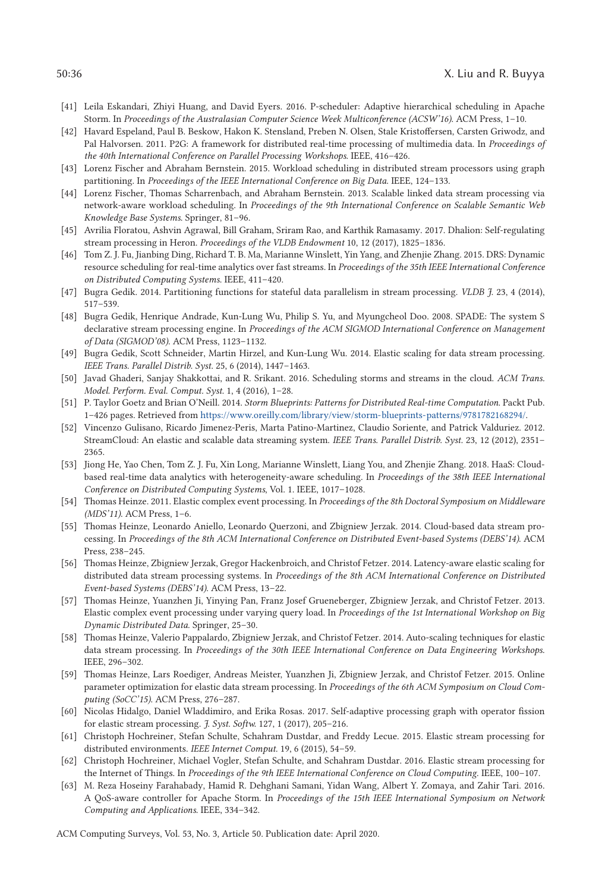[41] Leila Eskandari, Zhiyi Huang, and David Eyers. 2016. P-scheduler: Adaptive hierarchical scheduling in Apache Storm. In *Proceedings of the Australasian Computer Science Week Multiconference (ACSW'16)*. ACM Press, 1–10.

[42] Havard Espeland, Paul B. Beskow, Hakon K. Stensland, Preben N. Olsen, Stale Kristoffersen, Carsten Griwodz, and Pal Halvorsen. 2011. P2G: A framework for distributed real-time processing of multimedia data. In *Proceedings of the 40th International Conference on Parallel Processing Workshops*. IEEE, 416–426.

[43] Lorenz Fischer and Abraham Bernstein. 2015. Workload scheduling in distributed stream processors using graph partitioning. In *Proceedings of the IEEE International Conference on Big Data*. IEEE, 124–133.

[44] Lorenz Fischer, Thomas Scharrenbach, and Abraham Bernstein. 2013. Scalable linked data stream processing via network-aware workload scheduling. In *Proceedings of the 9th International Conference on Scalable Semantic Web Knowledge Base Systems*. Springer, 81–96.

[45] Avrilia Floratou, Ashvin Agrawal, Bill Graham, Sriram Rao, and Karthik Ramasamy. 2017. Dhalion: Self-regulating stream processing in Heron. *Proceedings of the VLDB Endowment* 10, 12 (2017), 1825–1836.

[46] Tom Z. J. Fu, Jianbing Ding, Richard T. B. Ma, Marianne Winslett, Yin Yang, and Zhenjie Zhang. 2015. DRS: Dynamic resource scheduling for real-time analytics over fast streams. In *Proceedings of the 35th IEEE International Conference on Distributed Computing Systems*. IEEE, 411–420.

[47] Bugra Gedik. 2014. Partitioning functions for stateful data parallelism in stream processing. *VLDB J.* 23, 4 (2014), 517–539.

[48] Bugra Gedik, Henrique Andrade, Kun-Lung Wu, Philip S. Yu, and Myungcheol Doo. 2008. SPADE: The system S declarative stream processing engine. In *Proceedings of the ACM SIGMOD International Conference on Management of Data (SIGMOD'08)*. ACM Press, 1123–1132.

[49] Bugra Gedik, Scott Schneider, Martin Hirzel, and Kun-Lung Wu. 2014. Elastic scaling for data stream processing. *IEEE Trans. Parallel Distrib. Syst.* 25, 6 (2014), 1447–1463.

[50] Javad Ghaderi, Sanjay Shakkottai, and R. Srikant. 2016. Scheduling storms and streams in the cloud. *ACM Trans. Model. Perform. Eval. Comput. Syst.* 1, 4 (2016), 1–28.

[51] P. Taylor Goetz and Brian O'Neill. 2014. *Storm Blueprints: Patterns for Distributed Real-time Computation*. Packt Pub. 1–426 pages. Retrieved from https://www.oreilly.com/library/view/storm-blueprints-patterns/9781782168294/.

[52] Vincenzo Gulisano, Ricardo Jimenez-Peris, Marta Patino-Martinez, Claudio Soriente, and Patrick Valduriez. 2012. StreamCloud: An elastic and scalable data streaming system. *IEEE Trans. Parallel Distrib. Syst.* 23, 12 (2012), 2351–2365.

[53] Jiong He, Yao Chen, Tom Z. J. Fu, Xin Long, Marianne Winslett, Liang You, and Zhenjie Zhang. 2018. HaaS: Cloud-based real-time data analytics with heterogeneity-aware scheduling. In *Proceedings of the 38th IEEE International Conference on Distributed Computing Systems*, Vol. 1. IEEE, 1017–1028.

[54] Thomas Heinze. 2011. Elastic complex event processing. In *Proceedings of the 8th Doctoral Symposium on Middleware (MDS'11)*. ACM Press, 1–6.

[55] Thomas Heinze, Leonardo Aniello, Leonardo Querzoni, and Zbigniew Jerzak. 2014. Cloud-based data stream processing. In *Proceedings of the 8th ACM International Conference on Distributed Event-based Systems (DEBS'14)*. ACM Press, 238–245.

[56] Thomas Heinze, Zbigniew Jerzak, Gregor Hackenbroich, and Christof Fetzer. 2014. Latency-aware elastic scaling for distributed data stream processing systems. In *Proceedings of the 8th ACM International Conference on Distributed Event-based Systems (DEBS'14)*. ACM Press, 13–22.

[57] Thomas Heinze, Yuanzhen Ji, Yinying Pan, Franz Josef Grueneberger, Zbigniew Jerzak, and Christof Fetzer. 2013. Elastic complex event processing under varying query load. In *Proceedings of the 1st International Workshop on Big Dynamic Distributed Data*. Springer, 25–30.

[58] Thomas Heinze, Valerio Pappalardo, Zbigniew Jerzak, and Christof Fetzer. 2014. Auto-scaling techniques for elastic data stream processing. In *Proceedings of the 30th IEEE International Conference on Data Engineering Workshops*. IEEE, 296–302.

[59] Thomas Heinze, Lars Roediger, Andreas Meister, Yuanzhen Ji, Zbigniew Jerzak, and Christof Fetzer. 2015. Online parameter optimization for elastic data stream processing. In *Proceedings of the 6th ACM Symposium on Cloud Computing (SoCC'15)*. ACM Press, 276–287.

[60] Nicolas Hidalgo, Daniel Wladdimiro, and Erika Rosas. 2017. Self-adaptive processing graph with operator fission for elastic stream processing. *J. Syst. Softw.* 127, 1 (2017), 205–216.

[61] Christoph Hochreiner, Stefan Schulte, Schahram Dustdar, and Freddy Lecue. 2015. Elastic stream processing for distributed environments. *IEEE Internet Comput.* 19, 6 (2015), 54–59.

[62] Christoph Hochreiner, Michael Vogler, Stefan Schulte, and Schahram Dustdar. 2016. Elastic stream processing for the Internet of Things. In *Proceedings of the 9th IEEE International Conference on Cloud Computing*. IEEE, 100–107.

[63] M. Reza Hoseiny Farahabady, Hamid R. Dehghani Samani, Yidan Wang, Albert Y. Zomaya, and Zahir Tari. 2016. A QoS-aware controller for Apache Storm. In *Proceedings of the 15th IEEE International Symposium on Network Computing and Applications*. IEEE, 334–342.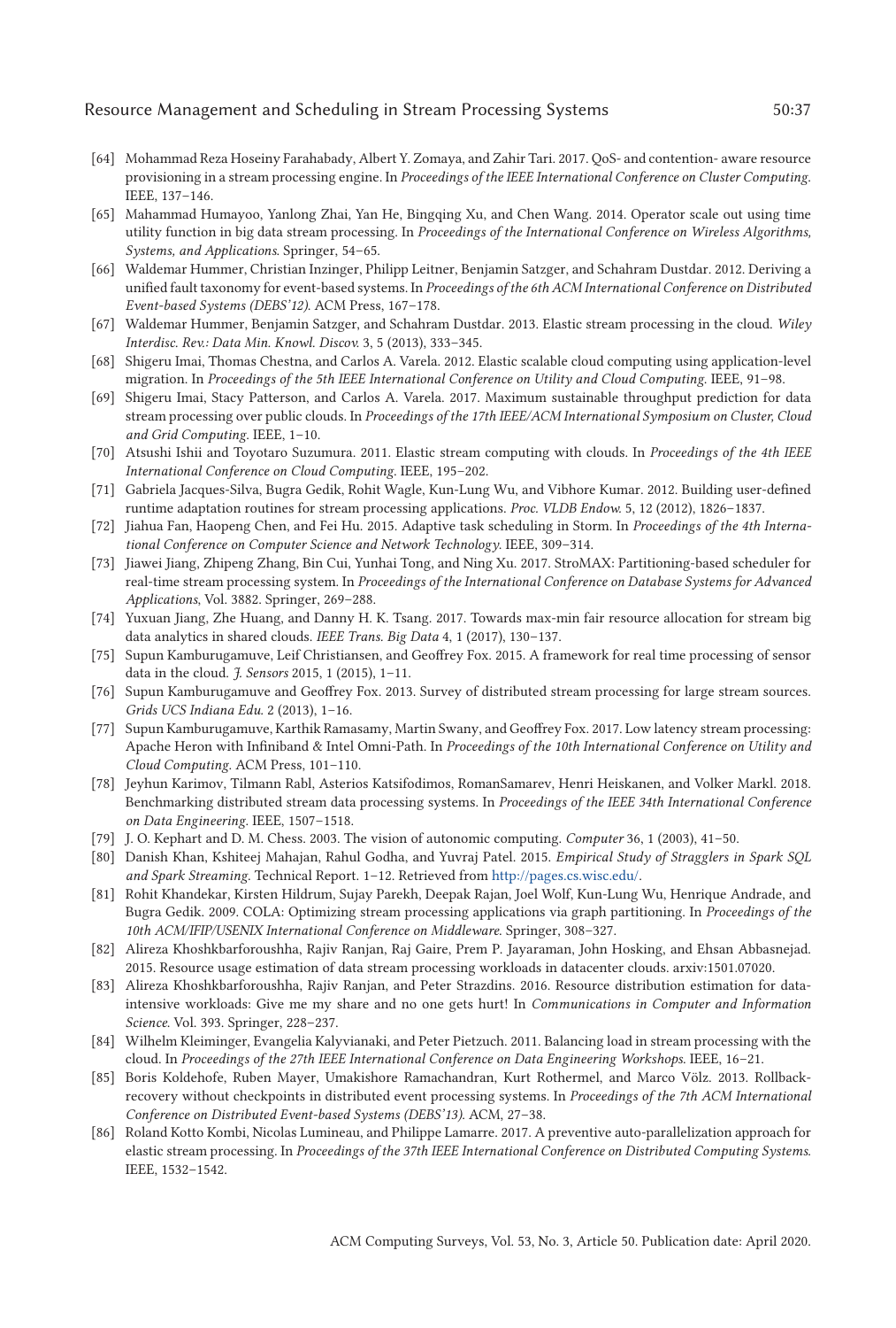[64] Mohammad Reza Hoseiny Farahabady, Albert Y. Zomaya, and Zahir Tari. 2017. QoS- and contention- aware resource provisioning in a stream processing engine. In *Proceedings of the IEEE International Conference on Cluster Computing*. IEEE, 137–146.

[65] Mahammad Humayoo, Yanlong Zhai, Yan He, Bingqing Xu, and Chen Wang. 2014. Operator scale out using time utility function in big data stream processing. In *Proceedings of the International Conference on Wireless Algorithms, Systems, and Applications*. Springer, 54–65.

[66] Waldemar Hummer, Christian Inzinger, Philipp Leitner, Benjamin Satzger, and Schahram Dustdar. 2012. Deriving a unified fault taxonomy for event-based systems. In *Proceedings of the 6th ACM International Conference on Distributed Event-based Systems (DEBS'12)*. ACM Press, 167–178.

[67] Waldemar Hummer, Benjamin Satzger, and Schahram Dustdar. 2013. Elastic stream processing in the cloud. *Wiley Interdisc. Rev.: Data Min. Knowl. Discov.* 3, 5 (2013), 333–345.

[68] Shigeru Imai, Thomas Chestna, and Carlos A. Varela. 2012. Elastic scalable cloud computing using application-level migration. In *Proceedings of the 5th IEEE International Conference on Utility and Cloud Computing*. IEEE, 91–98.

[69] Shigeru Imai, Stacy Patterson, and Carlos A. Varela. 2017. Maximum sustainable throughput prediction for data stream processing over public clouds. In *Proceedings of the 17th IEEE/ACM International Symposium on Cluster, Cloud and Grid Computing*. IEEE, 1–10.

[70] Atsushi Ishii and Toyotaro Suzumura. 2011. Elastic stream computing with clouds. In *Proceedings of the 4th IEEE International Conference on Cloud Computing*. IEEE, 195–202.

[71] Gabriela Jacques-Silva, Bugra Gedik, Rohit Wagle, Kun-Lung Wu, and Vibhore Kumar. 2012. Building user-defined runtime adaptation routines for stream processing applications. *Proc. VLDB Endow.* 5, 12 (2012), 1826–1837.

[72] Jiahua Fan, Haopeng Chen, and Fei Hu. 2015. Adaptive task scheduling in Storm. In *Proceedings of the 4th International Conference on Computer Science and Network Technology*. IEEE, 309–314.

[73] Jiawei Jiang, Zhipeng Zhang, Bin Cui, Yunhai Tong, and Ning Xu. 2017. StroMAX: Partitioning-based scheduler for real-time stream processing system. In *Proceedings of the International Conference on Database Systems for Advanced Applications*, Vol. 3882. Springer, 269–288.

[74] Yuxuan Jiang, Zhe Huang, and Danny H. K. Tsang. 2017. Towards max-min fair resource allocation for stream big data analytics in shared clouds. *IEEE Trans. Big Data* 4, 1 (2017), 130–137.

[75] Supun Kamburugamuve, Leif Christiansen, and Geoffrey Fox. 2015. A framework for real time processing of sensor data in the cloud. *J. Sensors* 2015, 1 (2015), 1–11.

[76] Supun Kamburugamuve and Geoffrey Fox. 2013. Survey of distributed stream processing for large stream sources. *Grids UCS Indiana Edu.* 2 (2013), 1–16.

[77] Supun Kamburugamuve, Karthik Ramasamy, Martin Swany, and Geoffrey Fox. 2017. Low latency stream processing: Apache Heron with Infiniband & Intel Omni-Path. In *Proceedings of the 10th International Conference on Utility and Cloud Computing*. ACM Press, 101–110.

[78] Jeyhun Karimov, Tilmann Rabl, Asterios Katsifodimos, RomanSamarev, Henri Heiskanen, and Volker Markl. 2018. Benchmarking distributed stream data processing systems. In *Proceedings of the IEEE 34th International Conference on Data Engineering*. IEEE, 1507–1518.

[79] J. O. Kephart and D. M. Chess. 2003. The vision of autonomic computing. *Computer* 36, 1 (2003), 41–50.

[80] Danish Khan, Kshiteej Mahajan, Rahul Godha, and Yuvraj Patel. 2015. *Empirical Study of Stragglers in Spark SQL and Spark Streaming*. Technical Report. 1–12. Retrieved from http://pages.cs.wisc.edu/.

[81] Rohit Khandekar, Kirsten Hildrum, Sujay Parekh, Deepak Rajan, Joel Wolf, Kun-Lung Wu, Henrique Andrade, and Bugra Gedik. 2009. COLA: Optimizing stream processing applications via graph partitioning. In *Proceedings of the 10th ACM/IFIP/USENIX International Conference on Middleware*. Springer, 308–327.

[82] Alireza Khoshkbarforoushha, Rajiv Ranjan, Raj Gaire, Prem P. Jayaraman, John Hosking, and Ehsan Abbasnejad. 2015. Resource usage estimation of data stream processing workloads in datacenter clouds. arxiv:1501.07020.

[83] Alireza Khoshkbarforoushha, Rajiv Ranjan, and Peter Strazdins. 2016. Resource distribution estimation for data-intensive workloads: Give me my share and no one gets hurt! In *Communications in Computer and Information Science*. Vol. 393. Springer, 228–237.

[84] Wilhelm Kleiminger, Evangelia Kalyvianaki, and Peter Pietzuch. 2011. Balancing load in stream processing with the cloud. In *Proceedings of the 27th IEEE International Conference on Data Engineering Workshops*. IEEE, 16–21.

[85] Boris Koldehofe, Ruben Mayer, Umakishore Ramachandran, Kurt Rothermel, and Marco Völz. 2013. Rollback-recovery without checkpoints in distributed event processing systems. In *Proceedings of the 7th ACM International Conference on Distributed Event-based Systems (DEBS'13)*. ACM, 27–38.

[86] Roland Kotto Kombi, Nicolas Lumineau, and Philippe Lamarre. 2017. A preventive auto-parallelization approach for elastic stream processing. In *Proceedings of the 37th IEEE International Conference on Distributed Computing Systems*. IEEE, 1532–1542.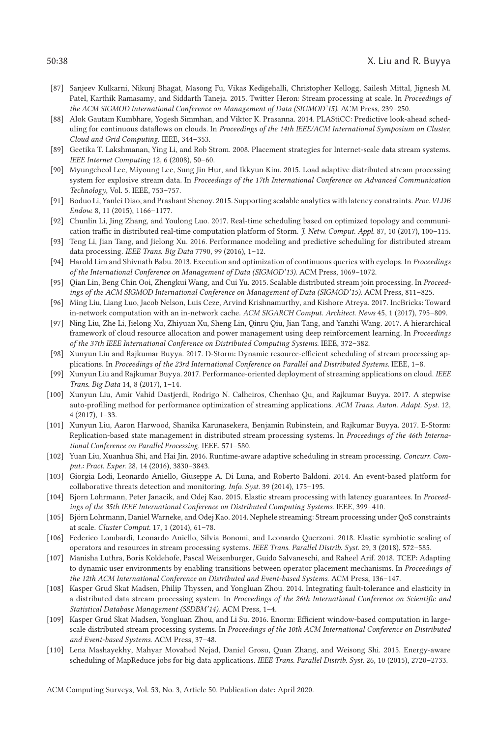[87] Sanjeev Kulkarni, Nikunj Bhagat, Masong Fu, Vikas Kedigehalli, Christopher Kellogg, Sailesh Mittal, Jignesh M. Patel, Karthik Ramasamy, and Siddarth Taneja. 2015. Twitter Heron: Stream processing at scale. In *Proceedings of the ACM SIGMOD International Conference on Management of Data (SIGMOD'15)*. ACM Press, 239–250.

[88] Alok Gautam Kumbhare, Yogesh Simmhan, and Viktor K. Prasanna. 2014. PLAStiCC: Predictive look-ahead scheduling for continuous dataflows on clouds. In *Proceedings of the 14th IEEE/ACM International Symposium on Cluster, Cloud and Grid Computing*. IEEE, 344–353.

[89] Geetika T. Lakshmanan, Ying Li, and Rob Strom. 2008. Placement strategies for Internet-scale data stream systems. *IEEE Internet Computing* 12, 6 (2008), 50–60.

[90] Myungcheol Lee, Miyoung Lee, Sung Jin Hur, and Ikkyun Kim. 2015. Load adaptive distributed stream processing system for explosive stream data. In *Proceedings of the 17th International Conference on Advanced Communication Technology*, Vol. 5. IEEE, 753–757.

[91] Boduo Li, Yanlei Diao, and Prashant Shenoy. 2015. Supporting scalable analytics with latency constraints. *Proc. VLDB Endow.* 8, 11 (2015), 1166–1177.

[92] Chunlin Li, Jing Zhang, and Youlong Luo. 2017. Real-time scheduling based on optimized topology and communication traffic in distributed real-time computation platform of Storm. *J. Netw. Comput. Appl.* 87, 10 (2017), 100–115.

[93] Teng Li, Jian Tang, and Jielong Xu. 2016. Performance modeling and predictive scheduling for distributed stream data processing. *IEEE Trans. Big Data* 7790, 99 (2016), 1–12.

[94] Harold Lim and Shivnath Babu. 2013. Execution and optimization of continuous queries with cyclops. In *Proceedings of the International Conference on Management of Data (SIGMOD'13)*. ACM Press, 1069–1072.

[95] Qian Lin, Beng Chin Ooi, Zhengkui Wang, and Cui Yu. 2015. Scalable distributed stream join processing. In *Proceedings of the ACM SIGMOD International Conference on Management of Data (SIGMOD'15)*. ACM Press, 811–825.

[96] Ming Liu, Liang Luo, Jacob Nelson, Luis Ceze, Arvind Krishnamurthy, and Kishore Atreya. 2017. IncBricks: Toward in-network computation with an in-network cache. *ACM SIGARCH Comput. Architect. News* 45, 1 (2017), 795–809.

[97] Ning Liu, Zhe Li, Jielong Xu, Zhiyuan Xu, Sheng Lin, Qinru Qiu, Jian Tang, and Yanzhi Wang. 2017. A hierarchical framework of cloud resource allocation and power management using deep reinforcement learning. In *Proceedings of the 37th IEEE International Conference on Distributed Computing Systems*. IEEE, 372–382.

[98] Xunyun Liu and Rajkumar Buyya. 2017. D-Storm: Dynamic resource-efficient scheduling of stream processing applications. In *Proceedings of the 23rd International Conference on Parallel and Distributed Systems*. IEEE, 1–8.

[99] Xunyun Liu and Rajkumar Buyya. 2017. Performance-oriented deployment of streaming applications on cloud. *IEEE Trans. Big Data* 14, 8 (2017), 1–14.

[100] Xunyun Liu, Amir Vahid Dastjerdi, Rodrigo N. Calheiros, Chenhao Qu, and Rajkumar Buyya. 2017. A stepwise auto-profiling method for performance optimization of streaming applications. *ACM Trans. Auton. Adapt. Syst.* 12, 4 (2017), 1–33.

[101] Xunyun Liu, Aaron Harwood, Shanika Karunasekera, Benjamin Rubinstein, and Rajkumar Buyya. 2017. E-Storm: Replication-based state management in distributed stream processing systems. In *Proceedings of the 46th International Conference on Parallel Processing*. IEEE, 571–580.

[102] Yuan Liu, Xuanhua Shi, and Hai Jin. 2016. Runtime-aware adaptive scheduling in stream processing. *Concurr. Comput.: Pract. Exper.* 28, 14 (2016), 3830–3843.

[103] Giorgia Lodi, Leonardo Aniello, Giuseppe A. Di Luna, and Roberto Baldoni. 2014. An event-based platform for collaborative threats detection and monitoring. *Info. Syst.* 39 (2014), 175–195.

[104] Bjorn Lohrmann, Peter Janacik, and Odej Kao. 2015. Elastic stream processing with latency guarantees. In *Proceedings of the 35th IEEE International Conference on Distributed Computing Systems*. IEEE, 399–410.

[105] Björn Lohrmann, Daniel Warneke, and Odej Kao. 2014. Nephele streaming: Stream processing under QoS constraints at scale. *Cluster Comput.* 17, 1 (2014), 61–78.

[106] Federico Lombardi, Leonardo Aniello, Silvia Bonomi, and Leonardo Querzoni. 2018. Elastic symbiotic scaling of operators and resources in stream processing systems. *IEEE Trans. Parallel Distrib. Syst.* 29, 3 (2018), 572–585.

[107] Manisha Luthra, Boris Koldehofe, Pascal Weisenburger, Guido Salvaneschi, and Raheel Arif. 2018. TCEP: Adapting to dynamic user environments by enabling transitions between operator placement mechanisms. In *Proceedings of the 12th ACM International Conference on Distributed and Event-based Systems*. ACM Press, 136–147.

[108] Kasper Grud Skat Madsen, Philip Thyssen, and Yongluan Zhou. 2014. Integrating fault-tolerance and elasticity in a distributed data stream processing system. In *Proceedings of the 26th International Conference on Scientific and Statistical Database Management (SSDBM'14)*. ACM Press, 1–4.

[109] Kasper Grud Skat Madsen, Yongluan Zhou, and Li Su. 2016. Enorm: Efficient window-based computation in large-scale distributed stream processing systems. In *Proceedings of the 10th ACM International Conference on Distributed and Event-based Systems*. ACM Press, 37–48.

[110] Lena Mashayekhy, Mahyar Movahed Nejad, Daniel Grosu, Quan Zhang, and Weisong Shi. 2015. Energy-aware scheduling of MapReduce jobs for big data applications. *IEEE Trans. Parallel Distrib. Syst.* 26, 10 (2015), 2720–2733.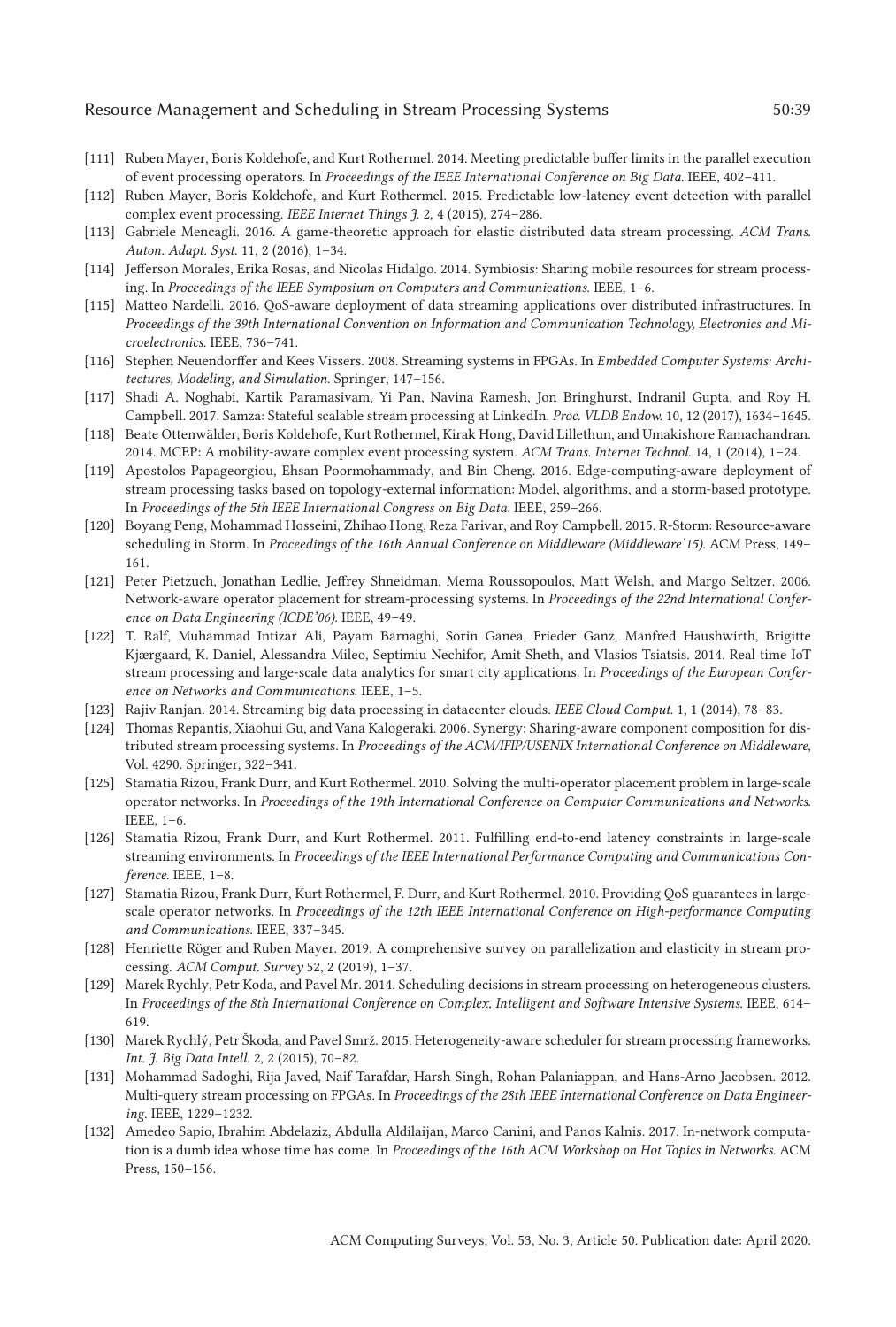[111] Ruben Mayer, Boris Koldehofe, and Kurt Rothermel. 2014. Meeting predictable buffer limits in the parallel execution of event processing operators. In *Proceedings of the IEEE International Conference on Big Data*. IEEE, 402–411.

[112] Ruben Mayer, Boris Koldehofe, and Kurt Rothermel. 2015. Predictable low-latency event detection with parallel complex event processing. *IEEE Internet Things J.* 2, 4 (2015), 274–286.

[113] Gabriele Mencagli. 2016. A game-theoretic approach for elastic distributed data stream processing. *ACM Trans. Auton. Adapt. Syst.* 11, 2 (2016), 1–34.

[114] Jefferson Morales, Erika Rosas, and Nicolas Hidalgo. 2014. Symbiosis: Sharing mobile resources for stream processing. In *Proceedings of the IEEE Symposium on Computers and Communications*. IEEE, 1–6.

[115] Matteo Nardelli. 2016. QoS-aware deployment of data streaming applications over distributed infrastructures. In *Proceedings of the 39th International Convention on Information and Communication Technology, Electronics and Microelectronics*. IEEE, 736–741.

[116] Stephen Neuendorffer and Kees Vissers. 2008. Streaming systems in FPGAs. In *Embedded Computer Systems: Architectures, Modeling, and Simulation*. Springer, 147–156.

[117] Shadi A. Noghabi, Kartik Paramasivam, Yi Pan, Navina Ramesh, Jon Bringhurst, Indranil Gupta, and Roy H. Campbell. 2017. Samza: Stateful scalable stream processing at LinkedIn. *Proc. VLDB Endow.* 10, 12 (2017), 1634–1645.

[118] Beate Ottenwälder, Boris Koldehofe, Kurt Rothermel, Kirak Hong, David Lillethun, and Umakishore Ramachandran. 2014. MCEP: A mobility-aware complex event processing system. *ACM Trans. Internet Technol.* 14, 1 (2014), 1–24.

[119] Apostolos Papageorgiou, Ehsan Poormohammady, and Bin Cheng. 2016. Edge-computing-aware deployment of stream processing tasks based on topology-external information: Model, algorithms, and a storm-based prototype. In *Proceedings of the 5th IEEE International Congress on Big Data*. IEEE, 259–266.

[120] Boyang Peng, Mohammad Hosseini, Zhihao Hong, Reza Farivar, and Roy Campbell. 2015. R-Storm: Resource-aware scheduling in Storm. In *Proceedings of the 16th Annual Conference on Middleware (Middleware'15)*. ACM Press, 149–161.

[121] Peter Pietzuch, Jonathan Ledlie, Jeffrey Shneidman, Mema Roussopoulos, Matt Welsh, and Margo Seltzer. 2006. Network-aware operator placement for stream-processing systems. In *Proceedings of the 22nd International Conference on Data Engineering (ICDE'06)*. IEEE, 49–49.

[122] T. Ralf, Muhammad Intizar Ali, Payam Barnaghi, Sorin Ganea, Frieder Ganz, Manfred Haushwirth, Brigitte Kjærgaard, K. Daniel, Alessandra Mileo, Septimiu Nechifor, Amit Sheth, and Vlasios Tsiatsis. 2014. Real time IoT stream processing and large-scale data analytics for smart city applications. In *Proceedings of the European Conference on Networks and Communications*. IEEE, 1–5.

[123] Rajiv Ranjan. 2014. Streaming big data processing in datacenter clouds. *IEEE Cloud Comput.* 1, 1 (2014), 78–83.

[124] Thomas Repantis, Xiaohui Gu, and Vana Kalogeraki. 2006. Synergy: Sharing-aware component composition for distributed stream processing systems. In *Proceedings of the ACM/IFIP/USENIX International Conference on Middleware*, Vol. 4290. Springer, 322–341.

[125] Stamatia Rizou, Frank Durr, and Kurt Rothermel. 2010. Solving the multi-operator placement problem in large-scale operator networks. In *Proceedings of the 19th International Conference on Computer Communications and Networks*. IEEE, 1–6.

[126] Stamatia Rizou, Frank Durr, and Kurt Rothermel. 2011. Fulfilling end-to-end latency constraints in large-scale streaming environments. In *Proceedings of the IEEE International Performance Computing and Communications Conference*. IEEE, 1–8.

[127] Stamatia Rizou, Frank Durr, Kurt Rothermel, F. Durr, and Kurt Rothermel. 2010. Providing QoS guarantees in large-scale operator networks. In *Proceedings of the 12th IEEE International Conference on High-performance Computing and Communications*. IEEE, 337–345.

[128] Henriette Röger and Ruben Mayer. 2019. A comprehensive survey on parallelization and elasticity in stream processing. *ACM Comput. Survey* 52, 2 (2019), 1–37.

[129] Marek Rychly, Petr Koda, and Pavel Mr. 2014. Scheduling decisions in stream processing on heterogeneous clusters. In *Proceedings of the 8th International Conference on Complex, Intelligent and Software Intensive Systems*. IEEE, 614–619.

[130] Marek Rychlý, Petr Škoda, and Pavel Smrž. 2015. Heterogeneity-aware scheduler for stream processing frameworks. *Int. J. Big Data Intell.* 2, 2 (2015), 70–82.

[131] Mohammad Sadoghi, Rija Javed, Naif Tarafdar, Harsh Singh, Rohan Palaniappan, and Hans-Arno Jacobsen. 2012. Multi-query stream processing on FPGAs. In *Proceedings of the 28th IEEE International Conference on Data Engineering*. IEEE, 1229–1232.

[132] Amedeo Sapio, Ibrahim Abdelaziz, Abdulla Aldilaijan, Marco Canini, and Panos Kalnis. 2017. In-network computation is a dumb idea whose time has come. In *Proceedings of the 16th ACM Workshop on Hot Topics in Networks*. ACM Press, 150–156.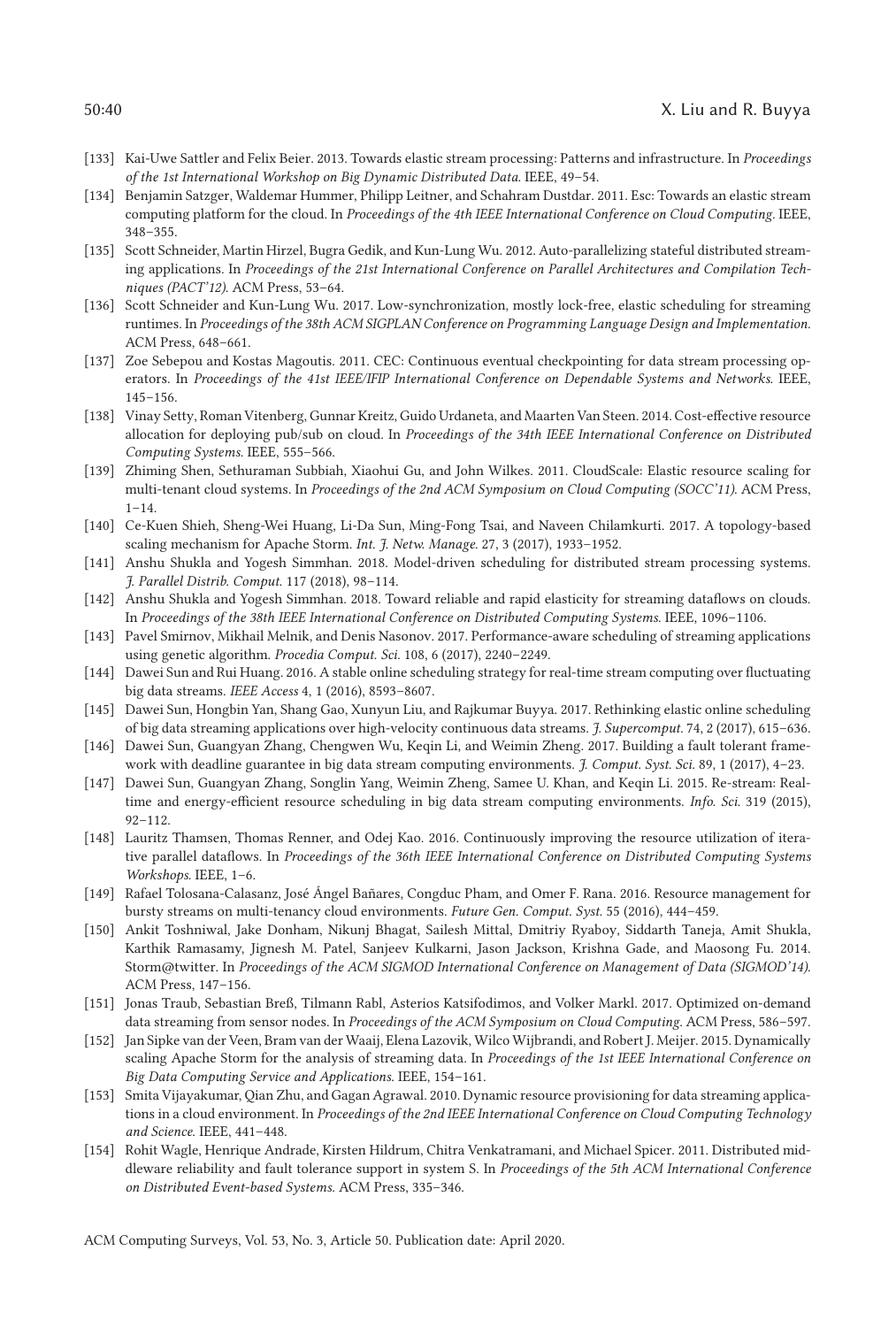[133] Kai-Uwe Sattler and Felix Beier. 2013. Towards elastic stream processing: Patterns and infrastructure. In *Proceedings of the 1st International Workshop on Big Dynamic Distributed Data*. IEEE, 49–54.

[134] Benjamin Satzger, Waldemar Hummer, Philipp Leitner, and Schahram Dustdar. 2011. Esc: Towards an elastic stream computing platform for the cloud. In *Proceedings of the 4th IEEE International Conference on Cloud Computing*. IEEE, 348–355.

[135] Scott Schneider, Martin Hirzel, Bugra Gedik, and Kun-Lung Wu. 2012. Auto-parallelizing stateful distributed streaming applications. In *Proceedings of the 21st International Conference on Parallel Architectures and Compilation Techniques (PACT'12)*. ACM Press, 53–64.

[136] Scott Schneider and Kun-Lung Wu. 2017. Low-synchronization, mostly lock-free, elastic scheduling for streaming runtimes. In *Proceedings of the 38th ACM SIGPLAN Conference on Programming Language Design and Implementation*. ACM Press, 648–661.

[137] Zoe Sebepou and Kostas Magoutis. 2011. CEC: Continuous eventual checkpointing for data stream processing operators. In *Proceedings of the 41st IEEE/IFIP International Conference on Dependable Systems and Networks*. IEEE, 145–156.

[138] Vinay Setty, Roman Vitenberg, Gunnar Kreitz, Guido Urdaneta, and Maarten Van Steen. 2014. Cost-effective resource allocation for deploying pub/sub on cloud. In *Proceedings of the 34th IEEE International Conference on Distributed Computing Systems*. IEEE, 555–566.

[139] Zhiming Shen, Sethuraman Subbiah, Xiaohui Gu, and John Wilkes. 2011. CloudScale: Elastic resource scaling for multi-tenant cloud systems. In *Proceedings of the 2nd ACM Symposium on Cloud Computing (SOCC'11)*. ACM Press, 1–14.

[140] Ce-Kuen Shieh, Sheng-Wei Huang, Li-Da Sun, Ming-Fong Tsai, and Naveen Chilamkurti. 2017. A topology-based scaling mechanism for Apache Storm. *Int. J. Netw. Manage.* 27, 3 (2017), 1933–1952.

[141] Anshu Shukla and Yogesh Simmhan. 2018. Model-driven scheduling for distributed stream processing systems. *J. Parallel Distrib. Comput.* 117 (2018), 98–114.

[142] Anshu Shukla and Yogesh Simmhan. 2018. Toward reliable and rapid elasticity for streaming dataflows on clouds. In *Proceedings of the 38th IEEE International Conference on Distributed Computing Systems*. IEEE, 1096–1106.

[143] Pavel Smirnov, Mikhail Melnik, and Denis Nasonov. 2017. Performance-aware scheduling of streaming applications using genetic algorithm. *Procedia Comput. Sci.* 108, 6 (2017), 2240–2249.

[144] Dawei Sun and Rui Huang. 2016. A stable online scheduling strategy for real-time stream computing over fluctuating big data streams. *IEEE Access* 4, 1 (2016), 8593–8607.

[145] Dawei Sun, Hongbin Yan, Shang Gao, Xunyun Liu, and Rajkumar Buyya. 2017. Rethinking elastic online scheduling of big data streaming applications over high-velocity continuous data streams. *J. Supercomput.* 74, 2 (2017), 615–636.

[146] Dawei Sun, Guangyan Zhang, Chengwen Wu, Keqin Li, and Weimin Zheng. 2017. Building a fault tolerant framework with deadline guarantee in big data stream computing environments. *J. Comput. Syst. Sci.* 89, 1 (2017), 4–23.

[147] Dawei Sun, Guangyan Zhang, Songlin Yang, Weimin Zheng, Samee U. Khan, and Keqin Li. 2015. Re-stream: Real-time and energy-efficient resource scheduling in big data stream computing environments. *Info. Sci.* 319 (2015), 92–112.

[148] Lauritz Thamsen, Thomas Renner, and Odej Kao. 2016. Continuously improving the resource utilization of iterative parallel dataflows. In *Proceedings of the 36th IEEE International Conference on Distributed Computing Systems Workshops*. IEEE, 1–6.

[149] Rafael Tolosana-Calasanz, José Ángel Bañares, Congduc Pham, and Omer F. Rana. 2016. Resource management for bursty streams on multi-tenancy cloud environments. *Future Gen. Comput. Syst.* 55 (2016), 444–459.

[150] Ankit Toshniwal, Jake Donham, Nikunj Bhagat, Sailesh Mittal, Dmitriy Ryaboy, Siddarth Taneja, Amit Shukla, Karthik Ramasamy, Jignesh M. Patel, Sanjeev Kulkarni, Jason Jackson, Krishna Gade, and Maosong Fu. 2014. Storm@twitter. In *Proceedings of the ACM SIGMOD International Conference on Management of Data (SIGMOD'14)*. ACM Press, 147–156.

[151] Jonas Traub, Sebastian Breß, Tilmann Rabl, Asterios Katsifodimos, and Volker Markl. 2017. Optimized on-demand data streaming from sensor nodes. In *Proceedings of the ACM Symposium on Cloud Computing*. ACM Press, 586–597.

[152] Jan Sipke van der Veen, Bram van der Waaij, Elena Lazovik, Wilco Wijbrandi, and Robert J. Meijer. 2015. Dynamically scaling Apache Storm for the analysis of streaming data. In *Proceedings of the 1st IEEE International Conference on Big Data Computing Service and Applications*. IEEE, 154–161.

[153] Smita Vijayakumar, Qian Zhu, and Gagan Agrawal. 2010. Dynamic resource provisioning for data streaming applications in a cloud environment. In *Proceedings of the 2nd IEEE International Conference on Cloud Computing Technology and Science*. IEEE, 441–448.

[154] Rohit Wagle, Henrique Andrade, Kirsten Hildrum, Chitra Venkatramani, and Michael Spicer. 2011. Distributed middleware reliability and fault tolerance support in system S. In *Proceedings of the 5th ACM International Conference on Distributed Event-based Systems*. ACM Press, 335–346.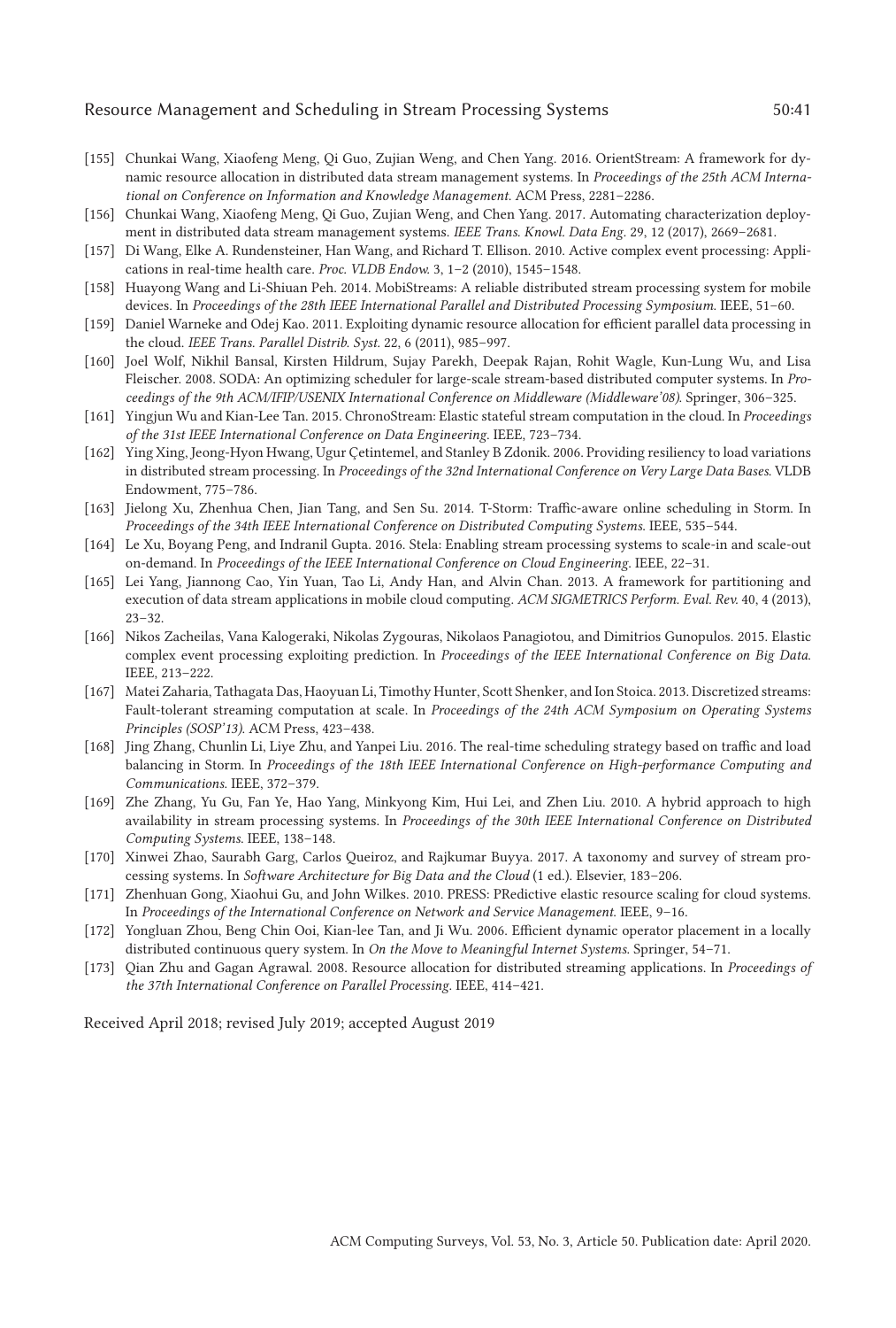[155] Chunkai Wang, Xiaofeng Meng, Qi Guo, Zujian Weng, and Chen Yang. 2016. OrientStream: A framework for dynamic resource allocation in distributed data stream management systems. In *Proceedings of the 25th ACM International on Conference on Information and Knowledge Management.* ACM Press, 2281–2286.

[156] Chunkai Wang, Xiaofeng Meng, Qi Guo, Zujian Weng, and Chen Yang. 2017. Automating characterization deployment in distributed data stream management systems. *IEEE Trans. Knowl. Data Eng.* 29, 12 (2017), 2669–2681.

[157] Di Wang, Elke A. Rundensteiner, Han Wang, and Richard T. Ellison. 2010. Active complex event processing: Applications in real-time health care. *Proc. VLDB Endow.* 3, 1–2 (2010), 1545–1548.

[158] Huayong Wang and Li-Shiuan Peh. 2014. MobiStreams: A reliable distributed stream processing system for mobile devices. In *Proceedings of the 28th IEEE International Parallel and Distributed Processing Symposium.* IEEE, 51–60.

[159] Daniel Warneke and Odej Kao. 2011. Exploiting dynamic resource allocation for efficient parallel data processing in the cloud. *IEEE Trans. Parallel Distrib. Syst.* 22, 6 (2011), 985–997.

[160] Joel Wolf, Nikhil Bansal, Kirsten Hildrum, Sujay Parekh, Deepak Rajan, Rohit Wagle, Kun-Lung Wu, and Lisa Fleischer. 2008. SODA: An optimizing scheduler for large-scale stream-based distributed computer systems. In *Proceedings of the 9th ACM/IFIP/USENIX International Conference on Middleware (Middleware'08).* Springer, 306–325.

[161] Yingjun Wu and Kian-Lee Tan. 2015. ChronoStream: Elastic stateful stream computation in the cloud. In *Proceedings of the 31st IEEE International Conference on Data Engineering.* IEEE, 723–734.

[162] Ying Xing, Jeong-Hyon Hwang, Ugur Çetintemel, and Stanley B Zdonik. 2006. Providing resiliency to load variations in distributed stream processing. In *Proceedings of the 32nd International Conference on Very Large Data Bases.* VLDB Endowment, 775–786.

[163] Jielong Xu, Zhenhua Chen, Jian Tang, and Sen Su. 2014. T-Storm: Traffic-aware online scheduling in Storm. In *Proceedings of the 34th IEEE International Conference on Distributed Computing Systems.* IEEE, 535–544.

[164] Le Xu, Boyang Peng, and Indranil Gupta. 2016. Stela: Enabling stream processing systems to scale-in and scale-out on-demand. In *Proceedings of the IEEE International Conference on Cloud Engineering.* IEEE, 22–31.

[165] Lei Yang, Jiannong Cao, Yin Yuan, Tao Li, Andy Han, and Alvin Chan. 2013. A framework for partitioning and execution of data stream applications in mobile cloud computing. *ACM SIGMETRICS Perform. Eval. Rev.* 40, 4 (2013), 23–32.

[166] Nikos Zacheilas, Vana Kalogeraki, Nikolas Zygouras, Nikolaos Panagiotou, and Dimitrios Gunopulos. 2015. Elastic complex event processing exploiting prediction. In *Proceedings of the IEEE International Conference on Big Data.* IEEE, 213–222.

[167] Matei Zaharia, Tathagata Das, Haoyuan Li, Timothy Hunter, Scott Shenker, and Ion Stoica. 2013. Discretized streams: Fault-tolerant streaming computation at scale. In *Proceedings of the 24th ACM Symposium on Operating Systems Principles (SOSP'13).* ACM Press, 423–438.

[168] Jing Zhang, Chunlin Li, Liye Zhu, and Yanpei Liu. 2016. The real-time scheduling strategy based on traffic and load balancing in Storm. In *Proceedings of the 18th IEEE International Conference on High-performance Computing and Communications.* IEEE, 372–379.

[169] Zhe Zhang, Yu Gu, Fan Ye, Hao Yang, Minkyong Kim, Hui Lei, and Zhen Liu. 2010. A hybrid approach to high availability in stream processing systems. In *Proceedings of the 30th IEEE International Conference on Distributed Computing Systems.* IEEE, 138–148.

[170] Xinwei Zhao, Saurabh Garg, Carlos Queiroz, and Rajkumar Buyya. 2017. A taxonomy and survey of stream processing systems. In *Software Architecture for Big Data and the Cloud* (1 ed.). Elsevier, 183–206.

[171] Zhenhuan Gong, Xiaohui Gu, and John Wilkes. 2010. PRESS: PRedictive elastic resource scaling for cloud systems. In *Proceedings of the International Conference on Network and Service Management.* IEEE, 9–16.

[172] Yongluan Zhou, Beng Chin Ooi, Kian-lee Tan, and Ji Wu. 2006. Efficient dynamic operator placement in a locally distributed continuous query system. In *On the Move to Meaningful Internet Systems.* Springer, 54–71.

[173] Qian Zhu and Gagan Agrawal. 2008. Resource allocation for distributed streaming applications. In *Proceedings of the 37th International Conference on Parallel Processing.* IEEE, 414–421.

Received April 2018; revised July 2019; accepted August 2019